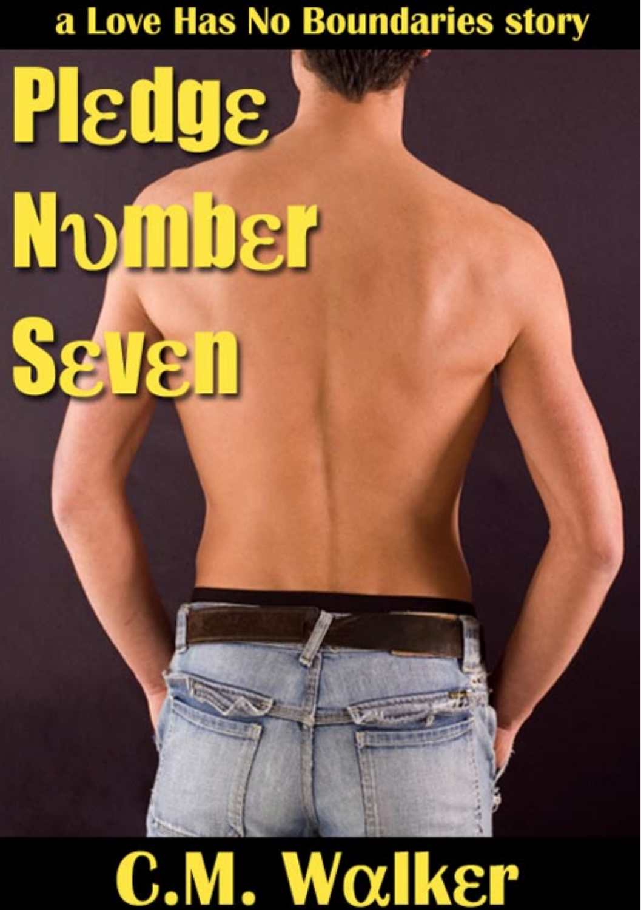a Love Has No Boundaries story

# Pledge Number Seven

C.M. Walker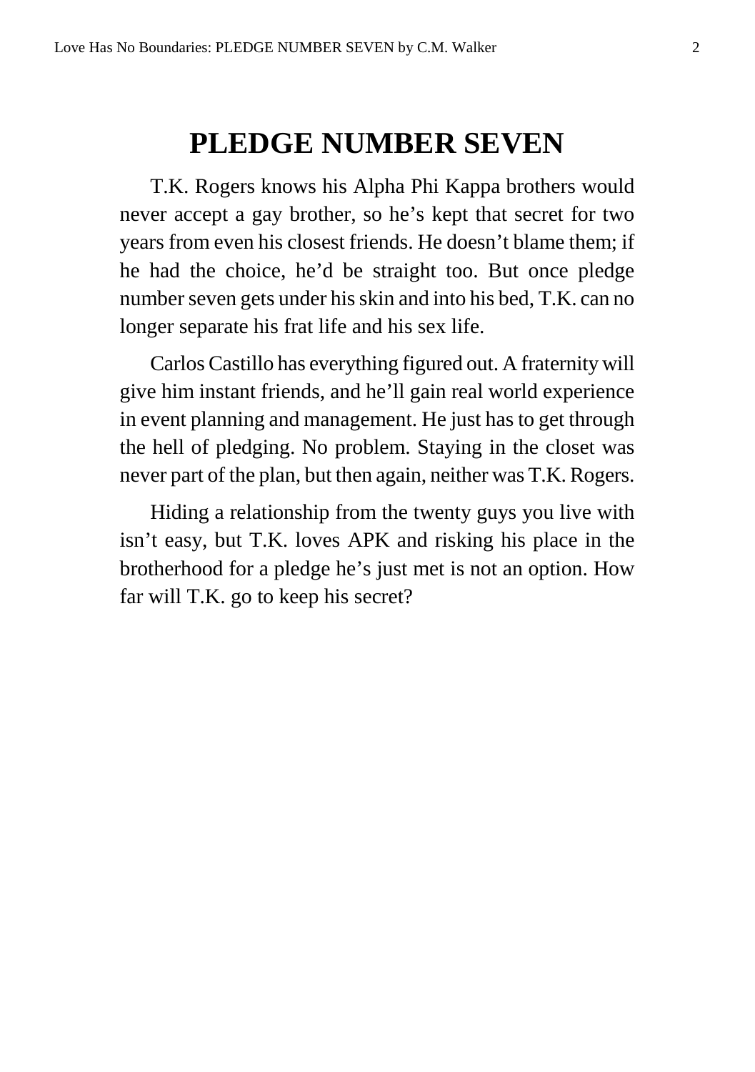# PLEDGE NUMBER SEVEN

T.K. Rogers knows his Alpha Phi Kappa brothers would never accept a gay brother, so he's kept that secret for two years from even his closest friends. He doesn't blame them; if he had the choice, he'd be straight too. But once pledge number seven gets under his skin and into his bed, T.K. can no longer separate his frat life and his sex life.

Carlos Castillo has everything figured out. A fraternity will give him instant friends, and he'll gain real world experience in event planning and management. He just has to get through the hell of pledging. No problem. Staying in the closet was never part of the plan, but then again, neither was T.K. Rogers.

Hiding a relationship from the twenty guys you live with isn't easy, but T.K. loves APK and risking his place in the brotherhood for a pledge he's just met is not an option. How far will T.K. go to keep his secret?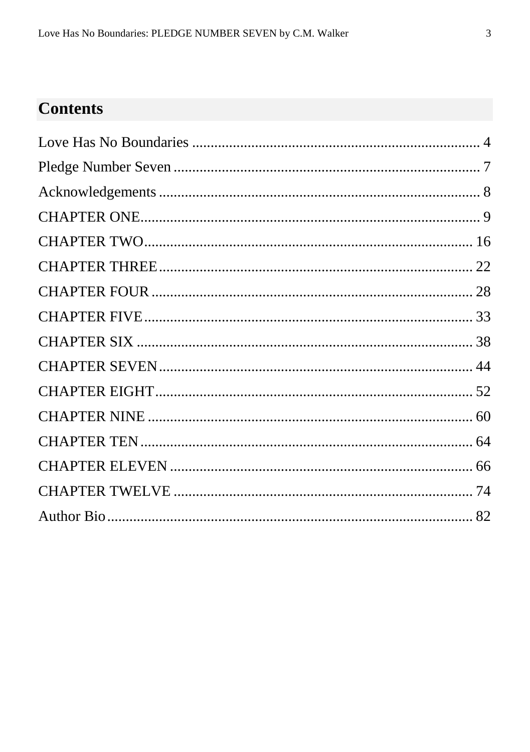## Contents

Love Has No Boundaries .......... 4
Pledge Number Seven .......... 7
Acknowledgements .......... 8
CHAPTER ONE .......... 9
CHAPTER TWO .......... 16
CHAPTER THREE .......... 22
CHAPTER FOUR .......... 28
CHAPTER FIVE .......... 33
CHAPTER SIX .......... 38
CHAPTER SEVEN .......... 44
CHAPTER EIGHT .......... 52
CHAPTER NINE .......... 60
CHAPTER TEN .......... 64
CHAPTER ELEVEN .......... 66
CHAPTER TWELVE .......... 74
Author Bio .......... 82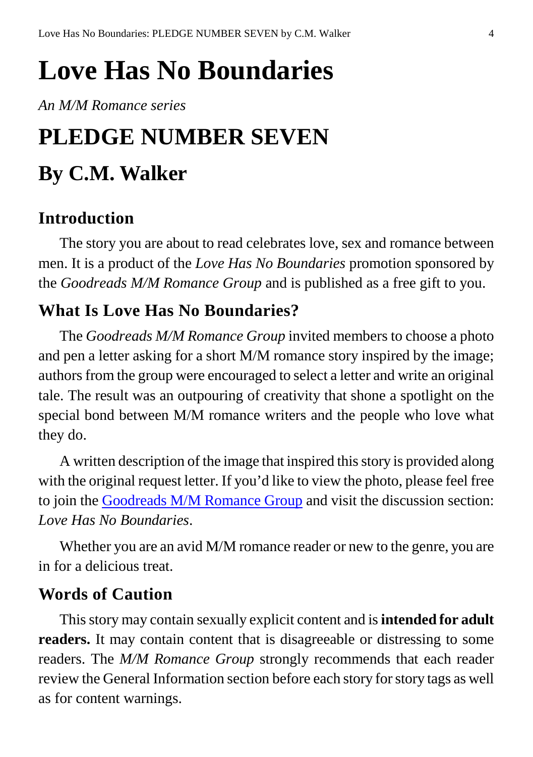# Love Has No Boundaries

*An M/M Romance series*

# PLEDGE NUMBER SEVEN

# By C.M. Walker

### Introduction

The story you are about to read celebrates love, sex and romance between men. It is a product of the *Love Has No Boundaries* promotion sponsored by the *Goodreads M/M Romance Group* and is published as a free gift to you.

### What Is Love Has No Boundaries?

The *Goodreads M/M Romance Group* invited members to choose a photo and pen a letter asking for a short M/M romance story inspired by the image; authors from the group were encouraged to select a letter and write an original tale. The result was an outpouring of creativity that shone a spotlight on the special bond between M/M romance writers and the people who love what they do.

A written description of the image that inspired this story is provided along with the original request letter. If you'd like to view the photo, please feel free to join the Goodreads M/M Romance Group and visit the discussion section: *Love Has No Boundaries*.

Whether you are an avid M/M romance reader or new to the genre, you are in for a delicious treat.

### Words of Caution

This story may contain sexually explicit content and is **intended for adult readers.** It may contain content that is disagreeable or distressing to some readers. The *M/M Romance Group* strongly recommends that each reader review the General Information section before each story for story tags as well as for content warnings.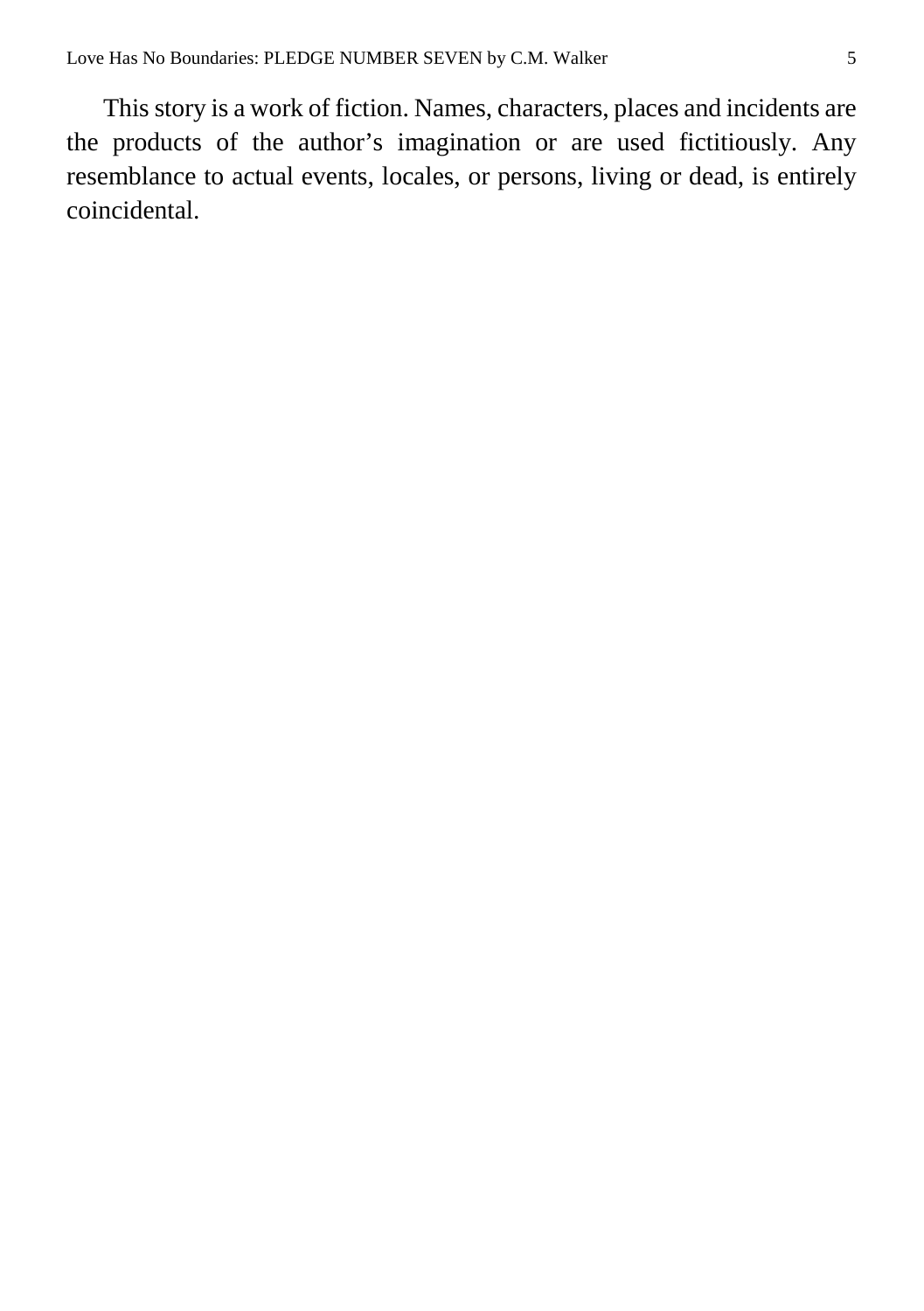This story is a work of fiction. Names, characters, places and incidents are the products of the author's imagination or are used fictitiously. Any resemblance to actual events, locales, or persons, living or dead, is entirely coincidental.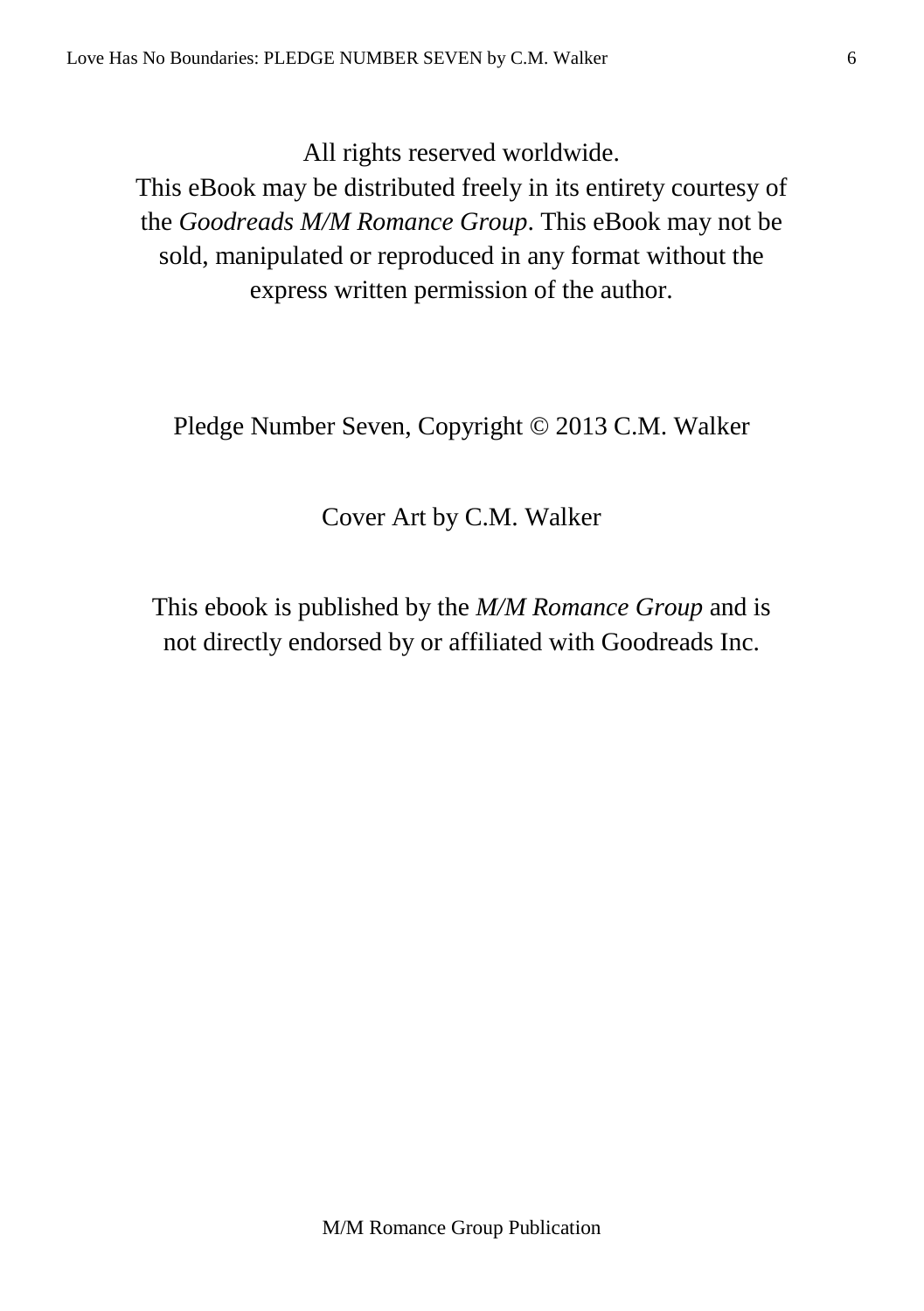All rights reserved worldwide.
This eBook may be distributed freely in its entirety courtesy of the *Goodreads M/M Romance Group*. This eBook may not be sold, manipulated or reproduced in any format without the express written permission of the author.

Pledge Number Seven, Copyright © 2013 C.M. Walker

Cover Art by C.M. Walker

This ebook is published by the *M/M Romance Group* and is not directly endorsed by or affiliated with Goodreads Inc.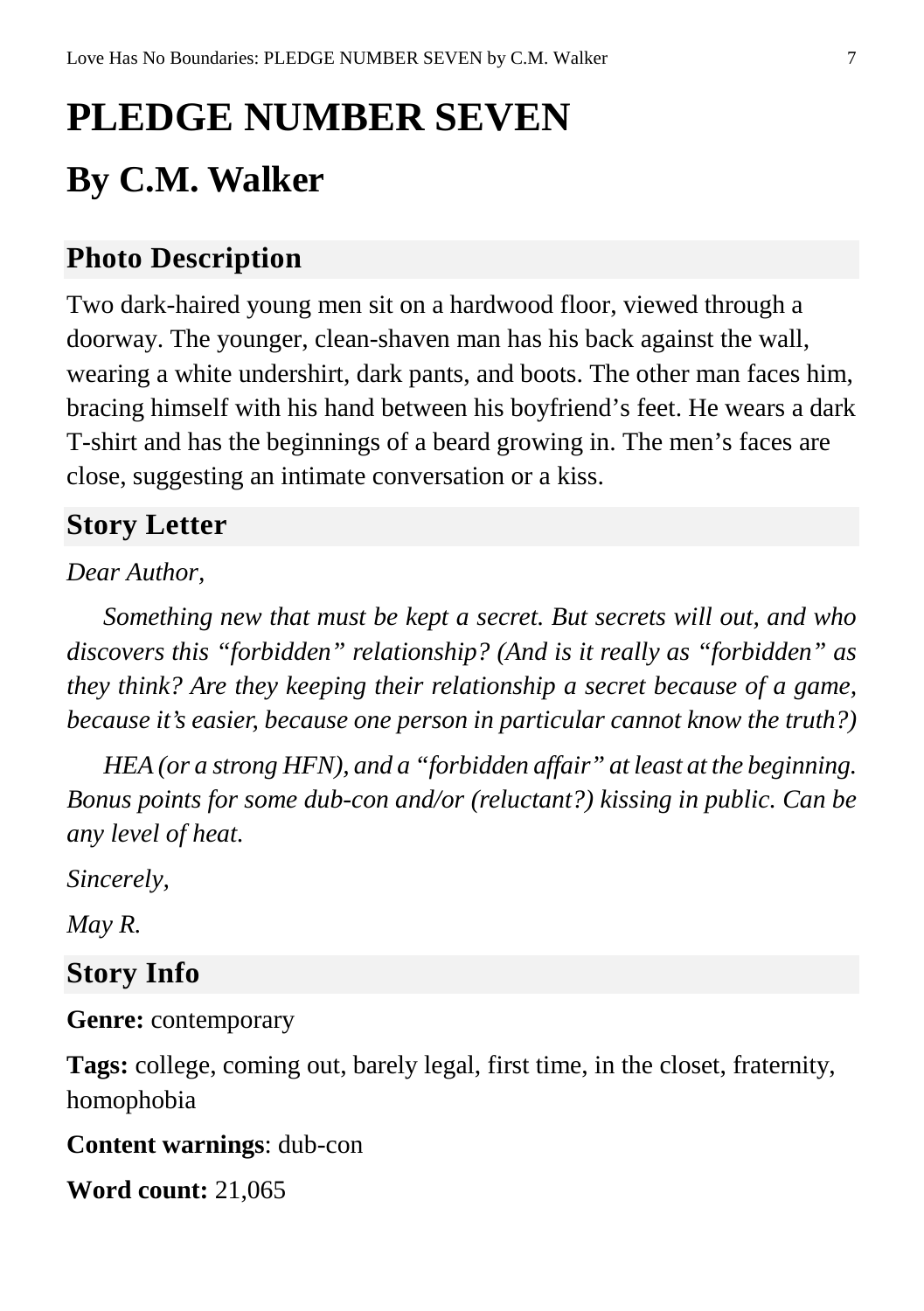# PLEDGE NUMBER SEVEN

## By C.M. Walker

### Photo Description

Two dark-haired young men sit on a hardwood floor, viewed through a doorway. The younger, clean-shaven man has his back against the wall, wearing a white undershirt, dark pants, and boots. The other man faces him, bracing himself with his hand between his boyfriend's feet. He wears a dark T-shirt and has the beginnings of a beard growing in. The men's faces are close, suggesting an intimate conversation or a kiss.

### Story Letter

*Dear Author,*

*Something new that must be kept a secret. But secrets will out, and who discovers this "forbidden" relationship? (And is it really as "forbidden" as they think? Are they keeping their relationship a secret because of a game, because it's easier, because one person in particular cannot know the truth?)*

*HEA (or a strong HFN), and a "forbidden affair" at least at the beginning. Bonus points for some dub-con and/or (reluctant?) kissing in public. Can be any level of heat.*

*Sincerely,*

*May R.*

### Story Info

**Genre:** contemporary

**Tags:** college, coming out, barely legal, first time, in the closet, fraternity, homophobia

**Content warnings**: dub-con

**Word count:** 21,065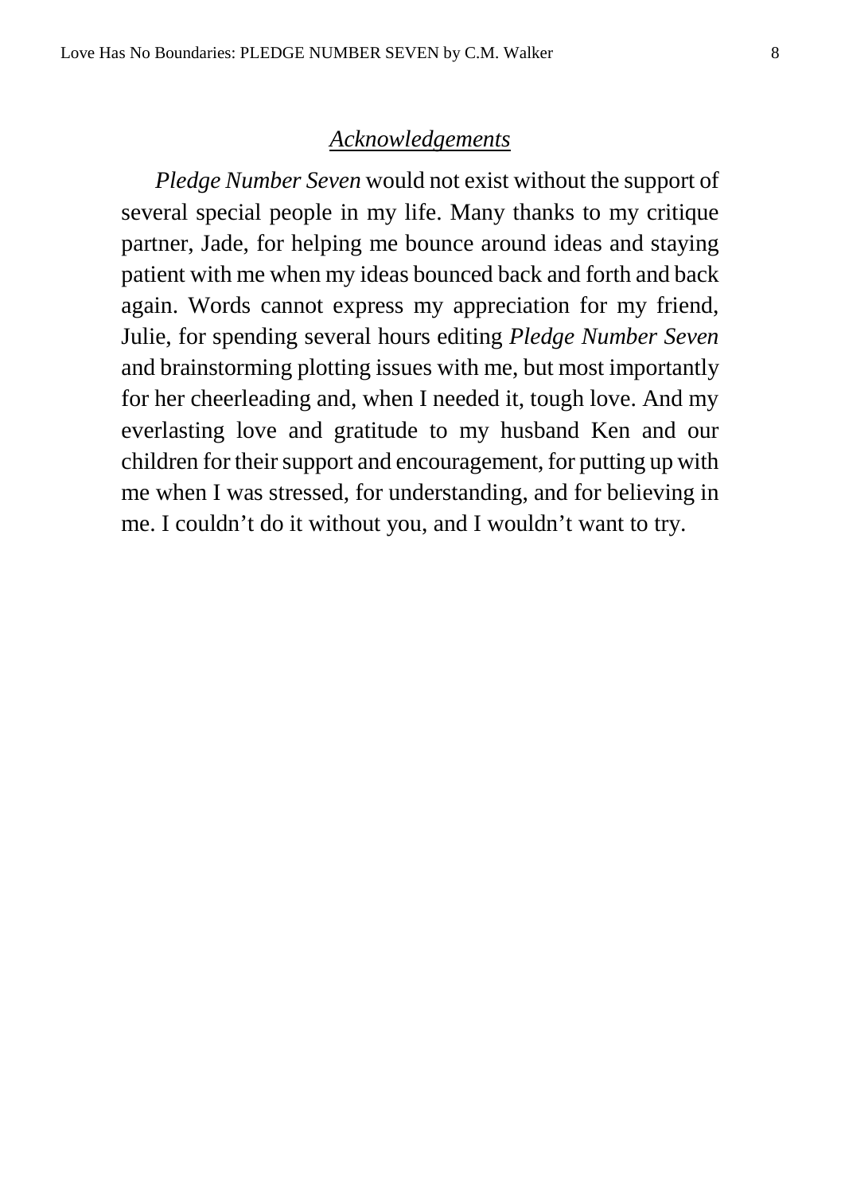## *Acknowledgements*

*Pledge Number Seven* would not exist without the support of several special people in my life. Many thanks to my critique partner, Jade, for helping me bounce around ideas and staying patient with me when my ideas bounced back and forth and back again. Words cannot express my appreciation for my friend, Julie, for spending several hours editing *Pledge Number Seven* and brainstorming plotting issues with me, but most importantly for her cheerleading and, when I needed it, tough love. And my everlasting love and gratitude to my husband Ken and our children for their support and encouragement, for putting up with me when I was stressed, for understanding, and for believing in me. I couldn't do it without you, and I wouldn't want to try.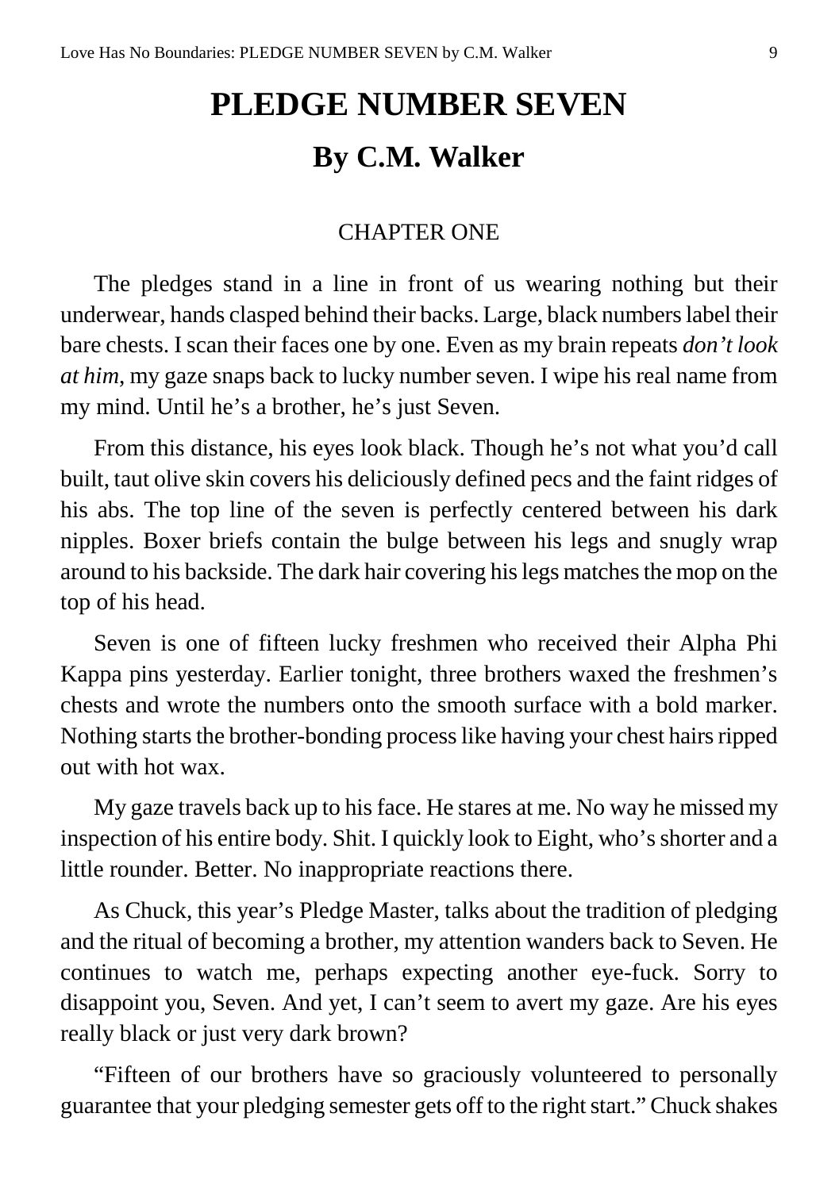# PLEDGE NUMBER SEVEN

## By C.M. Walker

CHAPTER ONE

The pledges stand in a line in front of us wearing nothing but their underwear, hands clasped behind their backs. Large, black numbers label their bare chests. I scan their faces one by one. Even as my brain repeats *don't look at him*, my gaze snaps back to lucky number seven. I wipe his real name from my mind. Until he's a brother, he's just Seven.

From this distance, his eyes look black. Though he's not what you'd call built, taut olive skin covers his deliciously defined pecs and the faint ridges of his abs. The top line of the seven is perfectly centered between his dark nipples. Boxer briefs contain the bulge between his legs and snugly wrap around to his backside. The dark hair covering his legs matches the mop on the top of his head.

Seven is one of fifteen lucky freshmen who received their Alpha Phi Kappa pins yesterday. Earlier tonight, three brothers waxed the freshmen's chests and wrote the numbers onto the smooth surface with a bold marker. Nothing starts the brother-bonding process like having your chest hairs ripped out with hot wax.

My gaze travels back up to his face. He stares at me. No way he missed my inspection of his entire body. Shit. I quickly look to Eight, who's shorter and a little rounder. Better. No inappropriate reactions there.

As Chuck, this year's Pledge Master, talks about the tradition of pledging and the ritual of becoming a brother, my attention wanders back to Seven. He continues to watch me, perhaps expecting another eye-fuck. Sorry to disappoint you, Seven. And yet, I can't seem to avert my gaze. Are his eyes really black or just very dark brown?

"Fifteen of our brothers have so graciously volunteered to personally guarantee that your pledging semester gets off to the right start." Chuck shakes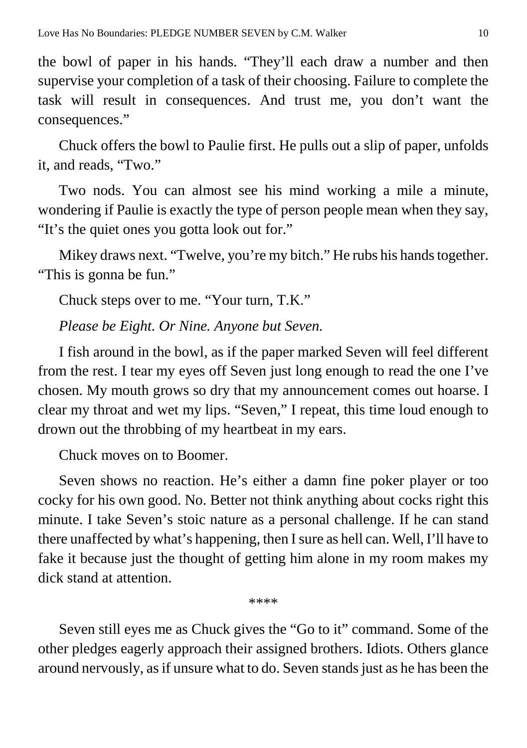the bowl of paper in his hands. "They'll each draw a number and then supervise your completion of a task of their choosing. Failure to complete the task will result in consequences. And trust me, you don't want the consequences."

Chuck offers the bowl to Paulie first. He pulls out a slip of paper, unfolds it, and reads, "Two."

Two nods. You can almost see his mind working a mile a minute, wondering if Paulie is exactly the type of person people mean when they say, "It's the quiet ones you gotta look out for."

Mikey draws next. "Twelve, you're my bitch." He rubs his hands together. "This is gonna be fun."

Chuck steps over to me. "Your turn, T.K."

*Please be Eight. Or Nine. Anyone but Seven.*

I fish around in the bowl, as if the paper marked Seven will feel different from the rest. I tear my eyes off Seven just long enough to read the one I've chosen. My mouth grows so dry that my announcement comes out hoarse. I clear my throat and wet my lips. "Seven," I repeat, this time loud enough to drown out the throbbing of my heartbeat in my ears.

Chuck moves on to Boomer.

Seven shows no reaction. He's either a damn fine poker player or too cocky for his own good. No. Better not think anything about cocks right this minute. I take Seven's stoic nature as a personal challenge. If he can stand there unaffected by what's happening, then I sure as hell can. Well, I'll have to fake it because just the thought of getting him alone in my room makes my dick stand at attention.

****

Seven still eyes me as Chuck gives the "Go to it" command. Some of the other pledges eagerly approach their assigned brothers. Idiots. Others glance around nervously, as if unsure what to do. Seven stands just as he has been the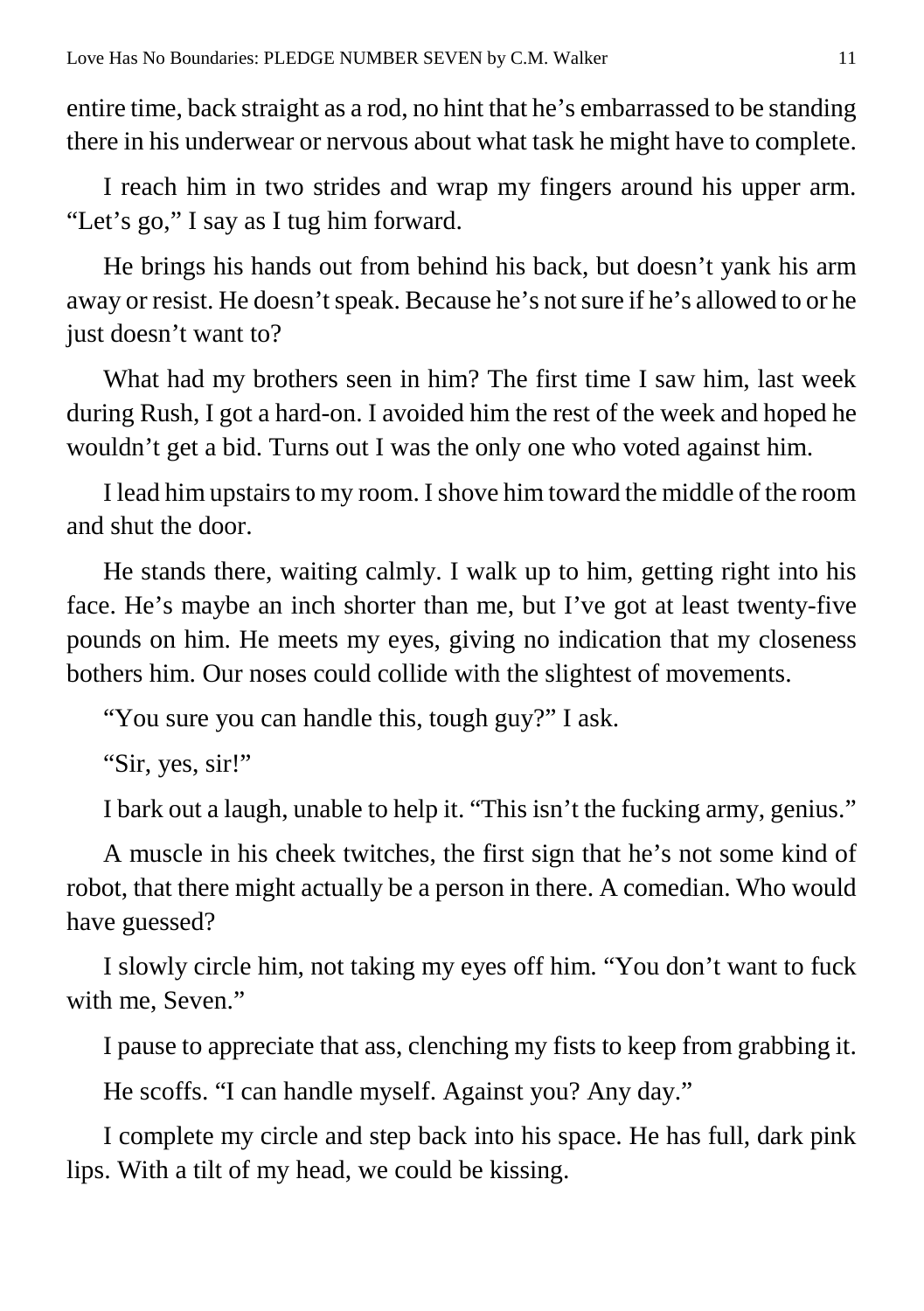entire time, back straight as a rod, no hint that he's embarrassed to be standing there in his underwear or nervous about what task he might have to complete.

I reach him in two strides and wrap my fingers around his upper arm. "Let's go," I say as I tug him forward.

He brings his hands out from behind his back, but doesn't yank his arm away or resist. He doesn't speak. Because he's not sure if he's allowed to or he just doesn't want to?

What had my brothers seen in him? The first time I saw him, last week during Rush, I got a hard-on. I avoided him the rest of the week and hoped he wouldn't get a bid. Turns out I was the only one who voted against him.

I lead him upstairs to my room. I shove him toward the middle of the room and shut the door.

He stands there, waiting calmly. I walk up to him, getting right into his face. He's maybe an inch shorter than me, but I've got at least twenty-five pounds on him. He meets my eyes, giving no indication that my closeness bothers him. Our noses could collide with the slightest of movements.

"You sure you can handle this, tough guy?" I ask.

"Sir, yes, sir!"

I bark out a laugh, unable to help it. "This isn't the fucking army, genius."

A muscle in his cheek twitches, the first sign that he's not some kind of robot, that there might actually be a person in there. A comedian. Who would have guessed?

I slowly circle him, not taking my eyes off him. "You don't want to fuck with me, Seven."

I pause to appreciate that ass, clenching my fists to keep from grabbing it.

He scoffs. "I can handle myself. Against you? Any day."

I complete my circle and step back into his space. He has full, dark pink lips. With a tilt of my head, we could be kissing.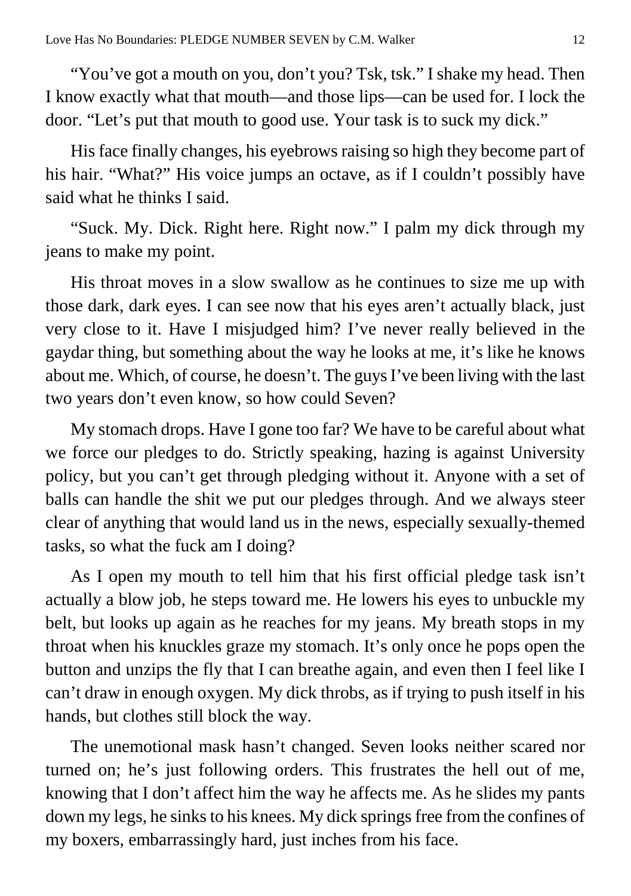"You've got a mouth on you, don't you? Tsk, tsk." I shake my head. Then I know exactly what that mouth—and those lips—can be used for. I lock the door. "Let's put that mouth to good use. Your task is to suck my dick."

His face finally changes, his eyebrows raising so high they become part of his hair. "What?" His voice jumps an octave, as if I couldn't possibly have said what he thinks I said.

"Suck. My. Dick. Right here. Right now." I palm my dick through my jeans to make my point.

His throat moves in a slow swallow as he continues to size me up with those dark, dark eyes. I can see now that his eyes aren't actually black, just very close to it. Have I misjudged him? I've never really believed in the gaydar thing, but something about the way he looks at me, it's like he knows about me. Which, of course, he doesn't. The guys I've been living with the last two years don't even know, so how could Seven?

My stomach drops. Have I gone too far? We have to be careful about what we force our pledges to do. Strictly speaking, hazing is against University policy, but you can't get through pledging without it. Anyone with a set of balls can handle the shit we put our pledges through. And we always steer clear of anything that would land us in the news, especially sexually-themed tasks, so what the fuck am I doing?

As I open my mouth to tell him that his first official pledge task isn't actually a blow job, he steps toward me. He lowers his eyes to unbuckle my belt, but looks up again as he reaches for my jeans. My breath stops in my throat when his knuckles graze my stomach. It's only once he pops open the button and unzips the fly that I can breathe again, and even then I feel like I can't draw in enough oxygen. My dick throbs, as if trying to push itself in his hands, but clothes still block the way.

The unemotional mask hasn't changed. Seven looks neither scared nor turned on; he's just following orders. This frustrates the hell out of me, knowing that I don't affect him the way he affects me. As he slides my pants down my legs, he sinks to his knees. My dick springs free from the confines of my boxers, embarrassingly hard, just inches from his face.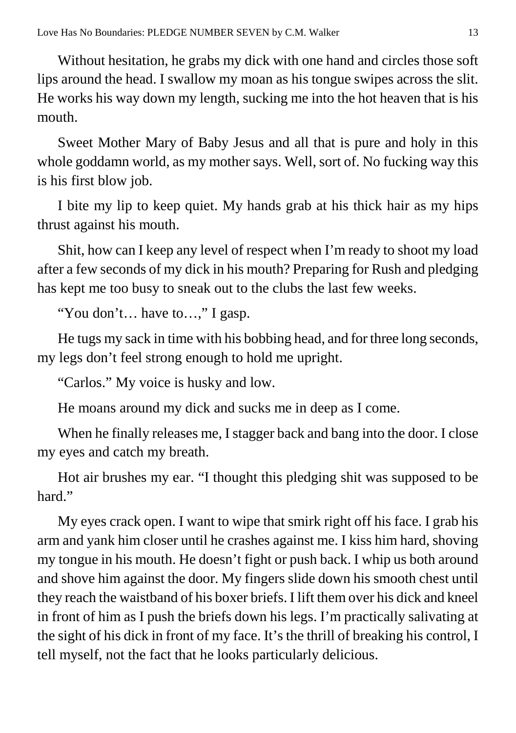Without hesitation, he grabs my dick with one hand and circles those soft lips around the head. I swallow my moan as his tongue swipes across the slit. He works his way down my length, sucking me into the hot heaven that is his mouth.

Sweet Mother Mary of Baby Jesus and all that is pure and holy in this whole goddamn world, as my mother says. Well, sort of. No fucking way this is his first blow job.

I bite my lip to keep quiet. My hands grab at his thick hair as my hips thrust against his mouth.

Shit, how can I keep any level of respect when I'm ready to shoot my load after a few seconds of my dick in his mouth? Preparing for Rush and pledging has kept me too busy to sneak out to the clubs the last few weeks.

"You don't… have to…," I gasp.

He tugs my sack in time with his bobbing head, and for three long seconds, my legs don't feel strong enough to hold me upright.

"Carlos." My voice is husky and low.

He moans around my dick and sucks me in deep as I come.

When he finally releases me, I stagger back and bang into the door. I close my eyes and catch my breath.

Hot air brushes my ear. "I thought this pledging shit was supposed to be hard."

My eyes crack open. I want to wipe that smirk right off his face. I grab his arm and yank him closer until he crashes against me. I kiss him hard, shoving my tongue in his mouth. He doesn't fight or push back. I whip us both around and shove him against the door. My fingers slide down his smooth chest until they reach the waistband of his boxer briefs. I lift them over his dick and kneel in front of him as I push the briefs down his legs. I'm practically salivating at the sight of his dick in front of my face. It's the thrill of breaking his control, I tell myself, not the fact that he looks particularly delicious.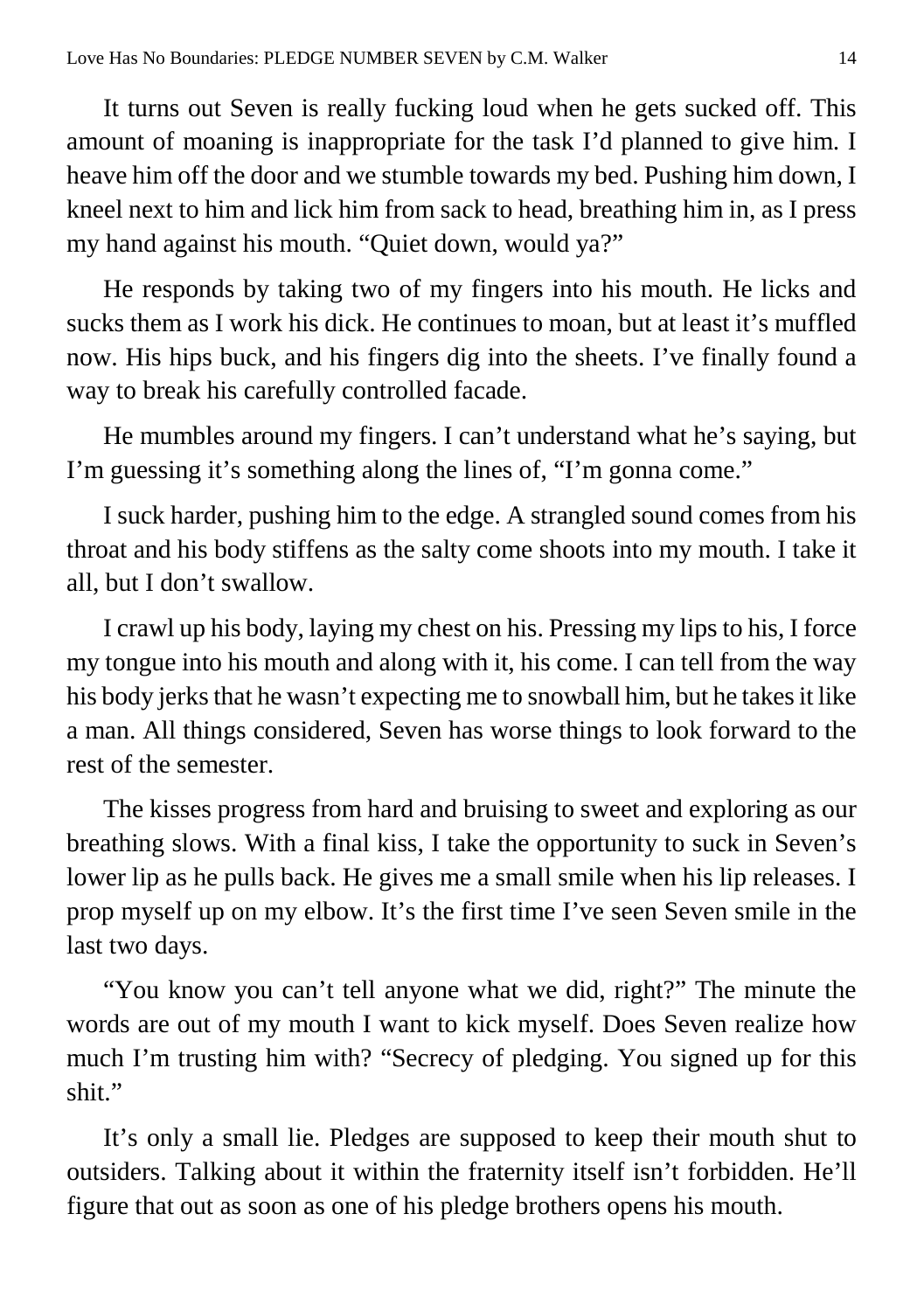It turns out Seven is really fucking loud when he gets sucked off. This amount of moaning is inappropriate for the task I'd planned to give him. I heave him off the door and we stumble towards my bed. Pushing him down, I kneel next to him and lick him from sack to head, breathing him in, as I press my hand against his mouth. "Quiet down, would ya?"

He responds by taking two of my fingers into his mouth. He licks and sucks them as I work his dick. He continues to moan, but at least it's muffled now. His hips buck, and his fingers dig into the sheets. I've finally found a way to break his carefully controlled facade.

He mumbles around my fingers. I can't understand what he's saying, but I'm guessing it's something along the lines of, "I'm gonna come."

I suck harder, pushing him to the edge. A strangled sound comes from his throat and his body stiffens as the salty come shoots into my mouth. I take it all, but I don't swallow.

I crawl up his body, laying my chest on his. Pressing my lips to his, I force my tongue into his mouth and along with it, his come. I can tell from the way his body jerks that he wasn't expecting me to snowball him, but he takes it like a man. All things considered, Seven has worse things to look forward to the rest of the semester.

The kisses progress from hard and bruising to sweet and exploring as our breathing slows. With a final kiss, I take the opportunity to suck in Seven's lower lip as he pulls back. He gives me a small smile when his lip releases. I prop myself up on my elbow. It's the first time I've seen Seven smile in the last two days.

"You know you can't tell anyone what we did, right?" The minute the words are out of my mouth I want to kick myself. Does Seven realize how much I'm trusting him with? "Secrecy of pledging. You signed up for this shit."

It's only a small lie. Pledges are supposed to keep their mouth shut to outsiders. Talking about it within the fraternity itself isn't forbidden. He'll figure that out as soon as one of his pledge brothers opens his mouth.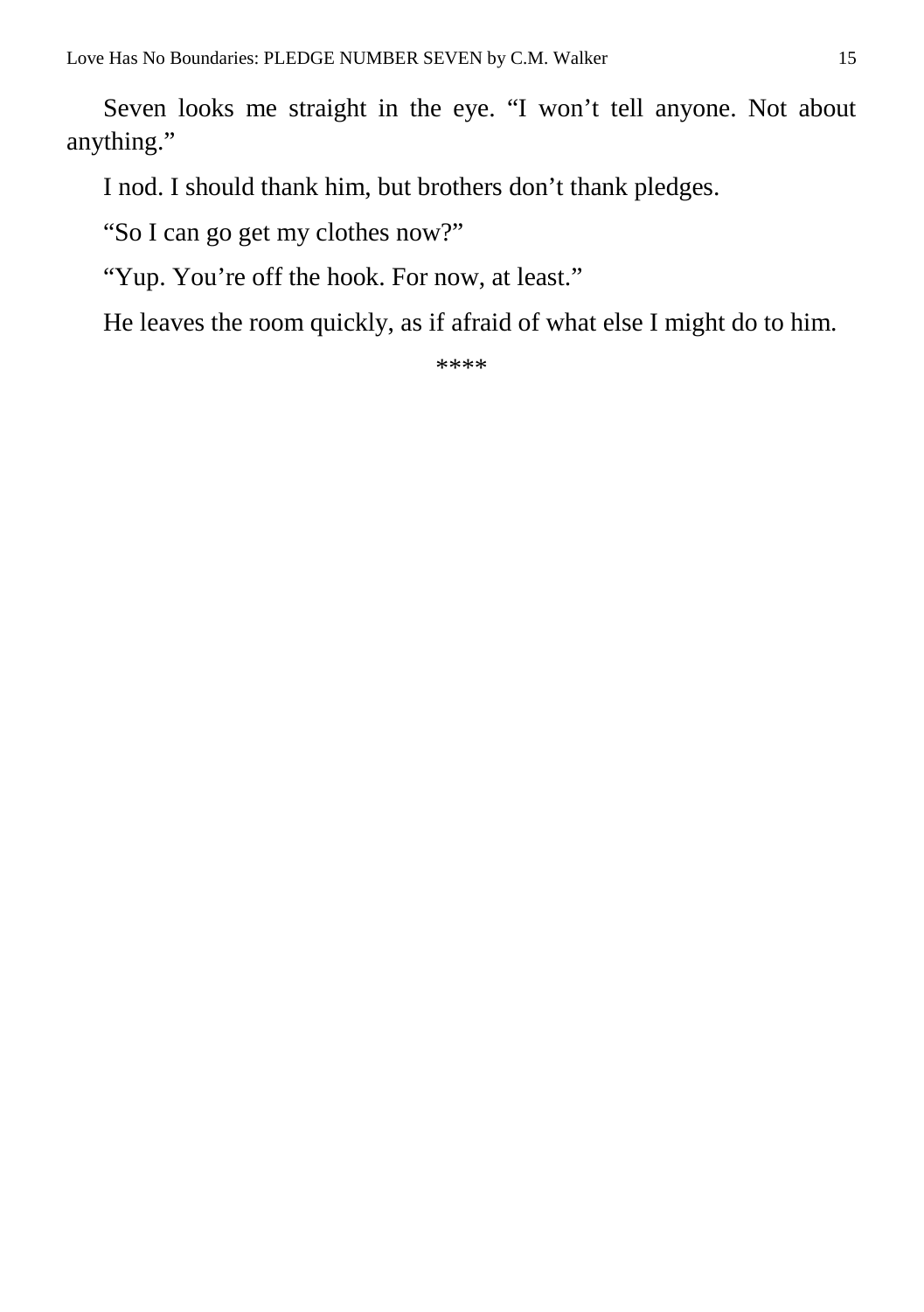Seven looks me straight in the eye. "I won't tell anyone. Not about anything."

I nod. I should thank him, but brothers don't thank pledges.

"So I can go get my clothes now?"

"Yup. You're off the hook. For now, at least."

He leaves the room quickly, as if afraid of what else I might do to him.

****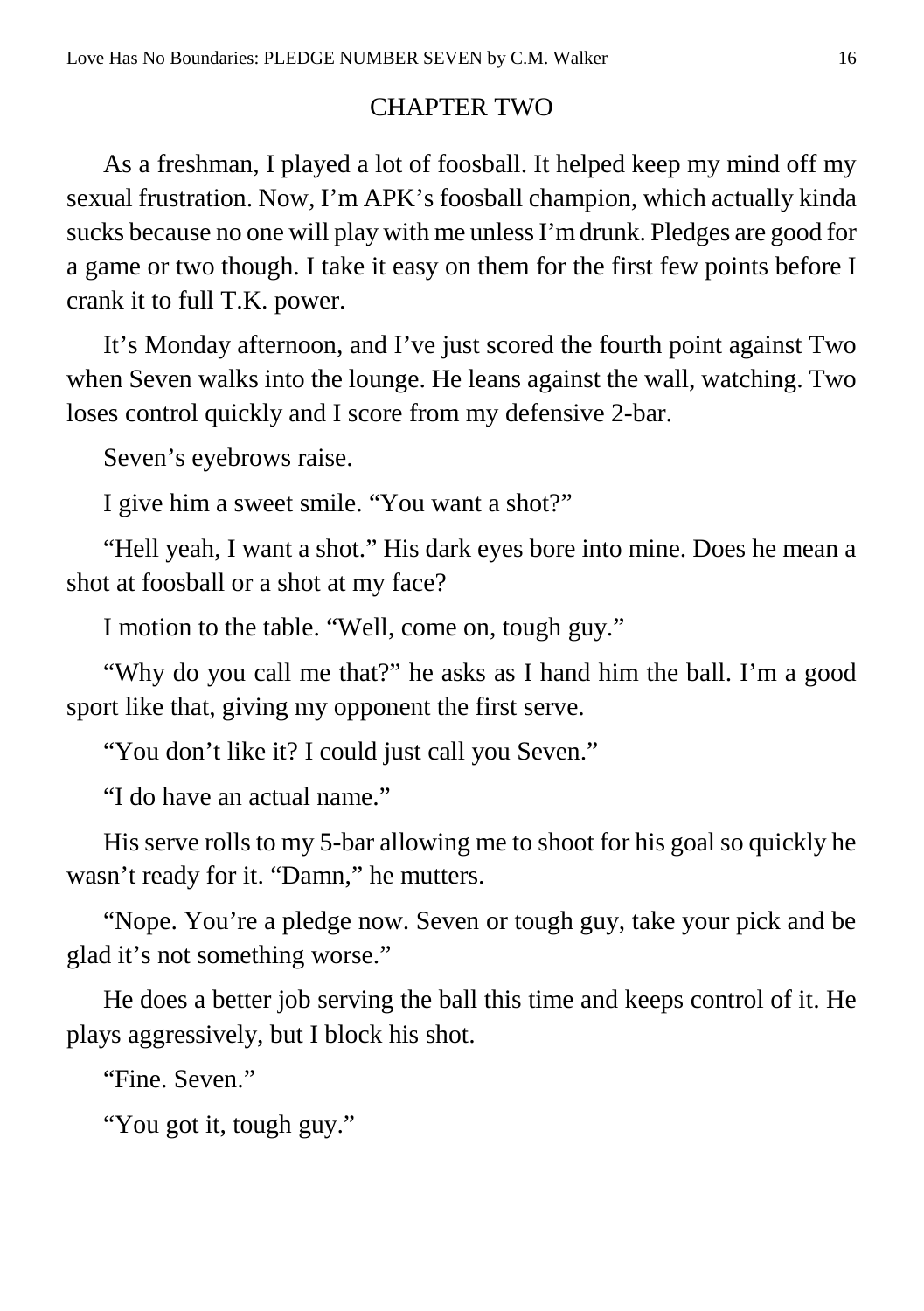## CHAPTER TWO

As a freshman, I played a lot of foosball. It helped keep my mind off my sexual frustration. Now, I'm APK's foosball champion, which actually kinda sucks because no one will play with me unless I'm drunk. Pledges are good for a game or two though. I take it easy on them for the first few points before I crank it to full T.K. power.

It's Monday afternoon, and I've just scored the fourth point against Two when Seven walks into the lounge. He leans against the wall, watching. Two loses control quickly and I score from my defensive 2-bar.

Seven's eyebrows raise.

I give him a sweet smile. "You want a shot?"

"Hell yeah, I want a shot." His dark eyes bore into mine. Does he mean a shot at foosball or a shot at my face?

I motion to the table. "Well, come on, tough guy."

"Why do you call me that?" he asks as I hand him the ball. I'm a good sport like that, giving my opponent the first serve.

"You don't like it? I could just call you Seven."

"I do have an actual name."

His serve rolls to my 5-bar allowing me to shoot for his goal so quickly he wasn't ready for it. "Damn," he mutters.

"Nope. You're a pledge now. Seven or tough guy, take your pick and be glad it's not something worse."

He does a better job serving the ball this time and keeps control of it. He plays aggressively, but I block his shot.

"Fine. Seven."

"You got it, tough guy."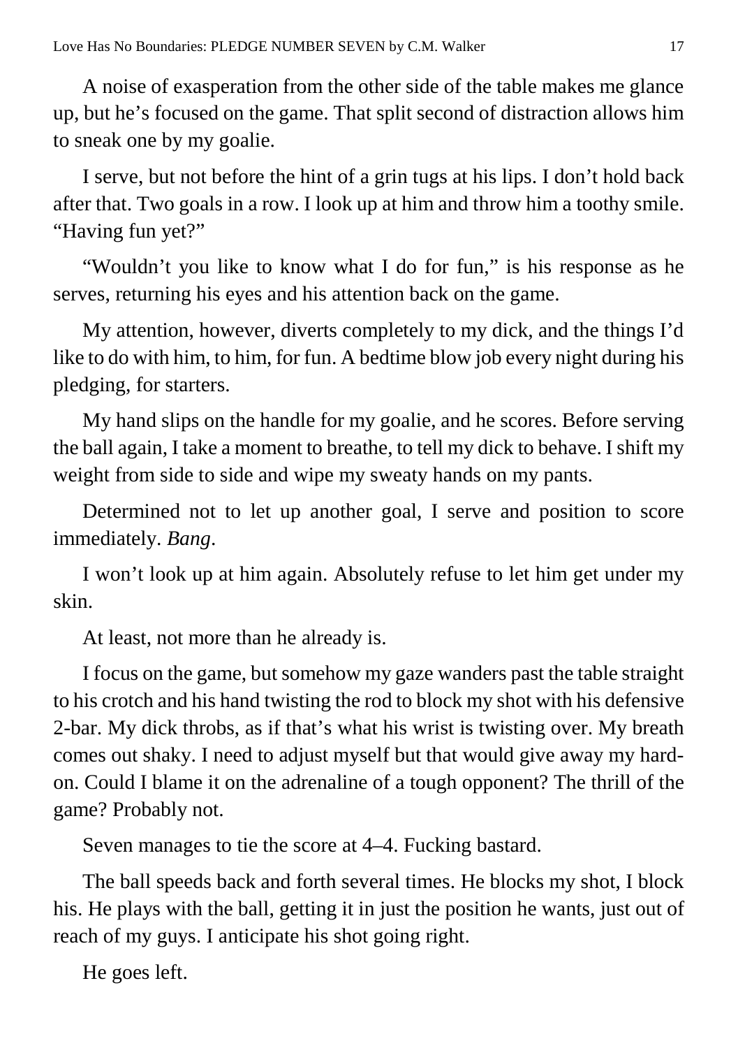A noise of exasperation from the other side of the table makes me glance up, but he's focused on the game. That split second of distraction allows him to sneak one by my goalie.

I serve, but not before the hint of a grin tugs at his lips. I don't hold back after that. Two goals in a row. I look up at him and throw him a toothy smile. "Having fun yet?"

"Wouldn't you like to know what I do for fun," is his response as he serves, returning his eyes and his attention back on the game.

My attention, however, diverts completely to my dick, and the things I'd like to do with him, to him, for fun. A bedtime blow job every night during his pledging, for starters.

My hand slips on the handle for my goalie, and he scores. Before serving the ball again, I take a moment to breathe, to tell my dick to behave. I shift my weight from side to side and wipe my sweaty hands on my pants.

Determined not to let up another goal, I serve and position to score immediately. *Bang*.

I won't look up at him again. Absolutely refuse to let him get under my skin.

At least, not more than he already is.

I focus on the game, but somehow my gaze wanders past the table straight to his crotch and his hand twisting the rod to block my shot with his defensive 2-bar. My dick throbs, as if that's what his wrist is twisting over. My breath comes out shaky. I need to adjust myself but that would give away my hard-on. Could I blame it on the adrenaline of a tough opponent? The thrill of the game? Probably not.

Seven manages to tie the score at 4–4. Fucking bastard.

The ball speeds back and forth several times. He blocks my shot, I block his. He plays with the ball, getting it in just the position he wants, just out of reach of my guys. I anticipate his shot going right.

He goes left.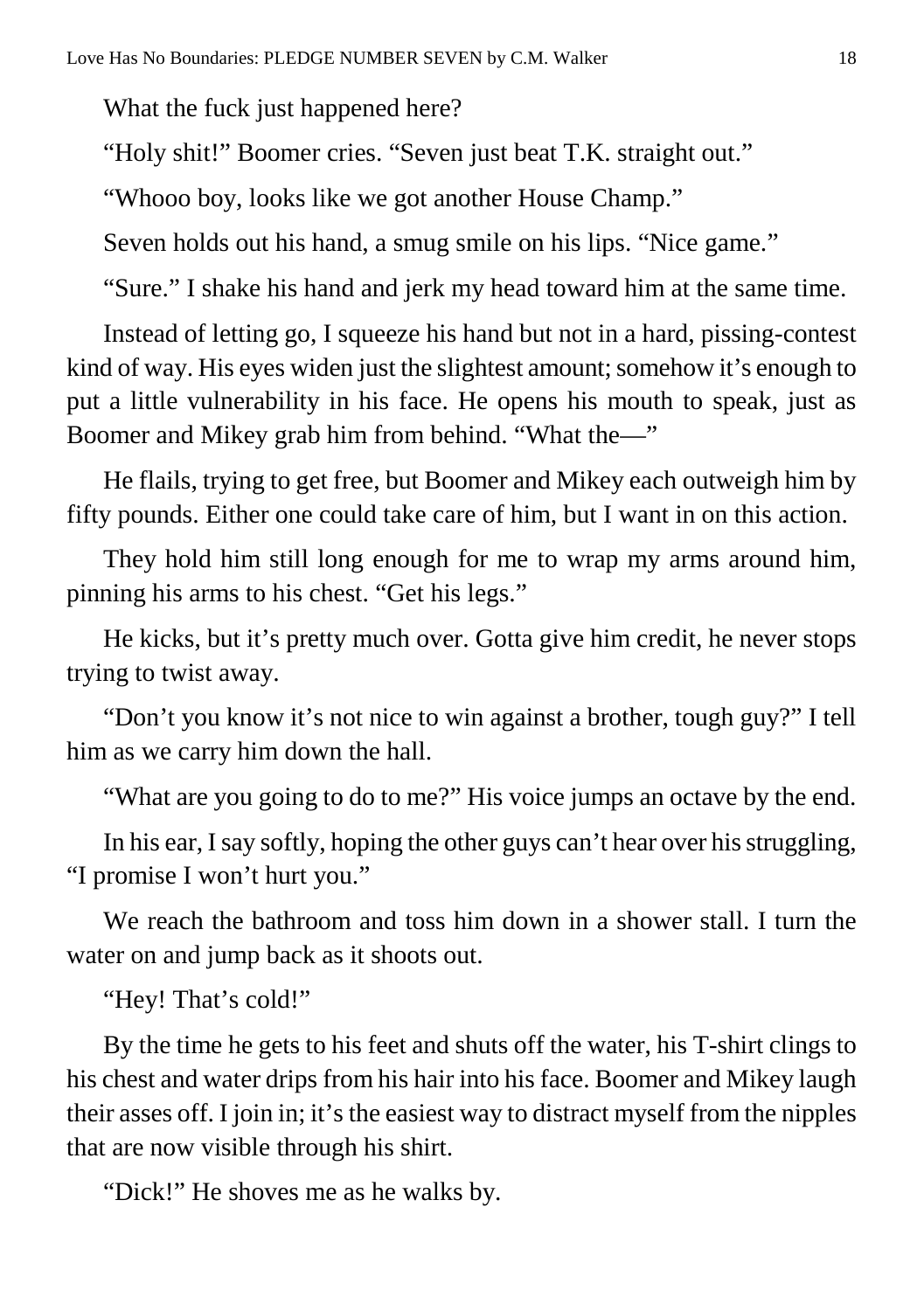What the fuck just happened here?

"Holy shit!" Boomer cries. "Seven just beat T.K. straight out."

"Whooo boy, looks like we got another House Champ."

Seven holds out his hand, a smug smile on his lips. "Nice game."

"Sure." I shake his hand and jerk my head toward him at the same time.

Instead of letting go, I squeeze his hand but not in a hard, pissing-contest kind of way. His eyes widen just the slightest amount; somehow it's enough to put a little vulnerability in his face. He opens his mouth to speak, just as Boomer and Mikey grab him from behind. "What the—"

He flails, trying to get free, but Boomer and Mikey each outweigh him by fifty pounds. Either one could take care of him, but I want in on this action.

They hold him still long enough for me to wrap my arms around him, pinning his arms to his chest. "Get his legs."

He kicks, but it's pretty much over. Gotta give him credit, he never stops trying to twist away.

"Don't you know it's not nice to win against a brother, tough guy?" I tell him as we carry him down the hall.

"What are you going to do to me?" His voice jumps an octave by the end.

In his ear, I say softly, hoping the other guys can't hear over his struggling, "I promise I won't hurt you."

We reach the bathroom and toss him down in a shower stall. I turn the water on and jump back as it shoots out.

"Hey! That's cold!"

By the time he gets to his feet and shuts off the water, his T-shirt clings to his chest and water drips from his hair into his face. Boomer and Mikey laugh their asses off. I join in; it's the easiest way to distract myself from the nipples that are now visible through his shirt.

"Dick!" He shoves me as he walks by.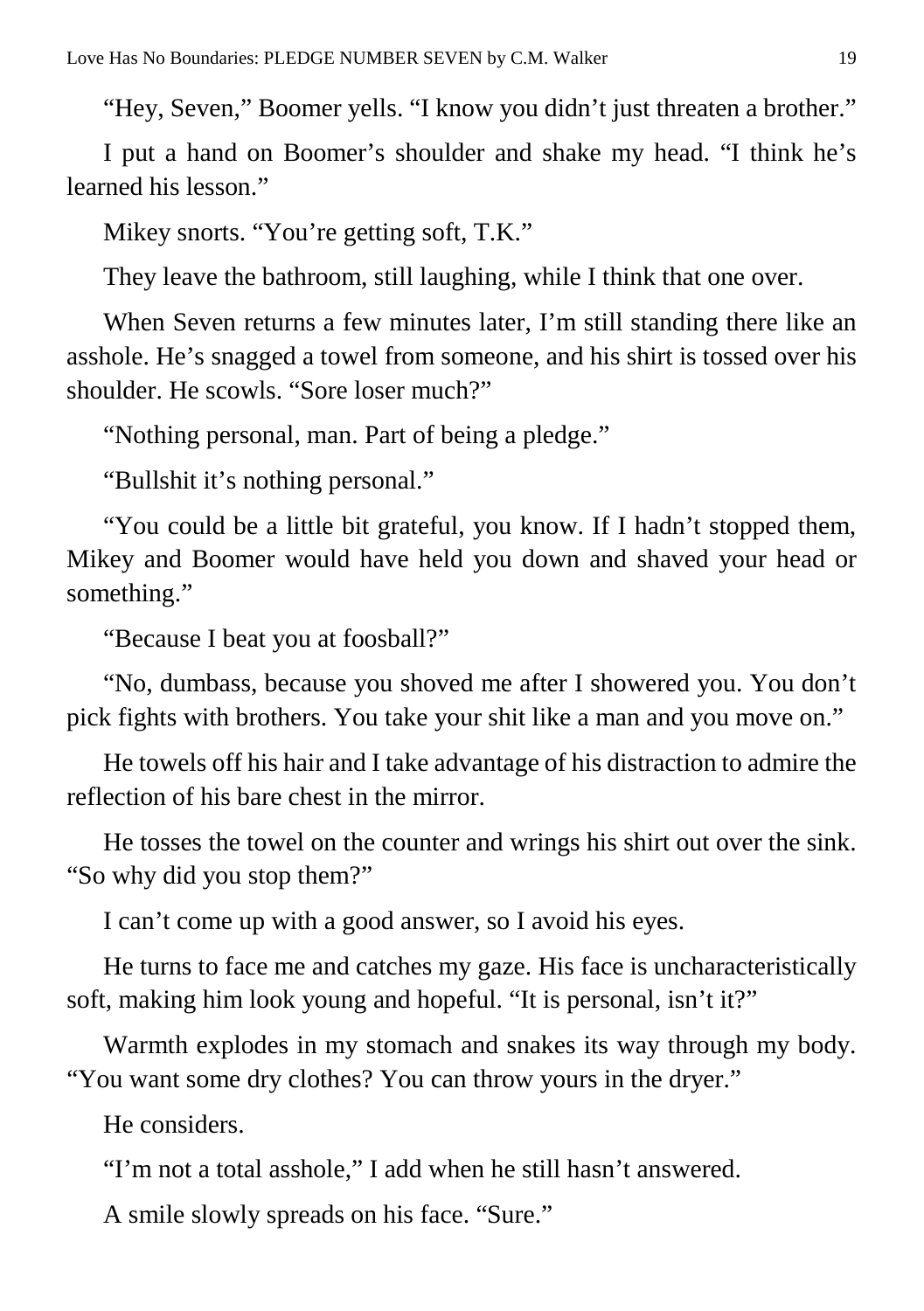"Hey, Seven," Boomer yells. "I know you didn't just threaten a brother."

I put a hand on Boomer's shoulder and shake my head. "I think he's learned his lesson."

Mikey snorts. "You're getting soft, T.K."

They leave the bathroom, still laughing, while I think that one over.

When Seven returns a few minutes later, I'm still standing there like an asshole. He's snagged a towel from someone, and his shirt is tossed over his shoulder. He scowls. "Sore loser much?"

"Nothing personal, man. Part of being a pledge."

"Bullshit it's nothing personal."

"You could be a little bit grateful, you know. If I hadn't stopped them, Mikey and Boomer would have held you down and shaved your head or something."

"Because I beat you at foosball?"

"No, dumbass, because you shoved me after I showered you. You don't pick fights with brothers. You take your shit like a man and you move on."

He towels off his hair and I take advantage of his distraction to admire the reflection of his bare chest in the mirror.

He tosses the towel on the counter and wrings his shirt out over the sink. "So why did you stop them?"

I can't come up with a good answer, so I avoid his eyes.

He turns to face me and catches my gaze. His face is uncharacteristically soft, making him look young and hopeful. "It is personal, isn't it?"

Warmth explodes in my stomach and snakes its way through my body. "You want some dry clothes? You can throw yours in the dryer."

He considers.

"I'm not a total asshole," I add when he still hasn't answered.

A smile slowly spreads on his face. "Sure."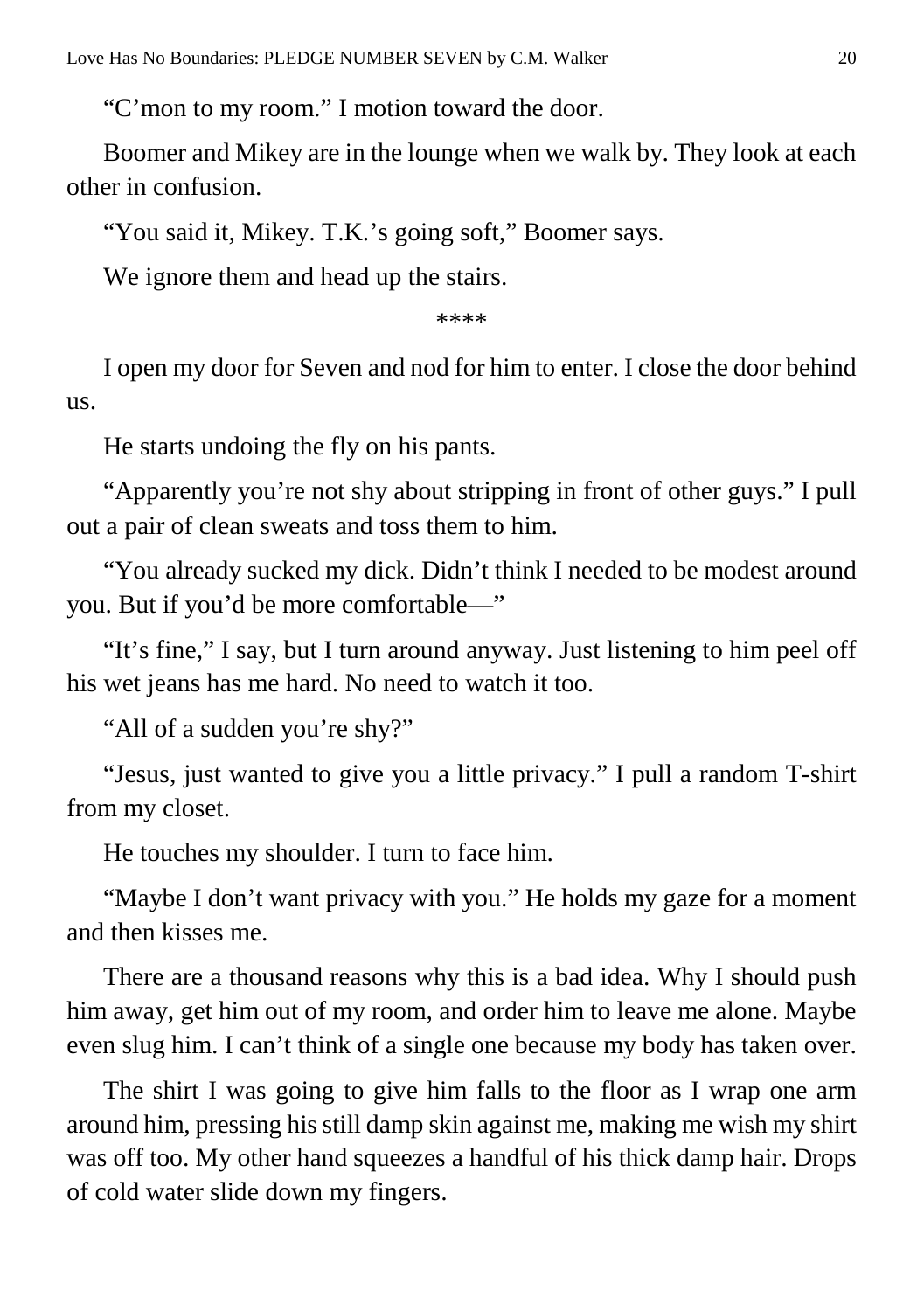"C'mon to my room." I motion toward the door.

Boomer and Mikey are in the lounge when we walk by. They look at each other in confusion.

"You said it, Mikey. T.K.'s going soft," Boomer says.

We ignore them and head up the stairs.

****

I open my door for Seven and nod for him to enter. I close the door behind us.

He starts undoing the fly on his pants.

"Apparently you're not shy about stripping in front of other guys." I pull out a pair of clean sweats and toss them to him.

"You already sucked my dick. Didn't think I needed to be modest around you. But if you'd be more comfortable—"

"It's fine," I say, but I turn around anyway. Just listening to him peel off his wet jeans has me hard. No need to watch it too.

"All of a sudden you're shy?"

"Jesus, just wanted to give you a little privacy." I pull a random T-shirt from my closet.

He touches my shoulder. I turn to face him.

"Maybe I don't want privacy with you." He holds my gaze for a moment and then kisses me.

There are a thousand reasons why this is a bad idea. Why I should push him away, get him out of my room, and order him to leave me alone. Maybe even slug him. I can't think of a single one because my body has taken over.

The shirt I was going to give him falls to the floor as I wrap one arm around him, pressing his still damp skin against me, making me wish my shirt was off too. My other hand squeezes a handful of his thick damp hair. Drops of cold water slide down my fingers.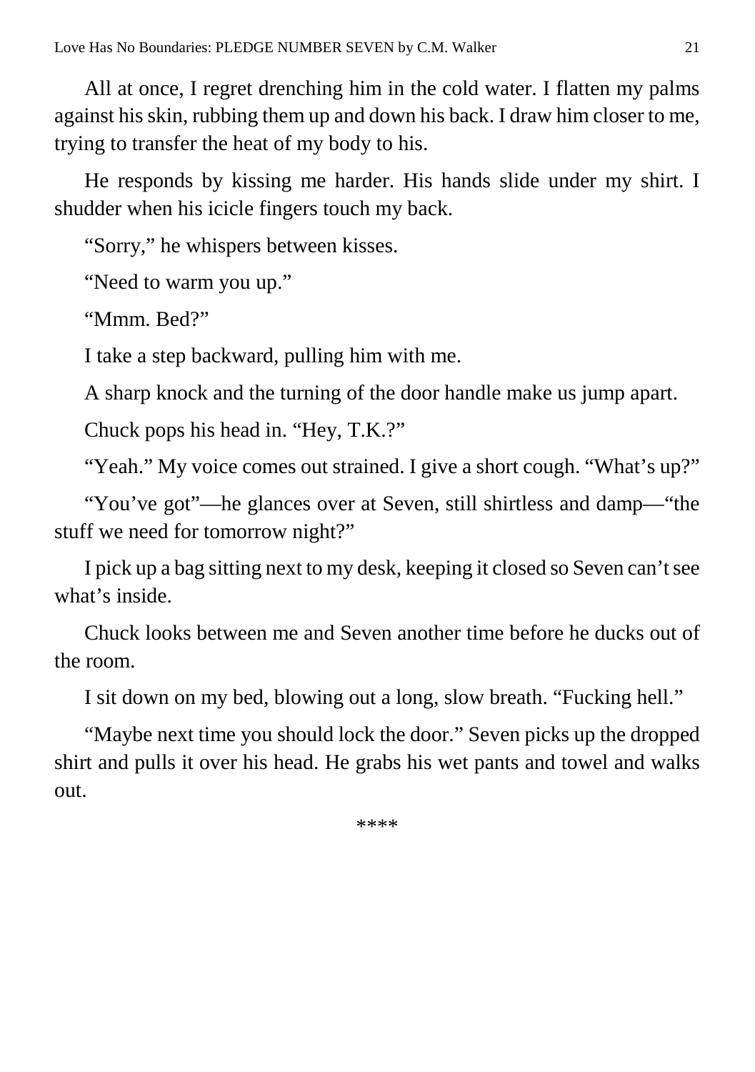All at once, I regret drenching him in the cold water. I flatten my palms against his skin, rubbing them up and down his back. I draw him closer to me, trying to transfer the heat of my body to his.

He responds by kissing me harder. His hands slide under my shirt. I shudder when his icicle fingers touch my back.

“Sorry,” he whispers between kisses.

“Need to warm you up.”

“Mmm. Bed?”

I take a step backward, pulling him with me.

A sharp knock and the turning of the door handle make us jump apart.

Chuck pops his head in. “Hey, T.K.?”

“Yeah.” My voice comes out strained. I give a short cough. “What’s up?”

“You’ve got”—he glances over at Seven, still shirtless and damp—“the stuff we need for tomorrow night?”

I pick up a bag sitting next to my desk, keeping it closed so Seven can’t see what’s inside.

Chuck looks between me and Seven another time before he ducks out of the room.

I sit down on my bed, blowing out a long, slow breath. “Fucking hell.”

“Maybe next time you should lock the door.” Seven picks up the dropped shirt and pulls it over his head. He grabs his wet pants and towel and walks out.

****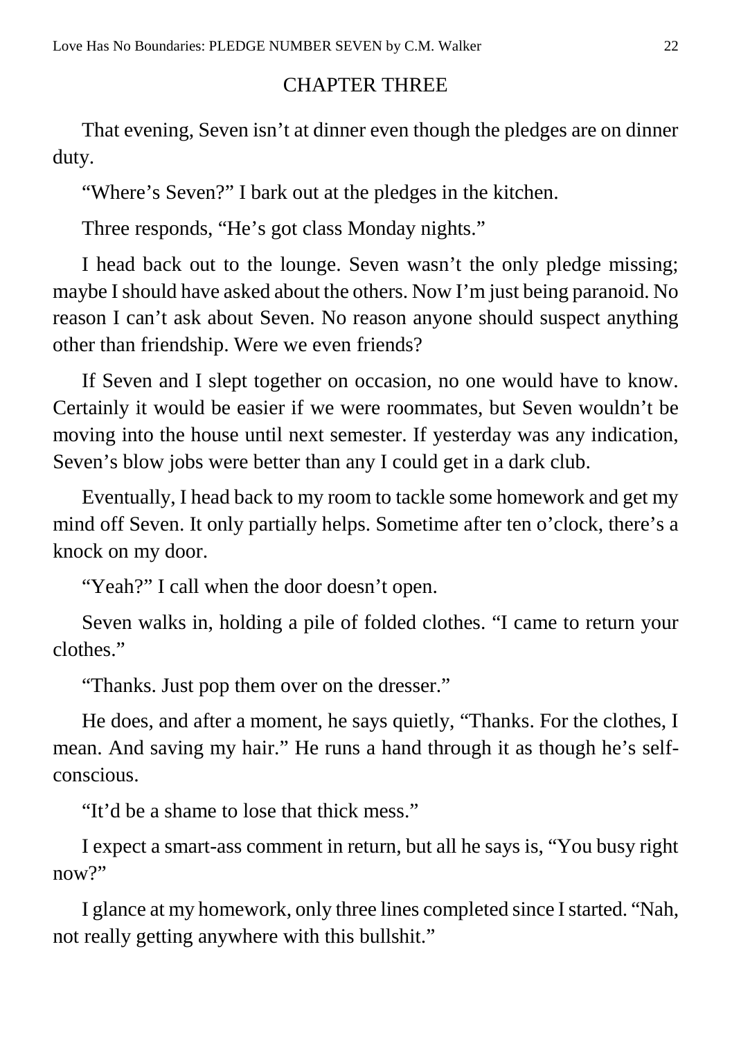## CHAPTER THREE

That evening, Seven isn't at dinner even though the pledges are on dinner duty.

"Where's Seven?" I bark out at the pledges in the kitchen.

Three responds, "He's got class Monday nights."

I head back out to the lounge. Seven wasn't the only pledge missing; maybe I should have asked about the others. Now I'm just being paranoid. No reason I can't ask about Seven. No reason anyone should suspect anything other than friendship. Were we even friends?

If Seven and I slept together on occasion, no one would have to know. Certainly it would be easier if we were roommates, but Seven wouldn't be moving into the house until next semester. If yesterday was any indication, Seven's blow jobs were better than any I could get in a dark club.

Eventually, I head back to my room to tackle some homework and get my mind off Seven. It only partially helps. Sometime after ten o'clock, there's a knock on my door.

"Yeah?" I call when the door doesn't open.

Seven walks in, holding a pile of folded clothes. "I came to return your clothes."

"Thanks. Just pop them over on the dresser."

He does, and after a moment, he says quietly, "Thanks. For the clothes, I mean. And saving my hair." He runs a hand through it as though he's self-conscious.

"It'd be a shame to lose that thick mess."

I expect a smart-ass comment in return, but all he says is, "You busy right now?"

I glance at my homework, only three lines completed since I started. "Nah, not really getting anywhere with this bullshit."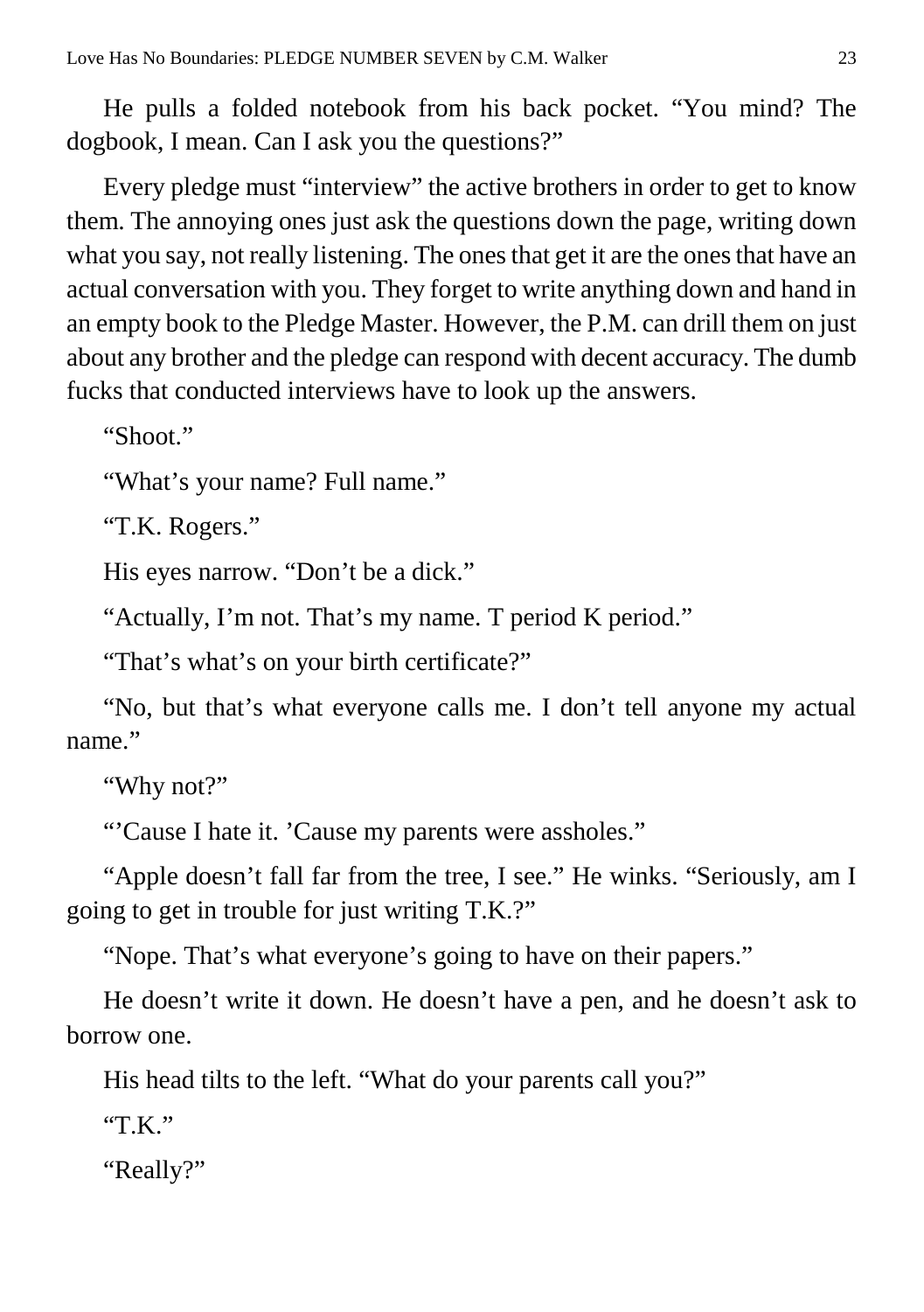He pulls a folded notebook from his back pocket. "You mind? The dogbook, I mean. Can I ask you the questions?"

Every pledge must "interview" the active brothers in order to get to know them. The annoying ones just ask the questions down the page, writing down what you say, not really listening. The ones that get it are the ones that have an actual conversation with you. They forget to write anything down and hand in an empty book to the Pledge Master. However, the P.M. can drill them on just about any brother and the pledge can respond with decent accuracy. The dumb fucks that conducted interviews have to look up the answers.

"Shoot."

"What's your name? Full name."

"T.K. Rogers."

His eyes narrow. "Don't be a dick."

"Actually, I'm not. That's my name. T period K period."

"That's what's on your birth certificate?"

"No, but that's what everyone calls me. I don't tell anyone my actual name."

"Why not?"

"'Cause I hate it. 'Cause my parents were assholes."

"Apple doesn't fall far from the tree, I see." He winks. "Seriously, am I going to get in trouble for just writing T.K.?"

"Nope. That's what everyone's going to have on their papers."

He doesn't write it down. He doesn't have a pen, and he doesn't ask to borrow one.

His head tilts to the left. "What do your parents call you?"

"T.K."

"Really?"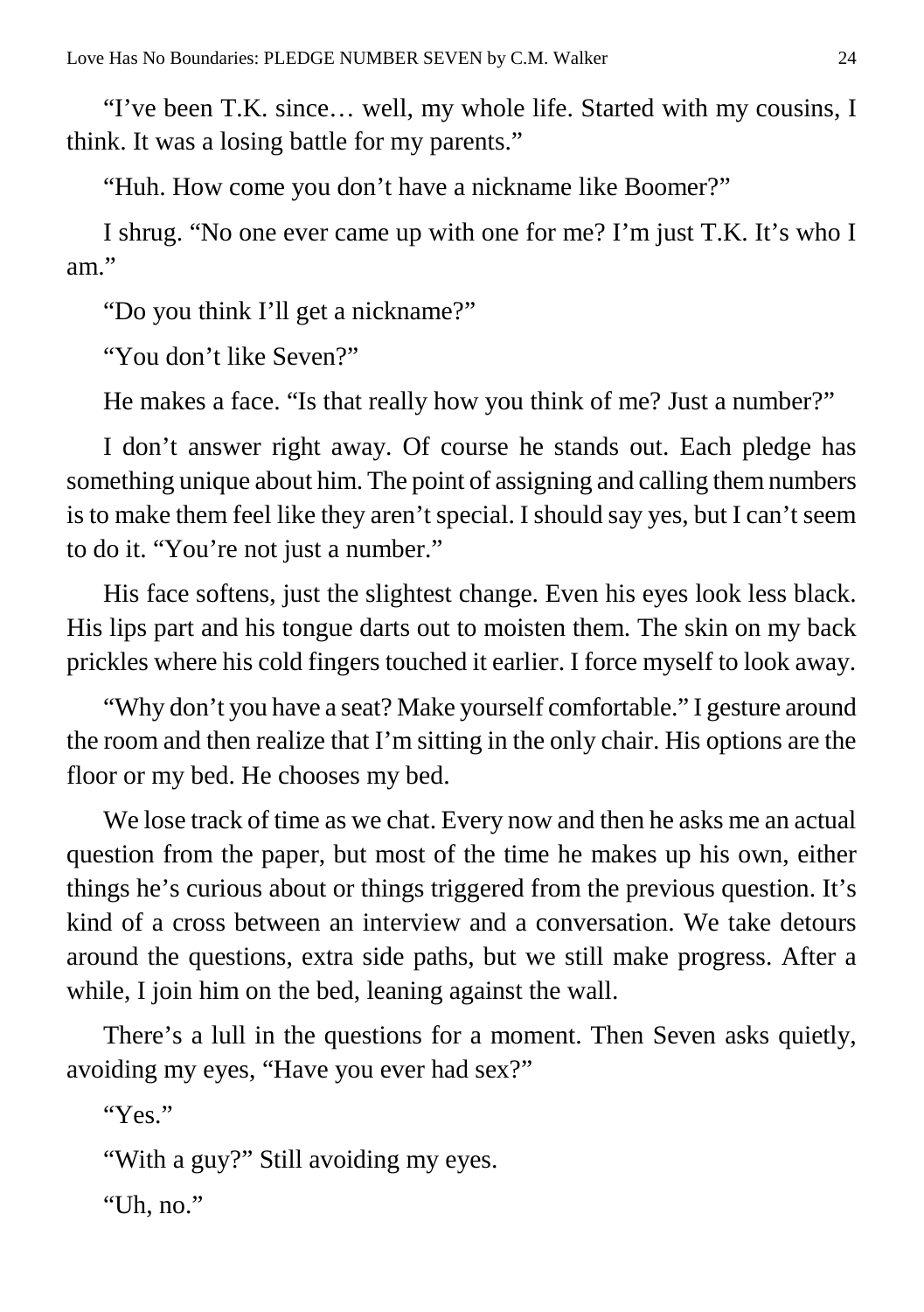"I've been T.K. since… well, my whole life. Started with my cousins, I think. It was a losing battle for my parents."

"Huh. How come you don't have a nickname like Boomer?"

I shrug. "No one ever came up with one for me? I'm just T.K. It's who I am."

"Do you think I'll get a nickname?"

"You don't like Seven?"

He makes a face. "Is that really how you think of me? Just a number?"

I don't answer right away. Of course he stands out. Each pledge has something unique about him. The point of assigning and calling them numbers is to make them feel like they aren't special. I should say yes, but I can't seem to do it. "You're not just a number."

His face softens, just the slightest change. Even his eyes look less black. His lips part and his tongue darts out to moisten them. The skin on my back prickles where his cold fingers touched it earlier. I force myself to look away.

"Why don't you have a seat? Make yourself comfortable." I gesture around the room and then realize that I'm sitting in the only chair. His options are the floor or my bed. He chooses my bed.

We lose track of time as we chat. Every now and then he asks me an actual question from the paper, but most of the time he makes up his own, either things he's curious about or things triggered from the previous question. It's kind of a cross between an interview and a conversation. We take detours around the questions, extra side paths, but we still make progress. After a while, I join him on the bed, leaning against the wall.

There's a lull in the questions for a moment. Then Seven asks quietly, avoiding my eyes, "Have you ever had sex?"

"Yes."

"With a guy?" Still avoiding my eyes.

"Uh, no."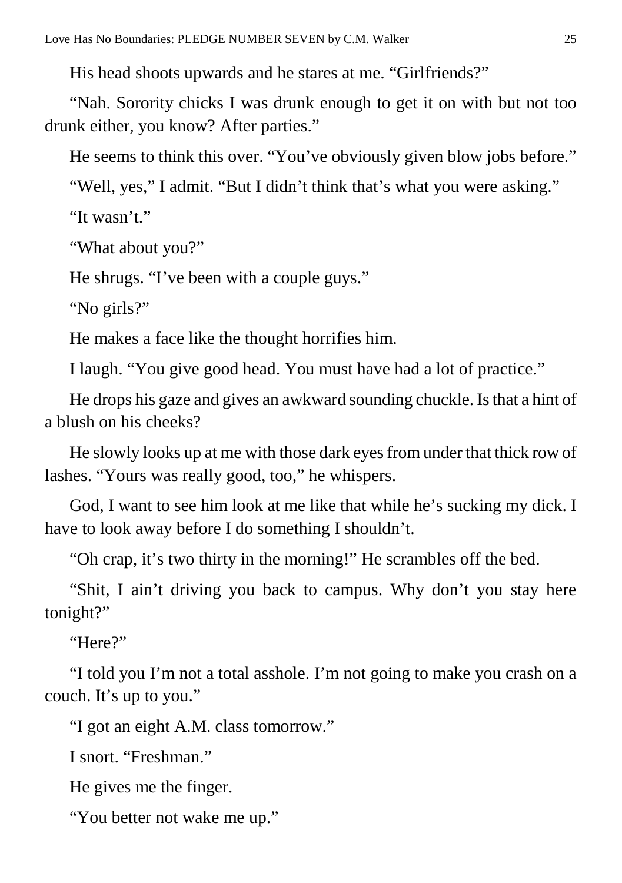His head shoots upwards and he stares at me. "Girlfriends?"

"Nah. Sorority chicks I was drunk enough to get it on with but not too drunk either, you know? After parties."

He seems to think this over. "You've obviously given blow jobs before."

"Well, yes," I admit. "But I didn't think that's what you were asking."

"It wasn't."

"What about you?"

He shrugs. "I've been with a couple guys."

"No girls?"

He makes a face like the thought horrifies him.

I laugh. "You give good head. You must have had a lot of practice."

He drops his gaze and gives an awkward sounding chuckle. Is that a hint of a blush on his cheeks?

He slowly looks up at me with those dark eyes from under that thick row of lashes. "Yours was really good, too," he whispers.

God, I want to see him look at me like that while he's sucking my dick. I have to look away before I do something I shouldn't.

"Oh crap, it's two thirty in the morning!" He scrambles off the bed.

"Shit, I ain't driving you back to campus. Why don't you stay here tonight?"

"Here?"

"I told you I'm not a total asshole. I'm not going to make you crash on a couch. It's up to you."

"I got an eight A.M. class tomorrow."

I snort. "Freshman."

He gives me the finger.

"You better not wake me up."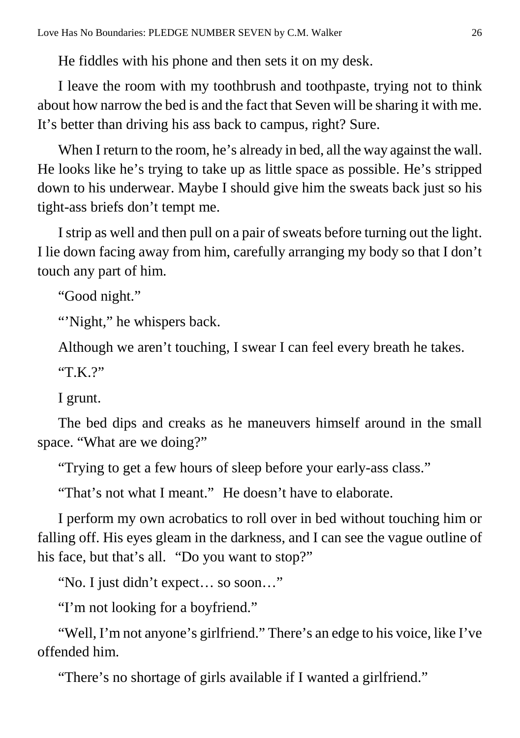He fiddles with his phone and then sets it on my desk.

I leave the room with my toothbrush and toothpaste, trying not to think about how narrow the bed is and the fact that Seven will be sharing it with me. It's better than driving his ass back to campus, right? Sure.

When I return to the room, he's already in bed, all the way against the wall. He looks like he's trying to take up as little space as possible. He's stripped down to his underwear. Maybe I should give him the sweats back just so his tight-ass briefs don't tempt me.

I strip as well and then pull on a pair of sweats before turning out the light. I lie down facing away from him, carefully arranging my body so that I don't touch any part of him.

"Good night."

"'Night," he whispers back.

Although we aren't touching, I swear I can feel every breath he takes.

"T.K.?"

I grunt.

The bed dips and creaks as he maneuvers himself around in the small space. "What are we doing?"

"Trying to get a few hours of sleep before your early-ass class."

"That's not what I meant." He doesn't have to elaborate.

I perform my own acrobatics to roll over in bed without touching him or falling off. His eyes gleam in the darkness, and I can see the vague outline of his face, but that's all. "Do you want to stop?"

"No. I just didn't expect… so soon…"

"I'm not looking for a boyfriend."

"Well, I'm not anyone's girlfriend." There's an edge to his voice, like I've offended him.

"There's no shortage of girls available if I wanted a girlfriend."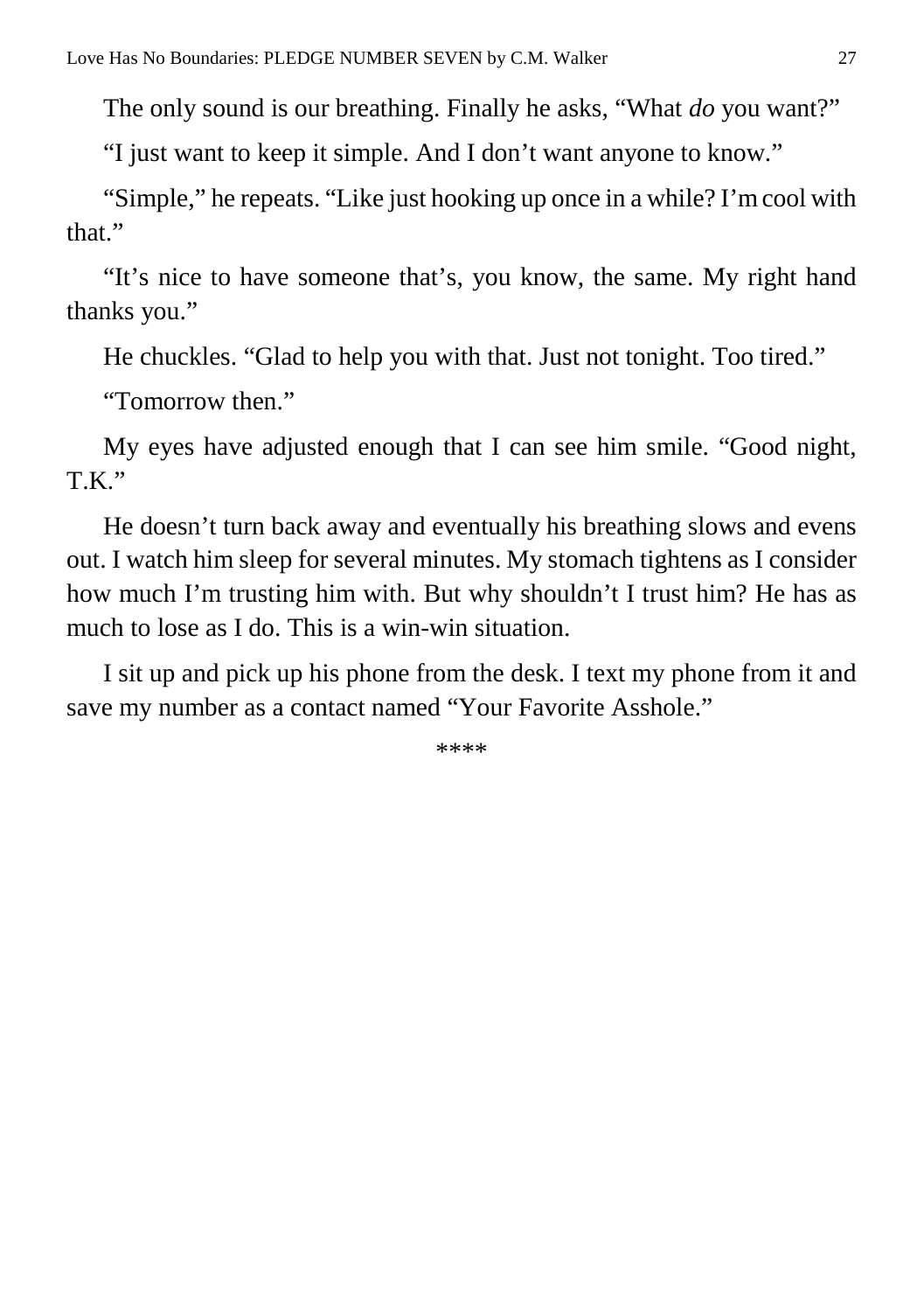The only sound is our breathing. Finally he asks, “What *do* you want?”

“I just want to keep it simple. And I don’t want anyone to know.”

“Simple,” he repeats. “Like just hooking up once in a while? I’m cool with that.”

“It’s nice to have someone that’s, you know, the same. My right hand thanks you.”

He chuckles. “Glad to help you with that. Just not tonight. Too tired.”

“Tomorrow then.”

My eyes have adjusted enough that I can see him smile. “Good night, T.K.”

He doesn’t turn back away and eventually his breathing slows and evens out. I watch him sleep for several minutes. My stomach tightens as I consider how much I’m trusting him with. But why shouldn’t I trust him? He has as much to lose as I do. This is a win-win situation.

I sit up and pick up his phone from the desk. I text my phone from it and save my number as a contact named “Your Favorite Asshole.”

****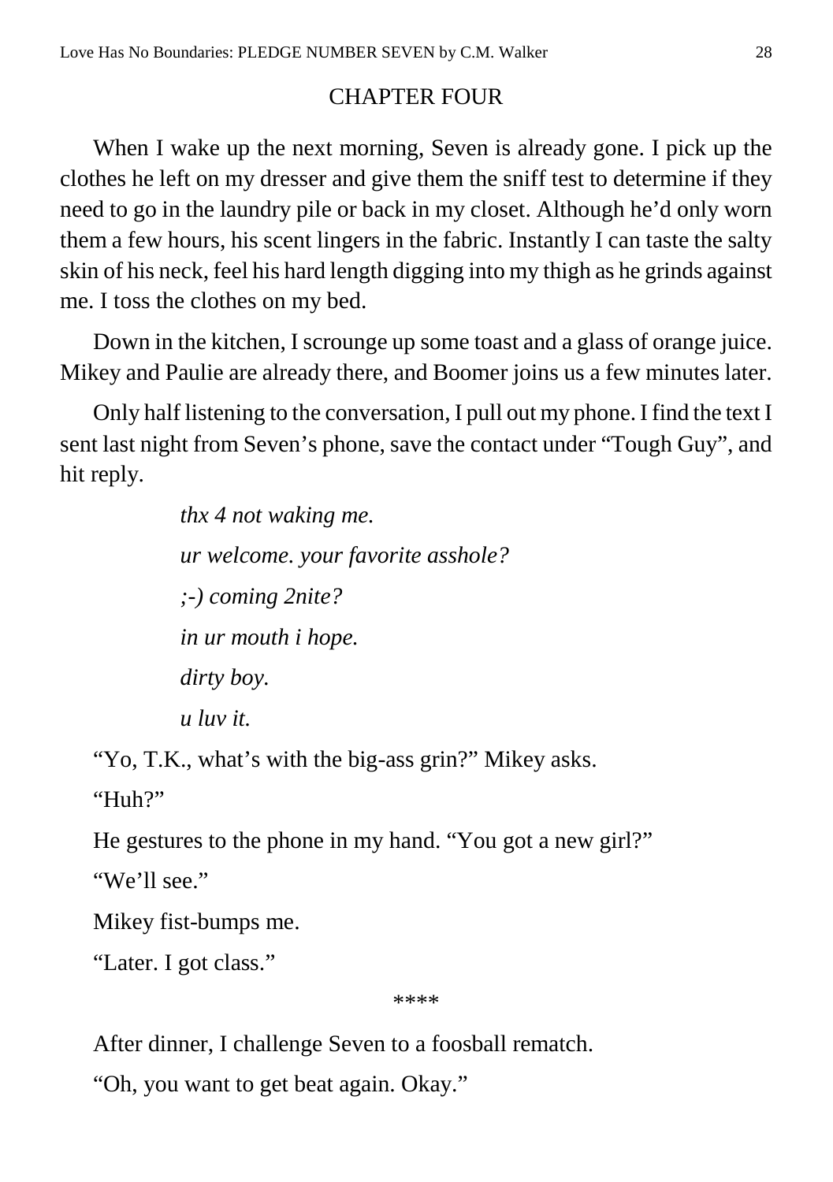## CHAPTER FOUR

When I wake up the next morning, Seven is already gone. I pick up the clothes he left on my dresser and give them the sniff test to determine if they need to go in the laundry pile or back in my closet. Although he'd only worn them a few hours, his scent lingers in the fabric. Instantly I can taste the salty skin of his neck, feel his hard length digging into my thigh as he grinds against me. I toss the clothes on my bed.

Down in the kitchen, I scrounge up some toast and a glass of orange juice. Mikey and Paulie are already there, and Boomer joins us a few minutes later.

Only half listening to the conversation, I pull out my phone. I find the text I sent last night from Seven's phone, save the contact under "Tough Guy", and hit reply.

> *thx 4 not waking me.*
>
> *ur welcome. your favorite asshole?*
>
> *;-) coming 2nite?*
>
> *in ur mouth i hope.*
>
> *dirty boy.*
>
> *u luv it.*

"Yo, T.K., what's with the big-ass grin?" Mikey asks.

"Huh?"

He gestures to the phone in my hand. "You got a new girl?"

"We'll see."

Mikey fist-bumps me.

"Later. I got class."

\*\*\*\*

After dinner, I challenge Seven to a foosball rematch.

"Oh, you want to get beat again. Okay."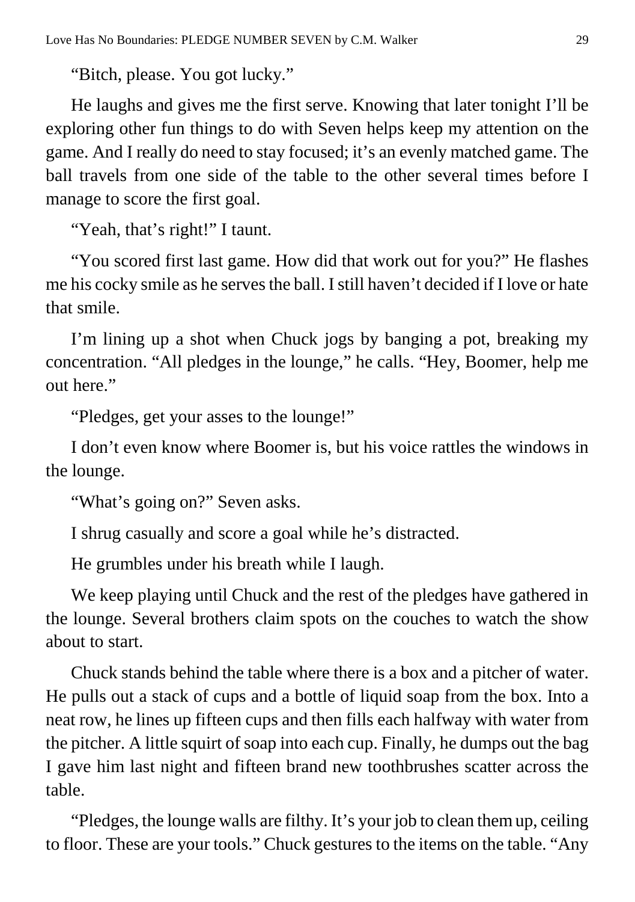"Bitch, please. You got lucky."

He laughs and gives me the first serve. Knowing that later tonight I'll be exploring other fun things to do with Seven helps keep my attention on the game. And I really do need to stay focused; it's an evenly matched game. The ball travels from one side of the table to the other several times before I manage to score the first goal.

"Yeah, that's right!" I taunt.

"You scored first last game. How did that work out for you?" He flashes me his cocky smile as he serves the ball. I still haven't decided if I love or hate that smile.

I'm lining up a shot when Chuck jogs by banging a pot, breaking my concentration. "All pledges in the lounge," he calls. "Hey, Boomer, help me out here."

"Pledges, get your asses to the lounge!"

I don't even know where Boomer is, but his voice rattles the windows in the lounge.

"What's going on?" Seven asks.

I shrug casually and score a goal while he's distracted.

He grumbles under his breath while I laugh.

We keep playing until Chuck and the rest of the pledges have gathered in the lounge. Several brothers claim spots on the couches to watch the show about to start.

Chuck stands behind the table where there is a box and a pitcher of water. He pulls out a stack of cups and a bottle of liquid soap from the box. Into a neat row, he lines up fifteen cups and then fills each halfway with water from the pitcher. A little squirt of soap into each cup. Finally, he dumps out the bag I gave him last night and fifteen brand new toothbrushes scatter across the table.

"Pledges, the lounge walls are filthy. It's your job to clean them up, ceiling to floor. These are your tools." Chuck gestures to the items on the table. "Any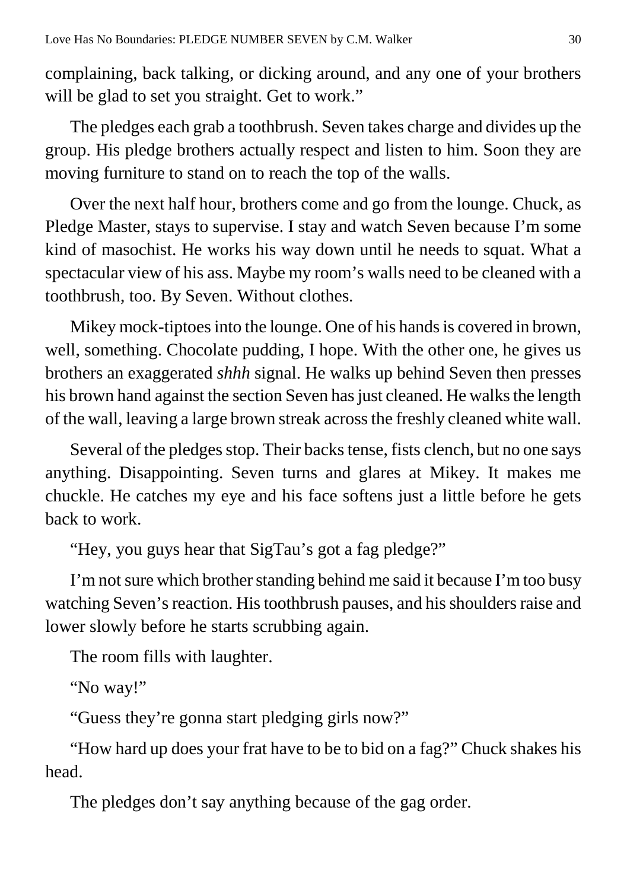complaining, back talking, or dicking around, and any one of your brothers will be glad to set you straight. Get to work."

The pledges each grab a toothbrush. Seven takes charge and divides up the group. His pledge brothers actually respect and listen to him. Soon they are moving furniture to stand on to reach the top of the walls.

Over the next half hour, brothers come and go from the lounge. Chuck, as Pledge Master, stays to supervise. I stay and watch Seven because I'm some kind of masochist. He works his way down until he needs to squat. What a spectacular view of his ass. Maybe my room's walls need to be cleaned with a toothbrush, too. By Seven. Without clothes.

Mikey mock-tiptoes into the lounge. One of his hands is covered in brown, well, something. Chocolate pudding, I hope. With the other one, he gives us brothers an exaggerated *shhh* signal. He walks up behind Seven then presses his brown hand against the section Seven has just cleaned. He walks the length of the wall, leaving a large brown streak across the freshly cleaned white wall.

Several of the pledges stop. Their backs tense, fists clench, but no one says anything. Disappointing. Seven turns and glares at Mikey. It makes me chuckle. He catches my eye and his face softens just a little before he gets back to work.

"Hey, you guys hear that SigTau's got a fag pledge?"

I'm not sure which brother standing behind me said it because I'm too busy watching Seven's reaction. His toothbrush pauses, and his shoulders raise and lower slowly before he starts scrubbing again.

The room fills with laughter.

"No way!"

"Guess they're gonna start pledging girls now?"

"How hard up does your frat have to be to bid on a fag?" Chuck shakes his head.

The pledges don't say anything because of the gag order.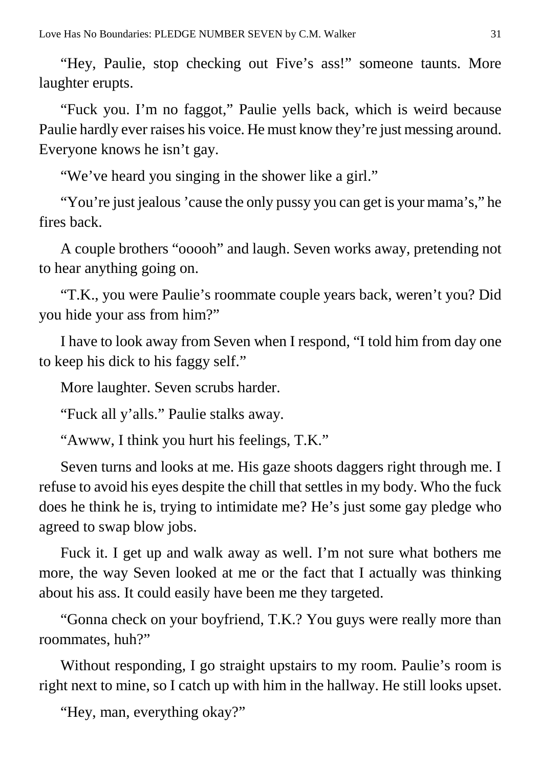"Hey, Paulie, stop checking out Five's ass!" someone taunts. More laughter erupts.

"Fuck you. I'm no faggot," Paulie yells back, which is weird because Paulie hardly ever raises his voice. He must know they're just messing around. Everyone knows he isn't gay.

"We've heard you singing in the shower like a girl."

"You're just jealous 'cause the only pussy you can get is your mama's," he fires back.

A couple brothers "ooooh" and laugh. Seven works away, pretending not to hear anything going on.

"T.K., you were Paulie's roommate couple years back, weren't you? Did you hide your ass from him?"

I have to look away from Seven when I respond, "I told him from day one to keep his dick to his faggy self."

More laughter. Seven scrubs harder.

"Fuck all y'alls." Paulie stalks away.

"Awww, I think you hurt his feelings, T.K."

Seven turns and looks at me. His gaze shoots daggers right through me. I refuse to avoid his eyes despite the chill that settles in my body. Who the fuck does he think he is, trying to intimidate me? He's just some gay pledge who agreed to swap blow jobs.

Fuck it. I get up and walk away as well. I'm not sure what bothers me more, the way Seven looked at me or the fact that I actually was thinking about his ass. It could easily have been me they targeted.

"Gonna check on your boyfriend, T.K.? You guys were really more than roommates, huh?"

Without responding, I go straight upstairs to my room. Paulie's room is right next to mine, so I catch up with him in the hallway. He still looks upset.

"Hey, man, everything okay?"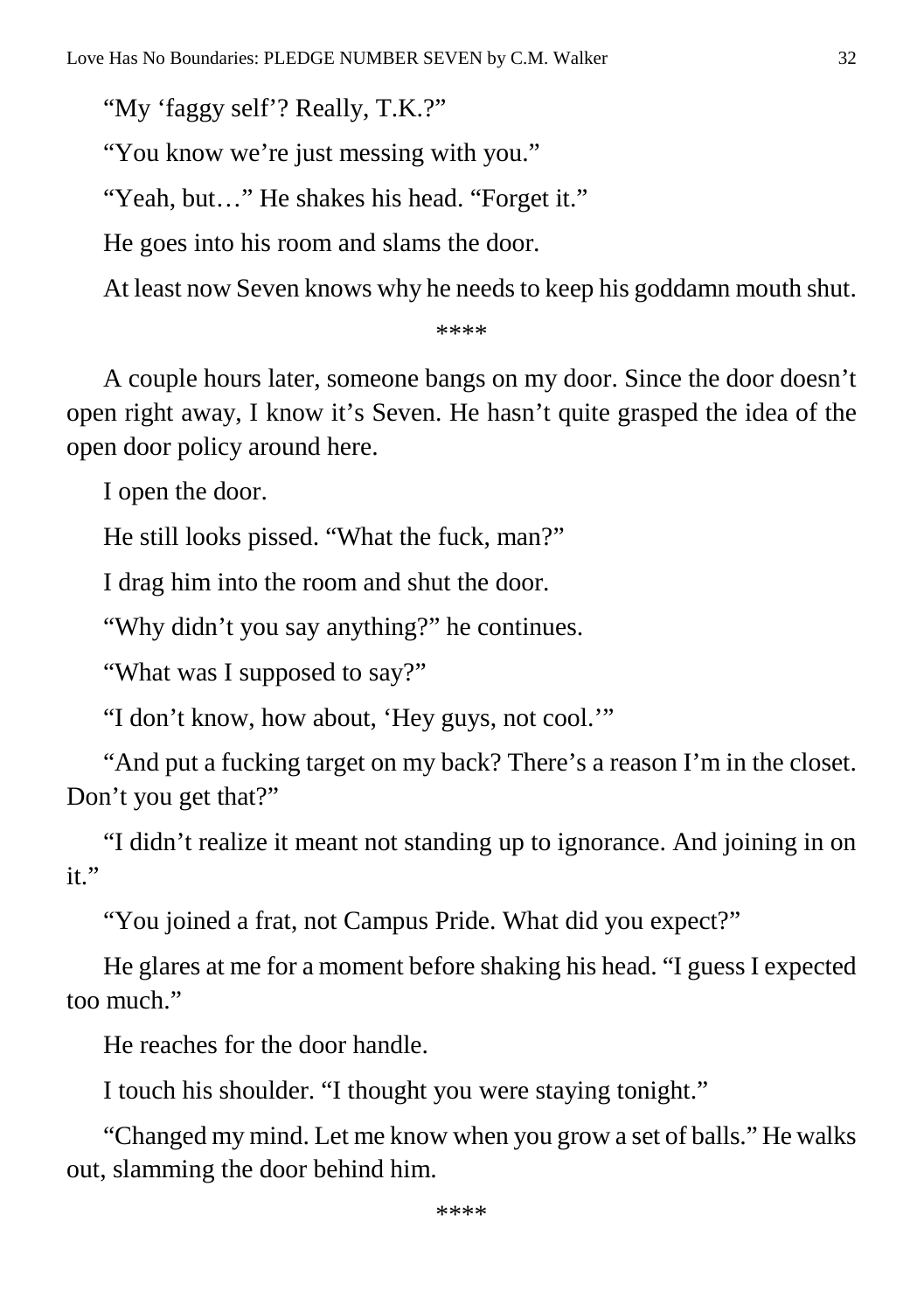"My 'faggy self'? Really, T.K.?"

"You know we're just messing with you."

"Yeah, but…" He shakes his head. "Forget it."

He goes into his room and slams the door.

At least now Seven knows why he needs to keep his goddamn mouth shut.

****

A couple hours later, someone bangs on my door. Since the door doesn't open right away, I know it's Seven. He hasn't quite grasped the idea of the open door policy around here.

I open the door.

He still looks pissed. "What the fuck, man?"

I drag him into the room and shut the door.

"Why didn't you say anything?" he continues.

"What was I supposed to say?"

"I don't know, how about, 'Hey guys, not cool.'"

"And put a fucking target on my back? There's a reason I'm in the closet. Don't you get that?"

"I didn't realize it meant not standing up to ignorance. And joining in on it."

"You joined a frat, not Campus Pride. What did you expect?"

He glares at me for a moment before shaking his head. "I guess I expected too much."

He reaches for the door handle.

I touch his shoulder. "I thought you were staying tonight."

"Changed my mind. Let me know when you grow a set of balls." He walks out, slamming the door behind him.

****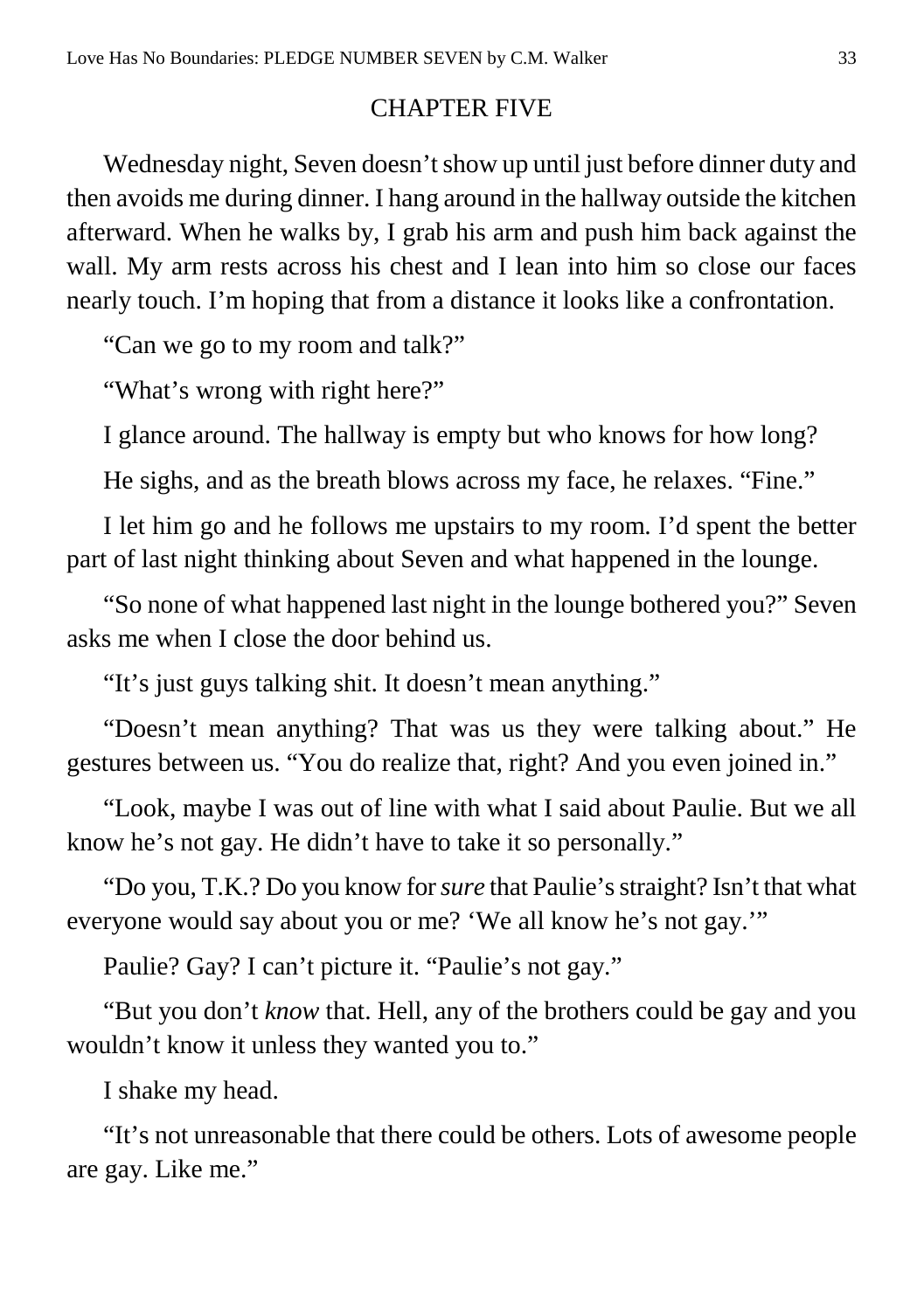## CHAPTER FIVE

Wednesday night, Seven doesn't show up until just before dinner duty and then avoids me during dinner. I hang around in the hallway outside the kitchen afterward. When he walks by, I grab his arm and push him back against the wall. My arm rests across his chest and I lean into him so close our faces nearly touch. I'm hoping that from a distance it looks like a confrontation.

"Can we go to my room and talk?"

"What's wrong with right here?"

I glance around. The hallway is empty but who knows for how long?

He sighs, and as the breath blows across my face, he relaxes. "Fine."

I let him go and he follows me upstairs to my room. I'd spent the better part of last night thinking about Seven and what happened in the lounge.

"So none of what happened last night in the lounge bothered you?" Seven asks me when I close the door behind us.

"It's just guys talking shit. It doesn't mean anything."

"Doesn't mean anything? That was us they were talking about." He gestures between us. "You do realize that, right? And you even joined in."

"Look, maybe I was out of line with what I said about Paulie. But we all know he's not gay. He didn't have to take it so personally."

"Do you, T.K.? Do you know for *sure* that Paulie's straight? Isn't that what everyone would say about you or me? 'We all know he's not gay.'"

Paulie? Gay? I can't picture it. "Paulie's not gay."

"But you don't *know* that. Hell, any of the brothers could be gay and you wouldn't know it unless they wanted you to."

I shake my head.

"It's not unreasonable that there could be others. Lots of awesome people are gay. Like me."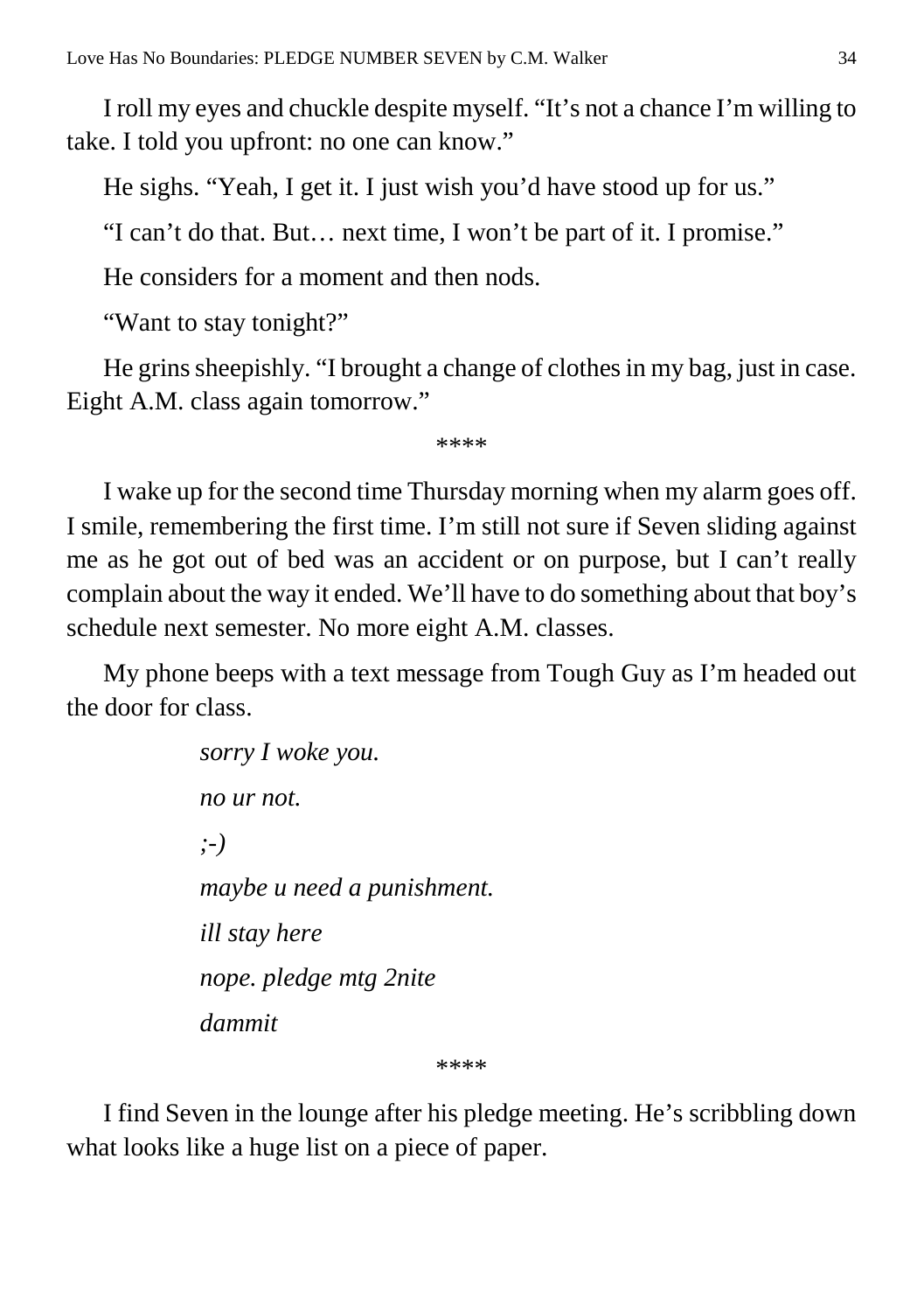I roll my eyes and chuckle despite myself. "It's not a chance I'm willing to take. I told you upfront: no one can know."

He sighs. "Yeah, I get it. I just wish you'd have stood up for us."

"I can't do that. But… next time, I won't be part of it. I promise."

He considers for a moment and then nods.

"Want to stay tonight?"

He grins sheepishly. "I brought a change of clothes in my bag, just in case. Eight A.M. class again tomorrow."

\*\*\*\*

I wake up for the second time Thursday morning when my alarm goes off. I smile, remembering the first time. I'm still not sure if Seven sliding against me as he got out of bed was an accident or on purpose, but I can't really complain about the way it ended. We'll have to do something about that boy's schedule next semester. No more eight A.M. classes.

My phone beeps with a text message from Tough Guy as I'm headed out the door for class.

> *sorry I woke you.*
>
> *no ur not.*
>
> *;-)*
>
> *maybe u need a punishment.*
>
> *ill stay here*
>
> *nope. pledge mtg 2nite*
>
> *dammit*

\*\*\*\*

I find Seven in the lounge after his pledge meeting. He's scribbling down what looks like a huge list on a piece of paper.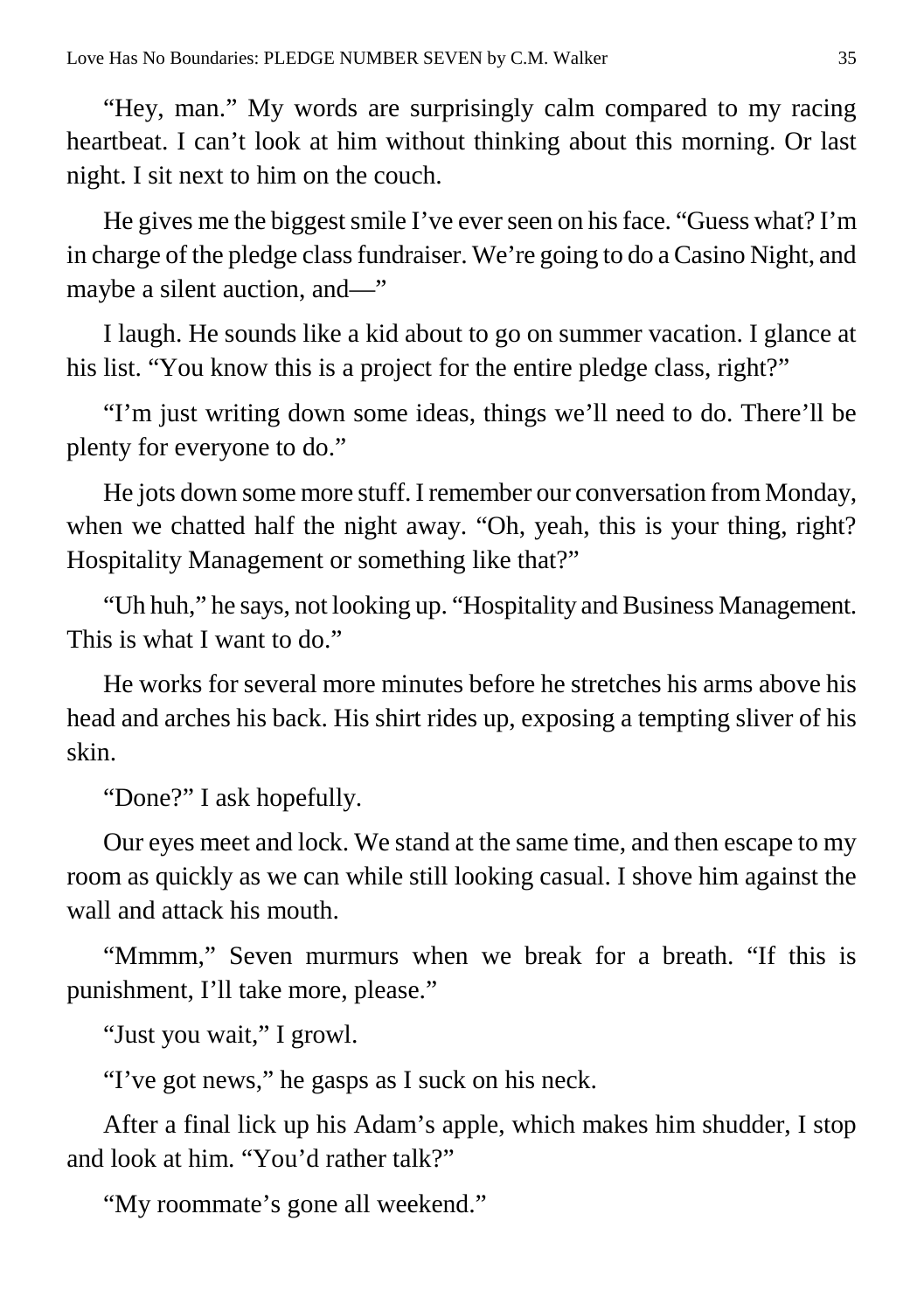"Hey, man." My words are surprisingly calm compared to my racing heartbeat. I can't look at him without thinking about this morning. Or last night. I sit next to him on the couch.

He gives me the biggest smile I've ever seen on his face. "Guess what? I'm in charge of the pledge class fundraiser. We're going to do a Casino Night, and maybe a silent auction, and—"

I laugh. He sounds like a kid about to go on summer vacation. I glance at his list. "You know this is a project for the entire pledge class, right?"

"I'm just writing down some ideas, things we'll need to do. There'll be plenty for everyone to do."

He jots down some more stuff. I remember our conversation from Monday, when we chatted half the night away. "Oh, yeah, this is your thing, right? Hospitality Management or something like that?"

"Uh huh," he says, not looking up. "Hospitality and Business Management. This is what I want to do."

He works for several more minutes before he stretches his arms above his head and arches his back. His shirt rides up, exposing a tempting sliver of his skin.

"Done?" I ask hopefully.

Our eyes meet and lock. We stand at the same time, and then escape to my room as quickly as we can while still looking casual. I shove him against the wall and attack his mouth.

"Mmmm," Seven murmurs when we break for a breath. "If this is punishment, I'll take more, please."

"Just you wait," I growl.

"I've got news," he gasps as I suck on his neck.

After a final lick up his Adam's apple, which makes him shudder, I stop and look at him. "You'd rather talk?"

"My roommate's gone all weekend."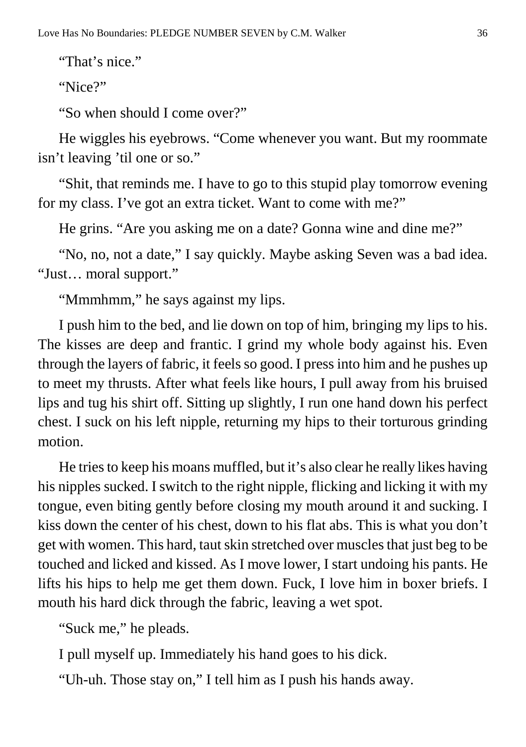"That's nice."

"Nice?"

"So when should I come over?"

He wiggles his eyebrows. "Come whenever you want. But my roommate isn't leaving 'til one or so."

"Shit, that reminds me. I have to go to this stupid play tomorrow evening for my class. I've got an extra ticket. Want to come with me?"

He grins. "Are you asking me on a date? Gonna wine and dine me?"

"No, no, not a date," I say quickly. Maybe asking Seven was a bad idea. "Just… moral support."

"Mmmhmm," he says against my lips.

I push him to the bed, and lie down on top of him, bringing my lips to his. The kisses are deep and frantic. I grind my whole body against his. Even through the layers of fabric, it feels so good. I press into him and he pushes up to meet my thrusts. After what feels like hours, I pull away from his bruised lips and tug his shirt off. Sitting up slightly, I run one hand down his perfect chest. I suck on his left nipple, returning my hips to their torturous grinding motion.

He tries to keep his moans muffled, but it's also clear he really likes having his nipples sucked. I switch to the right nipple, flicking and licking it with my tongue, even biting gently before closing my mouth around it and sucking. I kiss down the center of his chest, down to his flat abs. This is what you don't get with women. This hard, taut skin stretched over muscles that just beg to be touched and licked and kissed. As I move lower, I start undoing his pants. He lifts his hips to help me get them down. Fuck, I love him in boxer briefs. I mouth his hard dick through the fabric, leaving a wet spot.

"Suck me," he pleads.

I pull myself up. Immediately his hand goes to his dick.

"Uh-uh. Those stay on," I tell him as I push his hands away.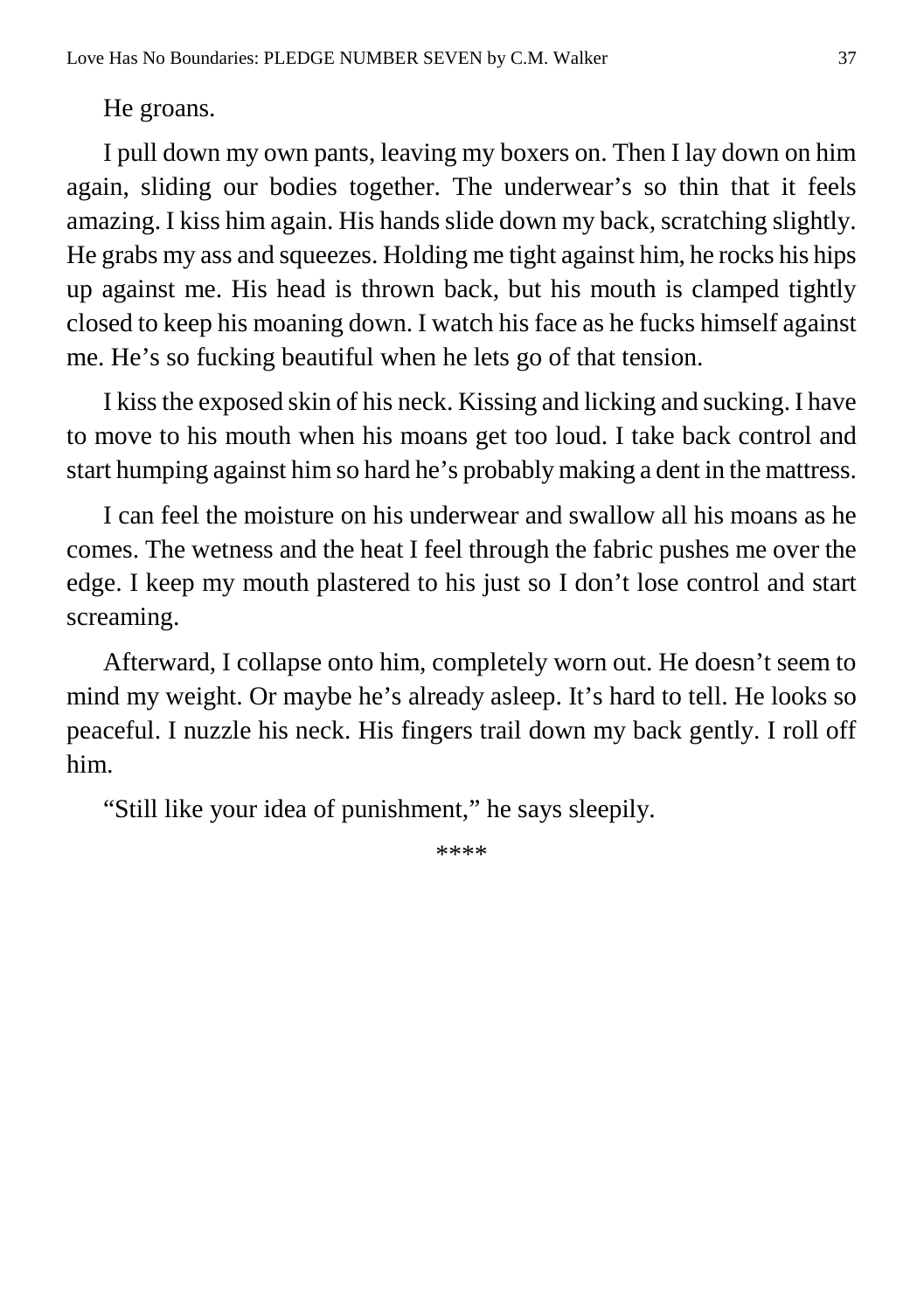He groans.

I pull down my own pants, leaving my boxers on. Then I lay down on him again, sliding our bodies together. The underwear's so thin that it feels amazing. I kiss him again. His hands slide down my back, scratching slightly. He grabs my ass and squeezes. Holding me tight against him, he rocks his hips up against me. His head is thrown back, but his mouth is clamped tightly closed to keep his moaning down. I watch his face as he fucks himself against me. He's so fucking beautiful when he lets go of that tension.

I kiss the exposed skin of his neck. Kissing and licking and sucking. I have to move to his mouth when his moans get too loud. I take back control and start humping against him so hard he's probably making a dent in the mattress.

I can feel the moisture on his underwear and swallow all his moans as he comes. The wetness and the heat I feel through the fabric pushes me over the edge. I keep my mouth plastered to his just so I don't lose control and start screaming.

Afterward, I collapse onto him, completely worn out. He doesn't seem to mind my weight. Or maybe he's already asleep. It's hard to tell. He looks so peaceful. I nuzzle his neck. His fingers trail down my back gently. I roll off him.

"Still like your idea of punishment," he says sleepily.

****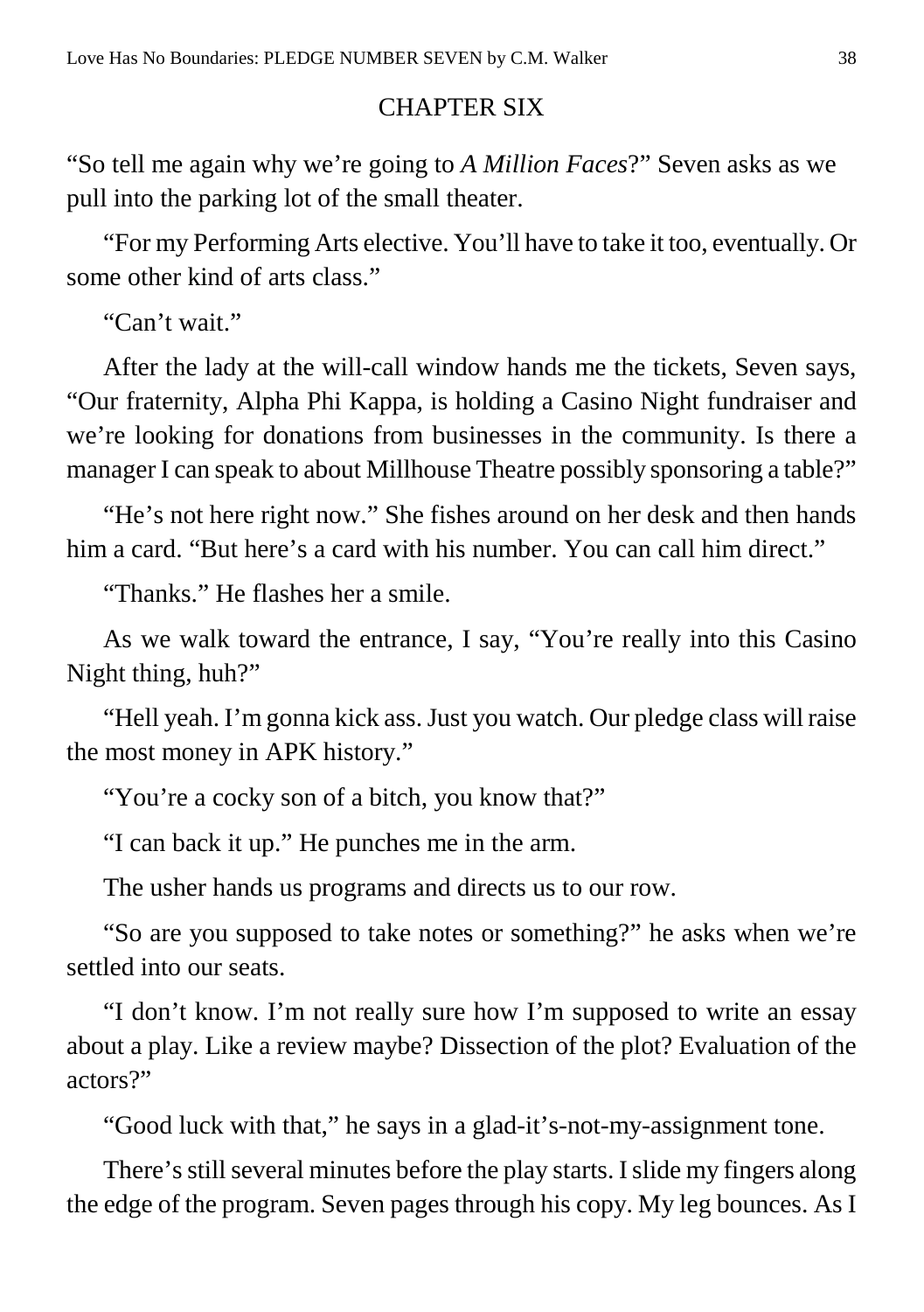## CHAPTER SIX

"So tell me again why we're going to *A Million Faces*?" Seven asks as we pull into the parking lot of the small theater.

"For my Performing Arts elective. You'll have to take it too, eventually. Or some other kind of arts class."

"Can't wait."

After the lady at the will-call window hands me the tickets, Seven says, "Our fraternity, Alpha Phi Kappa, is holding a Casino Night fundraiser and we're looking for donations from businesses in the community. Is there a manager I can speak to about Millhouse Theatre possibly sponsoring a table?"

"He's not here right now." She fishes around on her desk and then hands him a card. "But here's a card with his number. You can call him direct."

"Thanks." He flashes her a smile.

As we walk toward the entrance, I say, "You're really into this Casino Night thing, huh?"

"Hell yeah. I'm gonna kick ass. Just you watch. Our pledge class will raise the most money in APK history."

"You're a cocky son of a bitch, you know that?"

"I can back it up." He punches me in the arm.

The usher hands us programs and directs us to our row.

"So are you supposed to take notes or something?" he asks when we're settled into our seats.

"I don't know. I'm not really sure how I'm supposed to write an essay about a play. Like a review maybe? Dissection of the plot? Evaluation of the actors?"

"Good luck with that," he says in a glad-it's-not-my-assignment tone.

There's still several minutes before the play starts. I slide my fingers along the edge of the program. Seven pages through his copy. My leg bounces. As I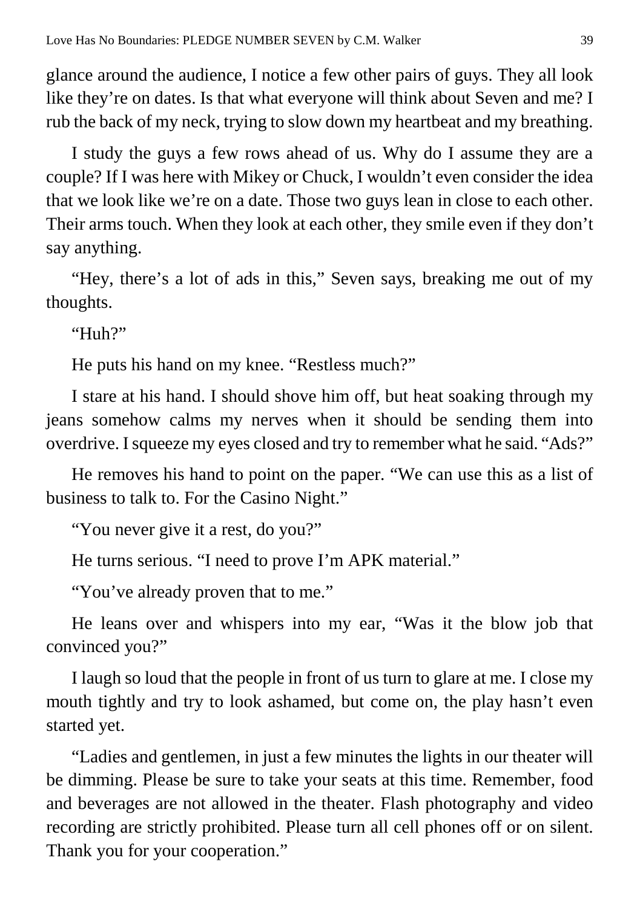glance around the audience, I notice a few other pairs of guys. They all look like they're on dates. Is that what everyone will think about Seven and me? I rub the back of my neck, trying to slow down my heartbeat and my breathing.

I study the guys a few rows ahead of us. Why do I assume they are a couple? If I was here with Mikey or Chuck, I wouldn't even consider the idea that we look like we're on a date. Those two guys lean in close to each other. Their arms touch. When they look at each other, they smile even if they don't say anything.

"Hey, there's a lot of ads in this," Seven says, breaking me out of my thoughts.

"Huh?"

He puts his hand on my knee. "Restless much?"

I stare at his hand. I should shove him off, but heat soaking through my jeans somehow calms my nerves when it should be sending them into overdrive. I squeeze my eyes closed and try to remember what he said. "Ads?"

He removes his hand to point on the paper. "We can use this as a list of business to talk to. For the Casino Night."

"You never give it a rest, do you?"

He turns serious. "I need to prove I'm APK material."

"You've already proven that to me."

He leans over and whispers into my ear, "Was it the blow job that convinced you?"

I laugh so loud that the people in front of us turn to glare at me. I close my mouth tightly and try to look ashamed, but come on, the play hasn't even started yet.

"Ladies and gentlemen, in just a few minutes the lights in our theater will be dimming. Please be sure to take your seats at this time. Remember, food and beverages are not allowed in the theater. Flash photography and video recording are strictly prohibited. Please turn all cell phones off or on silent. Thank you for your cooperation."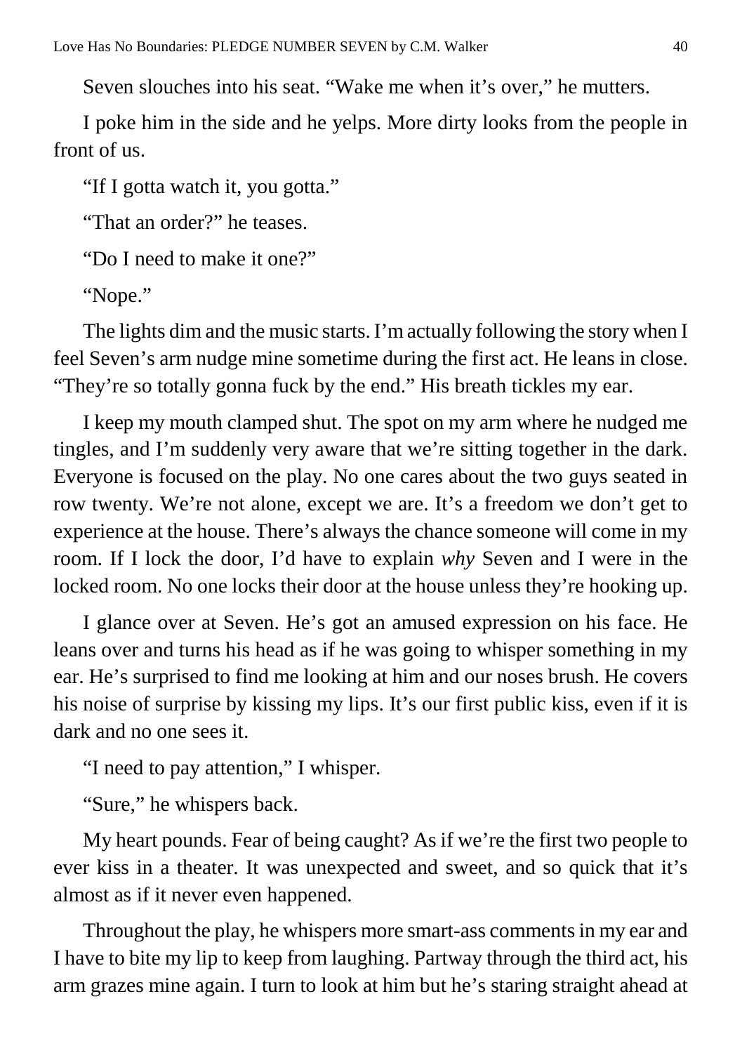Seven slouches into his seat. “Wake me when it’s over,” he mutters.

I poke him in the side and he yelps. More dirty looks from the people in front of us.

“If I gotta watch it, you gotta.”

“That an order?” he teases.

“Do I need to make it one?”

“Nope.”

The lights dim and the music starts. I’m actually following the story when I feel Seven’s arm nudge mine sometime during the first act. He leans in close. “They’re so totally gonna fuck by the end.” His breath tickles my ear.

I keep my mouth clamped shut. The spot on my arm where he nudged me tingles, and I’m suddenly very aware that we’re sitting together in the dark. Everyone is focused on the play. No one cares about the two guys seated in row twenty. We’re not alone, except we are. It’s a freedom we don’t get to experience at the house. There’s always the chance someone will come in my room. If I lock the door, I’d have to explain *why* Seven and I were in the locked room. No one locks their door at the house unless they’re hooking up.

I glance over at Seven. He’s got an amused expression on his face. He leans over and turns his head as if he was going to whisper something in my ear. He’s surprised to find me looking at him and our noses brush. He covers his noise of surprise by kissing my lips. It’s our first public kiss, even if it is dark and no one sees it.

“I need to pay attention,” I whisper.

“Sure,” he whispers back.

My heart pounds. Fear of being caught? As if we’re the first two people to ever kiss in a theater. It was unexpected and sweet, and so quick that it’s almost as if it never even happened.

Throughout the play, he whispers more smart-ass comments in my ear and I have to bite my lip to keep from laughing. Partway through the third act, his arm grazes mine again. I turn to look at him but he’s staring straight ahead at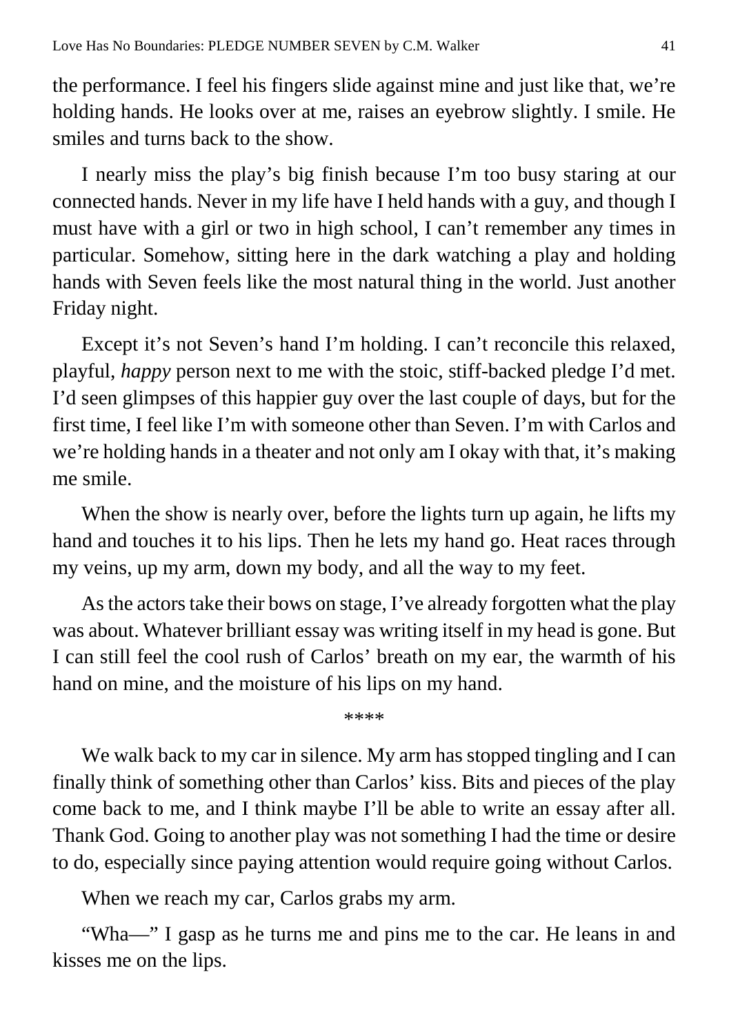the performance. I feel his fingers slide against mine and just like that, we're holding hands. He looks over at me, raises an eyebrow slightly. I smile. He smiles and turns back to the show.

I nearly miss the play's big finish because I'm too busy staring at our connected hands. Never in my life have I held hands with a guy, and though I must have with a girl or two in high school, I can't remember any times in particular. Somehow, sitting here in the dark watching a play and holding hands with Seven feels like the most natural thing in the world. Just another Friday night.

Except it's not Seven's hand I'm holding. I can't reconcile this relaxed, playful, *happy* person next to me with the stoic, stiff-backed pledge I'd met. I'd seen glimpses of this happier guy over the last couple of days, but for the first time, I feel like I'm with someone other than Seven. I'm with Carlos and we're holding hands in a theater and not only am I okay with that, it's making me smile.

When the show is nearly over, before the lights turn up again, he lifts my hand and touches it to his lips. Then he lets my hand go. Heat races through my veins, up my arm, down my body, and all the way to my feet.

As the actors take their bows on stage, I've already forgotten what the play was about. Whatever brilliant essay was writing itself in my head is gone. But I can still feel the cool rush of Carlos' breath on my ear, the warmth of his hand on mine, and the moisture of his lips on my hand.

****

We walk back to my car in silence. My arm has stopped tingling and I can finally think of something other than Carlos' kiss. Bits and pieces of the play come back to me, and I think maybe I'll be able to write an essay after all. Thank God. Going to another play was not something I had the time or desire to do, especially since paying attention would require going without Carlos.

When we reach my car, Carlos grabs my arm.

"Wha—" I gasp as he turns me and pins me to the car. He leans in and kisses me on the lips.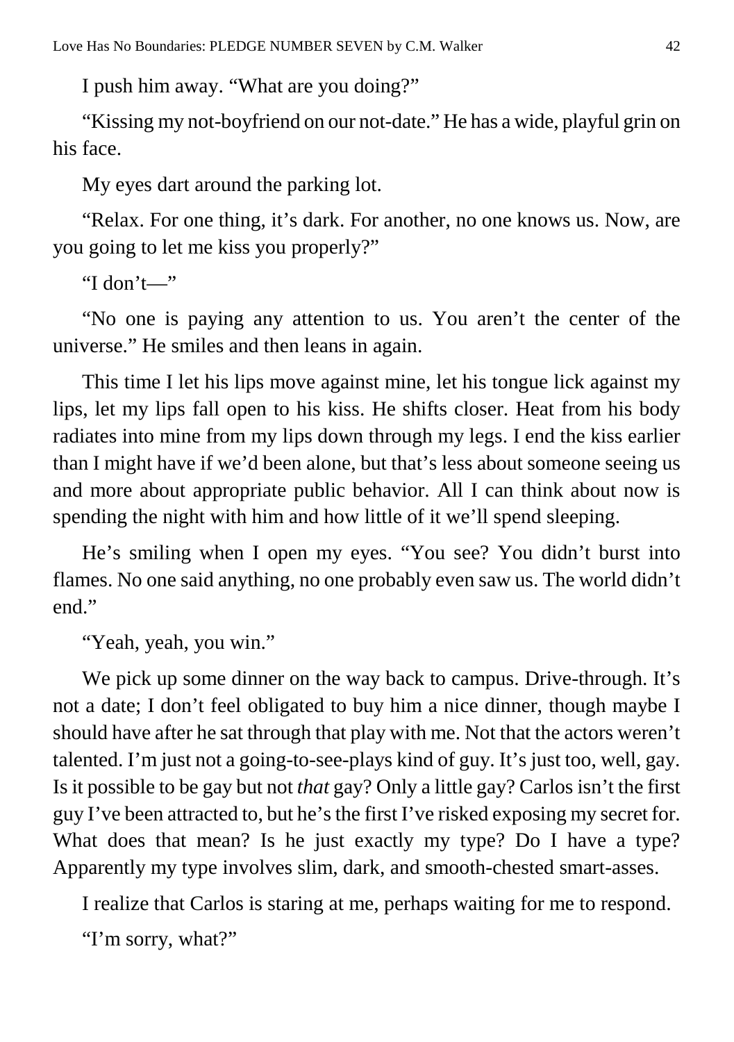I push him away. "What are you doing?"

"Kissing my not-boyfriend on our not-date." He has a wide, playful grin on his face.

My eyes dart around the parking lot.

"Relax. For one thing, it's dark. For another, no one knows us. Now, are you going to let me kiss you properly?"

"I don't—"

"No one is paying any attention to us. You aren't the center of the universe." He smiles and then leans in again.

This time I let his lips move against mine, let his tongue lick against my lips, let my lips fall open to his kiss. He shifts closer. Heat from his body radiates into mine from my lips down through my legs. I end the kiss earlier than I might have if we'd been alone, but that's less about someone seeing us and more about appropriate public behavior. All I can think about now is spending the night with him and how little of it we'll spend sleeping.

He's smiling when I open my eyes. "You see? You didn't burst into flames. No one said anything, no one probably even saw us. The world didn't end."

"Yeah, yeah, you win."

We pick up some dinner on the way back to campus. Drive-through. It's not a date; I don't feel obligated to buy him a nice dinner, though maybe I should have after he sat through that play with me. Not that the actors weren't talented. I'm just not a going-to-see-plays kind of guy. It's just too, well, gay. Is it possible to be gay but not *that* gay? Only a little gay? Carlos isn't the first guy I've been attracted to, but he's the first I've risked exposing my secret for. What does that mean? Is he just exactly my type? Do I have a type? Apparently my type involves slim, dark, and smooth-chested smart-asses.

I realize that Carlos is staring at me, perhaps waiting for me to respond.

"I'm sorry, what?"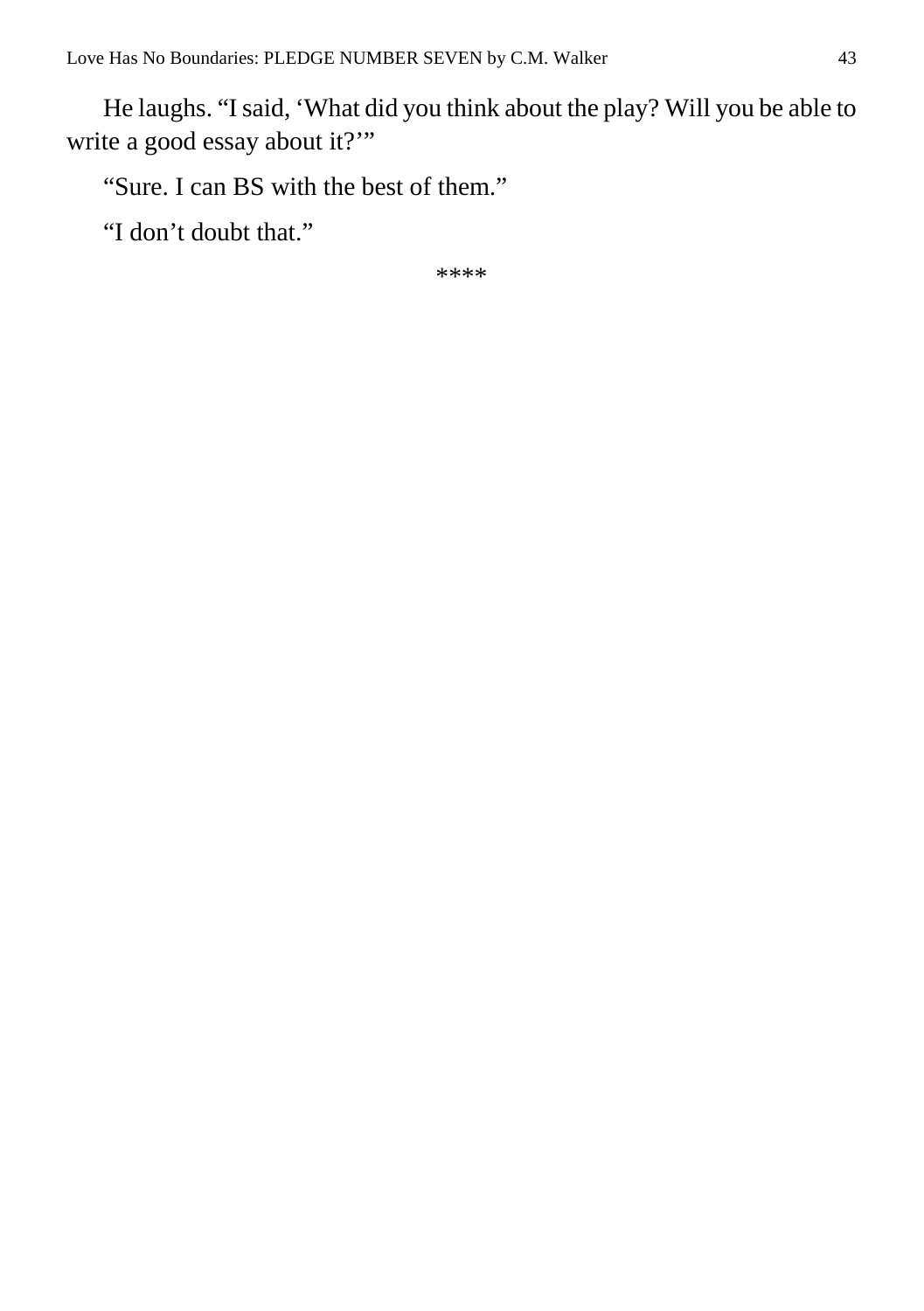He laughs. "I said, 'What did you think about the play? Will you be able to write a good essay about it?'"

"Sure. I can BS with the best of them."

"I don't doubt that."

****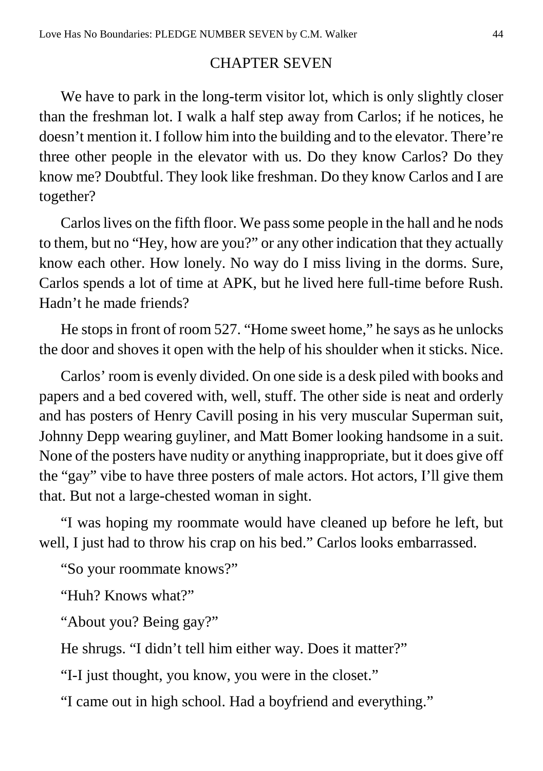## CHAPTER SEVEN

We have to park in the long-term visitor lot, which is only slightly closer than the freshman lot. I walk a half step away from Carlos; if he notices, he doesn't mention it. I follow him into the building and to the elevator. There're three other people in the elevator with us. Do they know Carlos? Do they know me? Doubtful. They look like freshman. Do they know Carlos and I are together?

Carlos lives on the fifth floor. We pass some people in the hall and he nods to them, but no "Hey, how are you?" or any other indication that they actually know each other. How lonely. No way do I miss living in the dorms. Sure, Carlos spends a lot of time at APK, but he lived here full-time before Rush. Hadn't he made friends?

He stops in front of room 527. "Home sweet home," he says as he unlocks the door and shoves it open with the help of his shoulder when it sticks. Nice.

Carlos' room is evenly divided. On one side is a desk piled with books and papers and a bed covered with, well, stuff. The other side is neat and orderly and has posters of Henry Cavill posing in his very muscular Superman suit, Johnny Depp wearing guyliner, and Matt Bomer looking handsome in a suit. None of the posters have nudity or anything inappropriate, but it does give off the "gay" vibe to have three posters of male actors. Hot actors, I'll give them that. But not a large-chested woman in sight.

"I was hoping my roommate would have cleaned up before he left, but well, I just had to throw his crap on his bed." Carlos looks embarrassed.

"So your roommate knows?"

"Huh? Knows what?"

"About you? Being gay?"

He shrugs. "I didn't tell him either way. Does it matter?"

"I-I just thought, you know, you were in the closet."

"I came out in high school. Had a boyfriend and everything."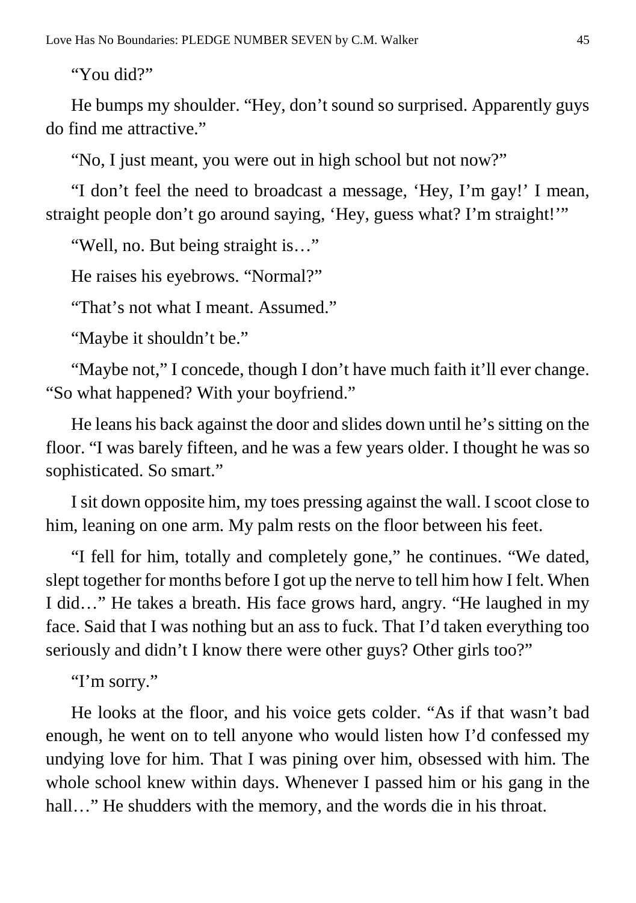"You did?"

He bumps my shoulder. "Hey, don't sound so surprised. Apparently guys do find me attractive."

"No, I just meant, you were out in high school but not now?"

"I don't feel the need to broadcast a message, 'Hey, I'm gay!' I mean, straight people don't go around saying, 'Hey, guess what? I'm straight!'"

"Well, no. But being straight is…"

He raises his eyebrows. "Normal?"

"That's not what I meant. Assumed."

"Maybe it shouldn't be."

"Maybe not," I concede, though I don't have much faith it'll ever change. "So what happened? With your boyfriend."

He leans his back against the door and slides down until he's sitting on the floor. "I was barely fifteen, and he was a few years older. I thought he was so sophisticated. So smart."

I sit down opposite him, my toes pressing against the wall. I scoot close to him, leaning on one arm. My palm rests on the floor between his feet.

"I fell for him, totally and completely gone," he continues. "We dated, slept together for months before I got up the nerve to tell him how I felt. When I did…" He takes a breath. His face grows hard, angry. "He laughed in my face. Said that I was nothing but an ass to fuck. That I'd taken everything too seriously and didn't I know there were other guys? Other girls too?"

"I'm sorry."

He looks at the floor, and his voice gets colder. "As if that wasn't bad enough, he went on to tell anyone who would listen how I'd confessed my undying love for him. That I was pining over him, obsessed with him. The whole school knew within days. Whenever I passed him or his gang in the hall…" He shudders with the memory, and the words die in his throat.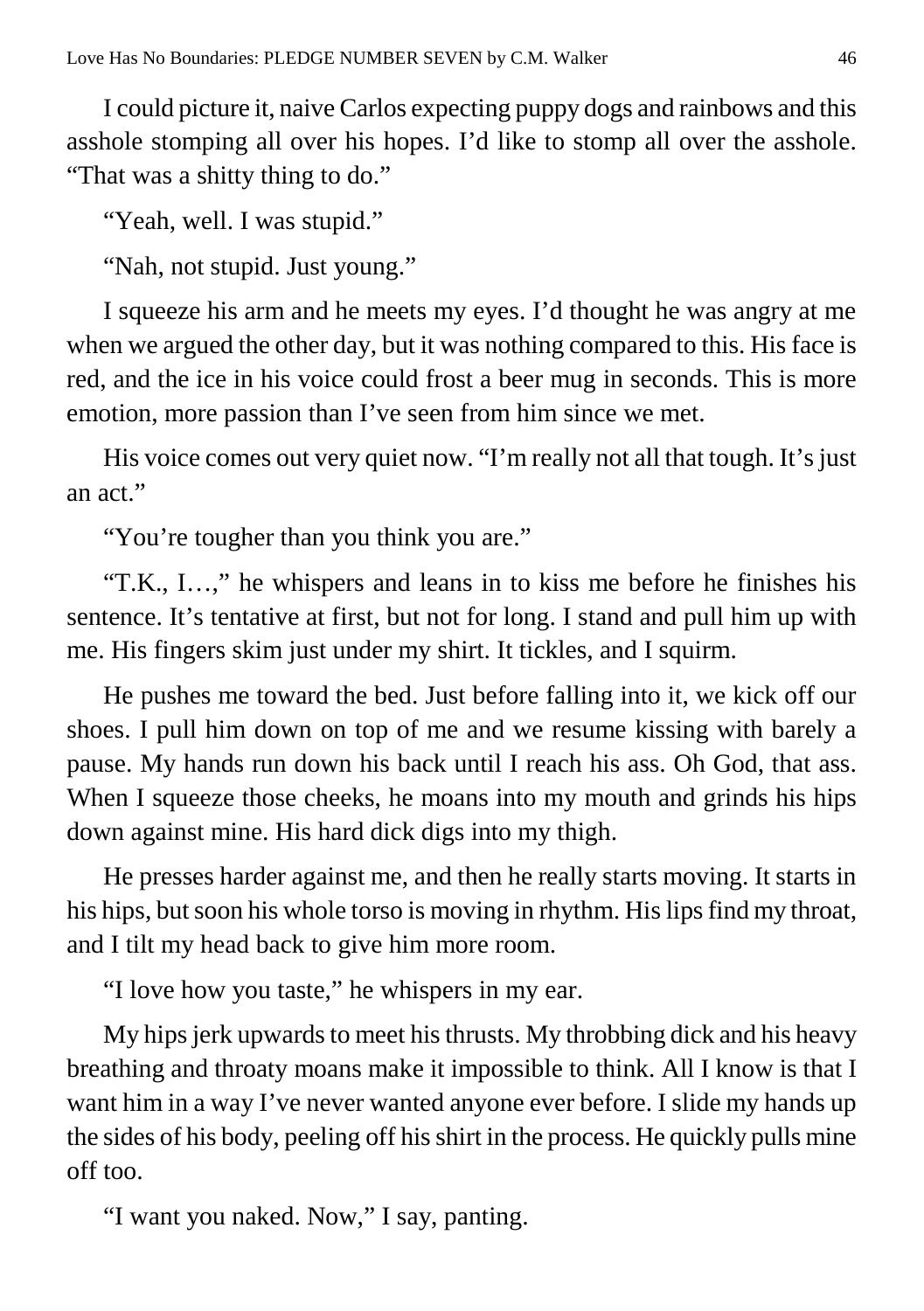I could picture it, naive Carlos expecting puppy dogs and rainbows and this asshole stomping all over his hopes. I'd like to stomp all over the asshole. "That was a shitty thing to do."

"Yeah, well. I was stupid."

"Nah, not stupid. Just young."

I squeeze his arm and he meets my eyes. I'd thought he was angry at me when we argued the other day, but it was nothing compared to this. His face is red, and the ice in his voice could frost a beer mug in seconds. This is more emotion, more passion than I've seen from him since we met.

His voice comes out very quiet now. "I'm really not all that tough. It's just an act."

"You're tougher than you think you are."

"T.K., I…," he whispers and leans in to kiss me before he finishes his sentence. It's tentative at first, but not for long. I stand and pull him up with me. His fingers skim just under my shirt. It tickles, and I squirm.

He pushes me toward the bed. Just before falling into it, we kick off our shoes. I pull him down on top of me and we resume kissing with barely a pause. My hands run down his back until I reach his ass. Oh God, that ass. When I squeeze those cheeks, he moans into my mouth and grinds his hips down against mine. His hard dick digs into my thigh.

He presses harder against me, and then he really starts moving. It starts in his hips, but soon his whole torso is moving in rhythm. His lips find my throat, and I tilt my head back to give him more room.

"I love how you taste," he whispers in my ear.

My hips jerk upwards to meet his thrusts. My throbbing dick and his heavy breathing and throaty moans make it impossible to think. All I know is that I want him in a way I've never wanted anyone ever before. I slide my hands up the sides of his body, peeling off his shirt in the process. He quickly pulls mine off too.

"I want you naked. Now," I say, panting.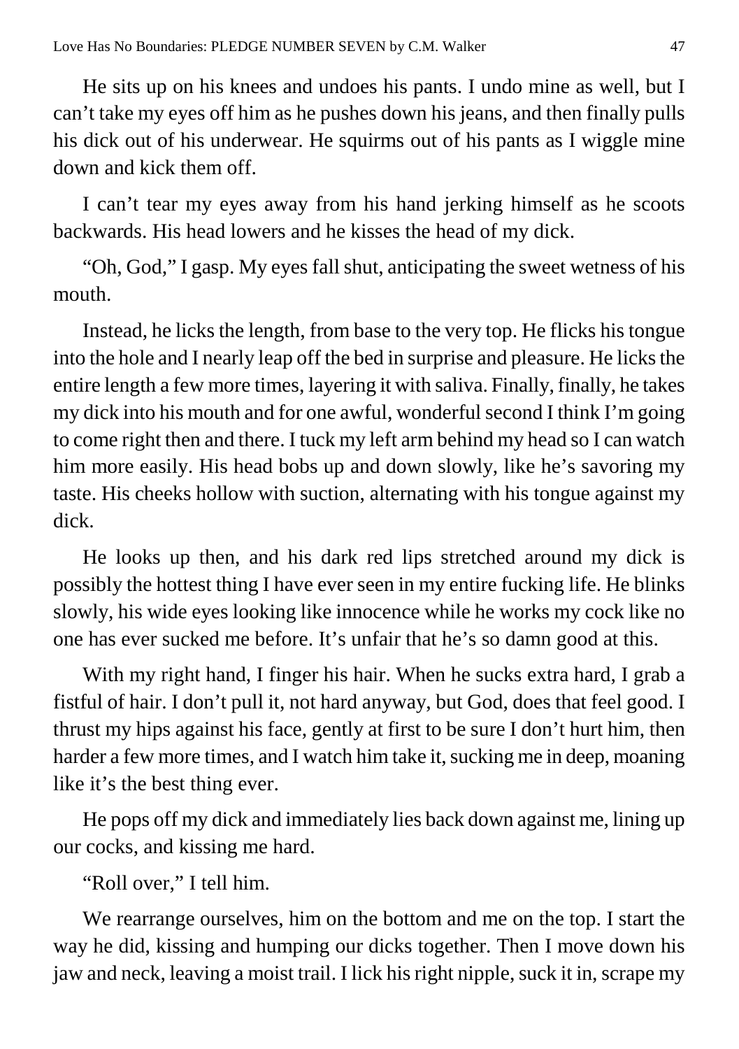He sits up on his knees and undoes his pants. I undo mine as well, but I can't take my eyes off him as he pushes down his jeans, and then finally pulls his dick out of his underwear. He squirms out of his pants as I wiggle mine down and kick them off.

I can't tear my eyes away from his hand jerking himself as he scoots backwards. His head lowers and he kisses the head of my dick.

"Oh, God," I gasp. My eyes fall shut, anticipating the sweet wetness of his mouth.

Instead, he licks the length, from base to the very top. He flicks his tongue into the hole and I nearly leap off the bed in surprise and pleasure. He licks the entire length a few more times, layering it with saliva. Finally, finally, he takes my dick into his mouth and for one awful, wonderful second I think I'm going to come right then and there. I tuck my left arm behind my head so I can watch him more easily. His head bobs up and down slowly, like he's savoring my taste. His cheeks hollow with suction, alternating with his tongue against my dick.

He looks up then, and his dark red lips stretched around my dick is possibly the hottest thing I have ever seen in my entire fucking life. He blinks slowly, his wide eyes looking like innocence while he works my cock like no one has ever sucked me before. It's unfair that he's so damn good at this.

With my right hand, I finger his hair. When he sucks extra hard, I grab a fistful of hair. I don't pull it, not hard anyway, but God, does that feel good. I thrust my hips against his face, gently at first to be sure I don't hurt him, then harder a few more times, and I watch him take it, sucking me in deep, moaning like it's the best thing ever.

He pops off my dick and immediately lies back down against me, lining up our cocks, and kissing me hard.

"Roll over," I tell him.

We rearrange ourselves, him on the bottom and me on the top. I start the way he did, kissing and humping our dicks together. Then I move down his jaw and neck, leaving a moist trail. I lick his right nipple, suck it in, scrape my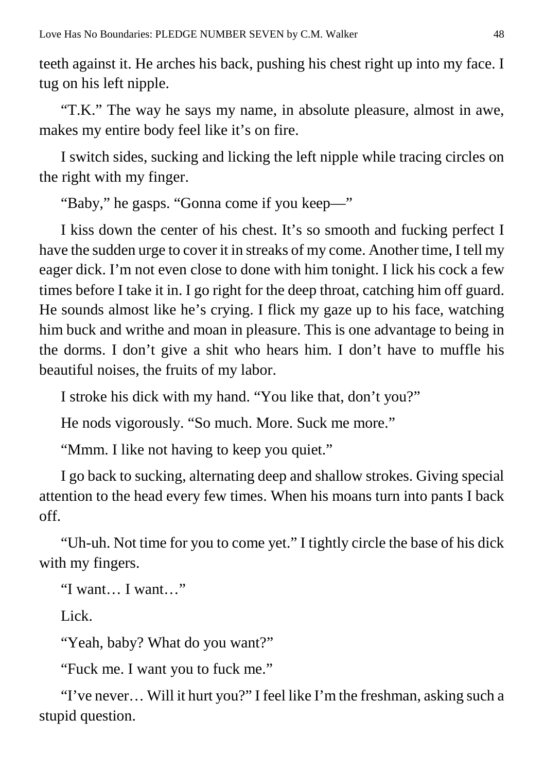teeth against it. He arches his back, pushing his chest right up into my face. I tug on his left nipple.

"T.K." The way he says my name, in absolute pleasure, almost in awe, makes my entire body feel like it's on fire.

I switch sides, sucking and licking the left nipple while tracing circles on the right with my finger.

"Baby," he gasps. "Gonna come if you keep—"

I kiss down the center of his chest. It's so smooth and fucking perfect I have the sudden urge to cover it in streaks of my come. Another time, I tell my eager dick. I'm not even close to done with him tonight. I lick his cock a few times before I take it in. I go right for the deep throat, catching him off guard. He sounds almost like he's crying. I flick my gaze up to his face, watching him buck and writhe and moan in pleasure. This is one advantage to being in the dorms. I don't give a shit who hears him. I don't have to muffle his beautiful noises, the fruits of my labor.

I stroke his dick with my hand. "You like that, don't you?"

He nods vigorously. "So much. More. Suck me more."

"Mmm. I like not having to keep you quiet."

I go back to sucking, alternating deep and shallow strokes. Giving special attention to the head every few times. When his moans turn into pants I back off.

"Uh-uh. Not time for you to come yet." I tightly circle the base of his dick with my fingers.

"I want… I want…"

Lick.

"Yeah, baby? What do you want?"

"Fuck me. I want you to fuck me."

"I've never… Will it hurt you?" I feel like I'm the freshman, asking such a stupid question.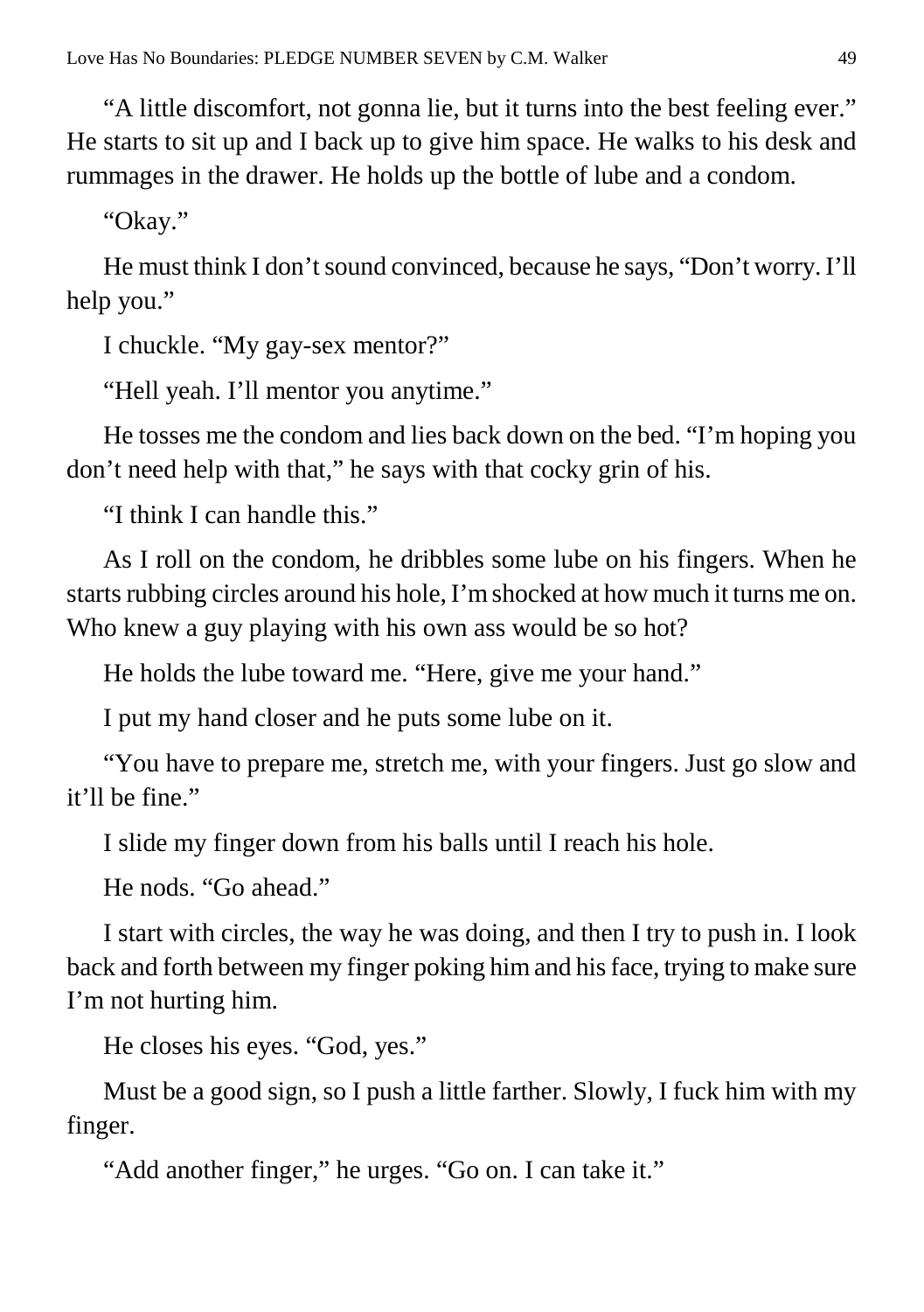"A little discomfort, not gonna lie, but it turns into the best feeling ever." He starts to sit up and I back up to give him space. He walks to his desk and rummages in the drawer. He holds up the bottle of lube and a condom.

"Okay."

He must think I don't sound convinced, because he says, "Don't worry. I'll help you."

I chuckle. "My gay-sex mentor?"

"Hell yeah. I'll mentor you anytime."

He tosses me the condom and lies back down on the bed. "I'm hoping you don't need help with that," he says with that cocky grin of his.

"I think I can handle this."

As I roll on the condom, he dribbles some lube on his fingers. When he starts rubbing circles around his hole, I'm shocked at how much it turns me on. Who knew a guy playing with his own ass would be so hot?

He holds the lube toward me. "Here, give me your hand."

I put my hand closer and he puts some lube on it.

"You have to prepare me, stretch me, with your fingers. Just go slow and it'll be fine."

I slide my finger down from his balls until I reach his hole.

He nods. "Go ahead."

I start with circles, the way he was doing, and then I try to push in. I look back and forth between my finger poking him and his face, trying to make sure I'm not hurting him.

He closes his eyes. "God, yes."

Must be a good sign, so I push a little farther. Slowly, I fuck him with my finger.

"Add another finger," he urges. "Go on. I can take it."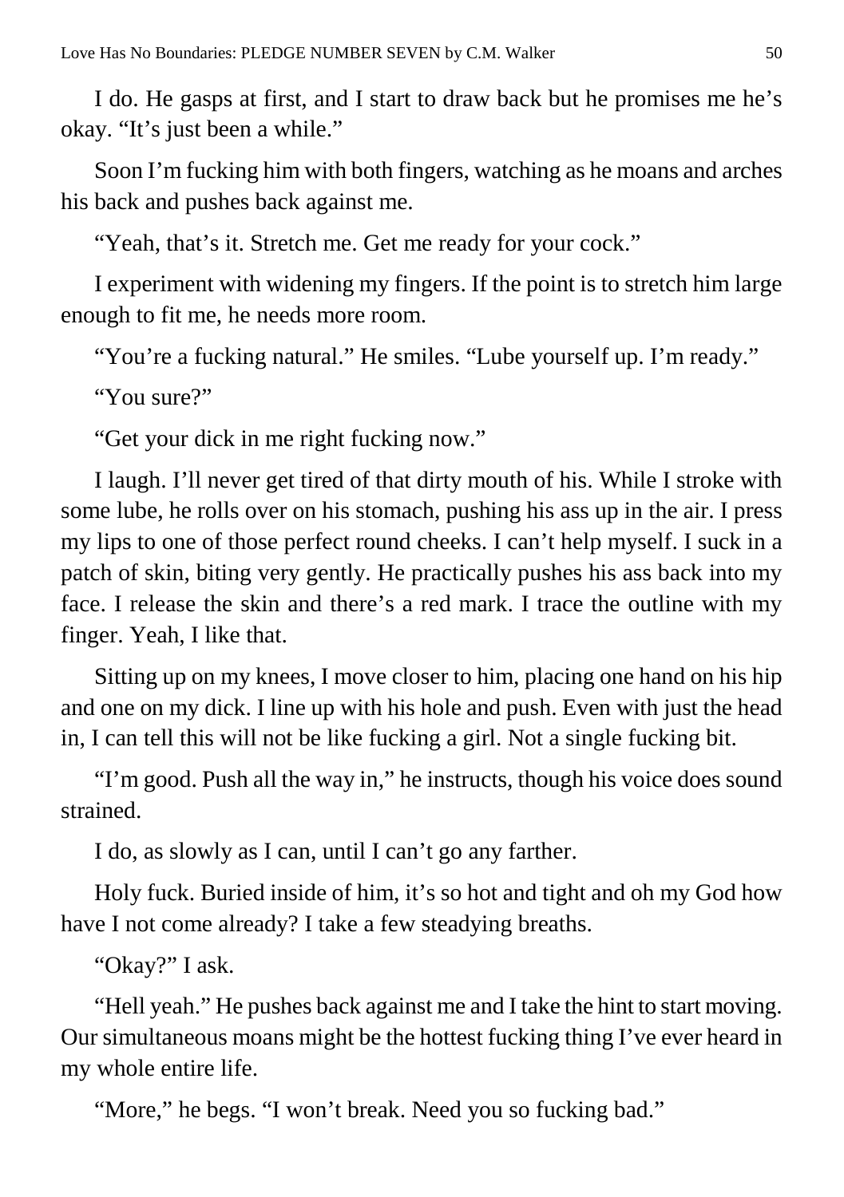I do. He gasps at first, and I start to draw back but he promises me he's okay. "It's just been a while."

Soon I'm fucking him with both fingers, watching as he moans and arches his back and pushes back against me.

"Yeah, that's it. Stretch me. Get me ready for your cock."

I experiment with widening my fingers. If the point is to stretch him large enough to fit me, he needs more room.

"You're a fucking natural." He smiles. "Lube yourself up. I'm ready."

"You sure?"

"Get your dick in me right fucking now."

I laugh. I'll never get tired of that dirty mouth of his. While I stroke with some lube, he rolls over on his stomach, pushing his ass up in the air. I press my lips to one of those perfect round cheeks. I can't help myself. I suck in a patch of skin, biting very gently. He practically pushes his ass back into my face. I release the skin and there's a red mark. I trace the outline with my finger. Yeah, I like that.

Sitting up on my knees, I move closer to him, placing one hand on his hip and one on my dick. I line up with his hole and push. Even with just the head in, I can tell this will not be like fucking a girl. Not a single fucking bit.

"I'm good. Push all the way in," he instructs, though his voice does sound strained.

I do, as slowly as I can, until I can't go any farther.

Holy fuck. Buried inside of him, it's so hot and tight and oh my God how have I not come already? I take a few steadying breaths.

"Okay?" I ask.

"Hell yeah." He pushes back against me and I take the hint to start moving. Our simultaneous moans might be the hottest fucking thing I've ever heard in my whole entire life.

"More," he begs. "I won't break. Need you so fucking bad."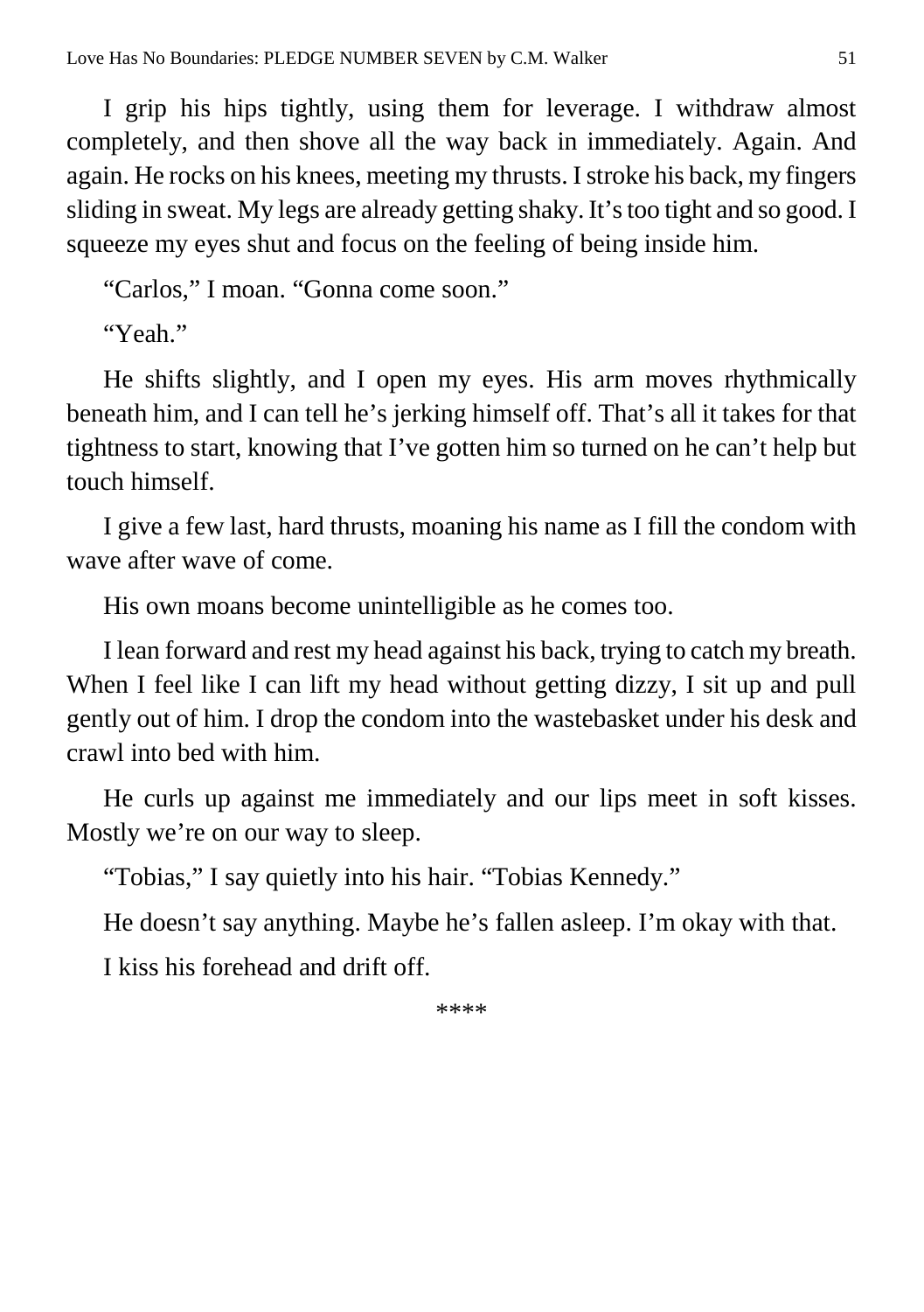I grip his hips tightly, using them for leverage. I withdraw almost completely, and then shove all the way back in immediately. Again. And again. He rocks on his knees, meeting my thrusts. I stroke his back, my fingers sliding in sweat. My legs are already getting shaky. It's too tight and so good. I squeeze my eyes shut and focus on the feeling of being inside him.

"Carlos," I moan. "Gonna come soon."

"Yeah."

He shifts slightly, and I open my eyes. His arm moves rhythmically beneath him, and I can tell he's jerking himself off. That's all it takes for that tightness to start, knowing that I've gotten him so turned on he can't help but touch himself.

I give a few last, hard thrusts, moaning his name as I fill the condom with wave after wave of come.

His own moans become unintelligible as he comes too.

I lean forward and rest my head against his back, trying to catch my breath. When I feel like I can lift my head without getting dizzy, I sit up and pull gently out of him. I drop the condom into the wastebasket under his desk and crawl into bed with him.

He curls up against me immediately and our lips meet in soft kisses. Mostly we're on our way to sleep.

"Tobias," I say quietly into his hair. "Tobias Kennedy."

He doesn't say anything. Maybe he's fallen asleep. I'm okay with that.

I kiss his forehead and drift off.

****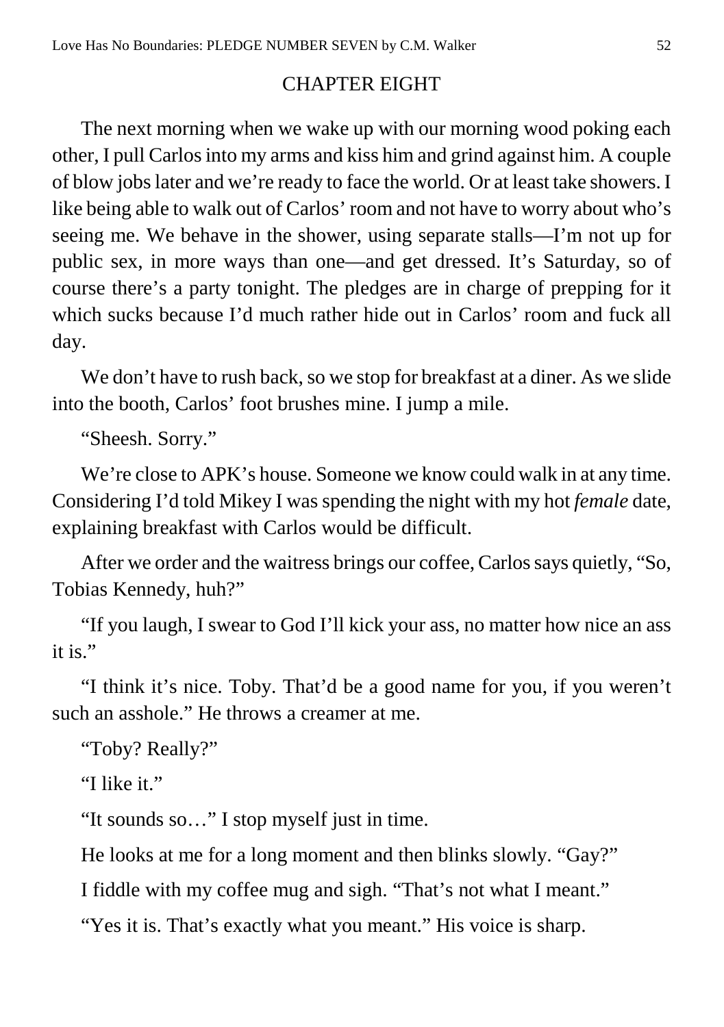## CHAPTER EIGHT

The next morning when we wake up with our morning wood poking each other, I pull Carlos into my arms and kiss him and grind against him. A couple of blow jobs later and we're ready to face the world. Or at least take showers. I like being able to walk out of Carlos' room and not have to worry about who's seeing me. We behave in the shower, using separate stalls—I'm not up for public sex, in more ways than one—and get dressed. It's Saturday, so of course there's a party tonight. The pledges are in charge of prepping for it which sucks because I'd much rather hide out in Carlos' room and fuck all day.

We don't have to rush back, so we stop for breakfast at a diner. As we slide into the booth, Carlos' foot brushes mine. I jump a mile.

"Sheesh. Sorry."

We're close to APK's house. Someone we know could walk in at any time. Considering I'd told Mikey I was spending the night with my hot *female* date, explaining breakfast with Carlos would be difficult.

After we order and the waitress brings our coffee, Carlos says quietly, "So, Tobias Kennedy, huh?"

"If you laugh, I swear to God I'll kick your ass, no matter how nice an ass it is."

"I think it's nice. Toby. That'd be a good name for you, if you weren't such an asshole." He throws a creamer at me.

"Toby? Really?"

"I like it."

"It sounds so…" I stop myself just in time.

He looks at me for a long moment and then blinks slowly. "Gay?"

I fiddle with my coffee mug and sigh. "That's not what I meant."

"Yes it is. That's exactly what you meant." His voice is sharp.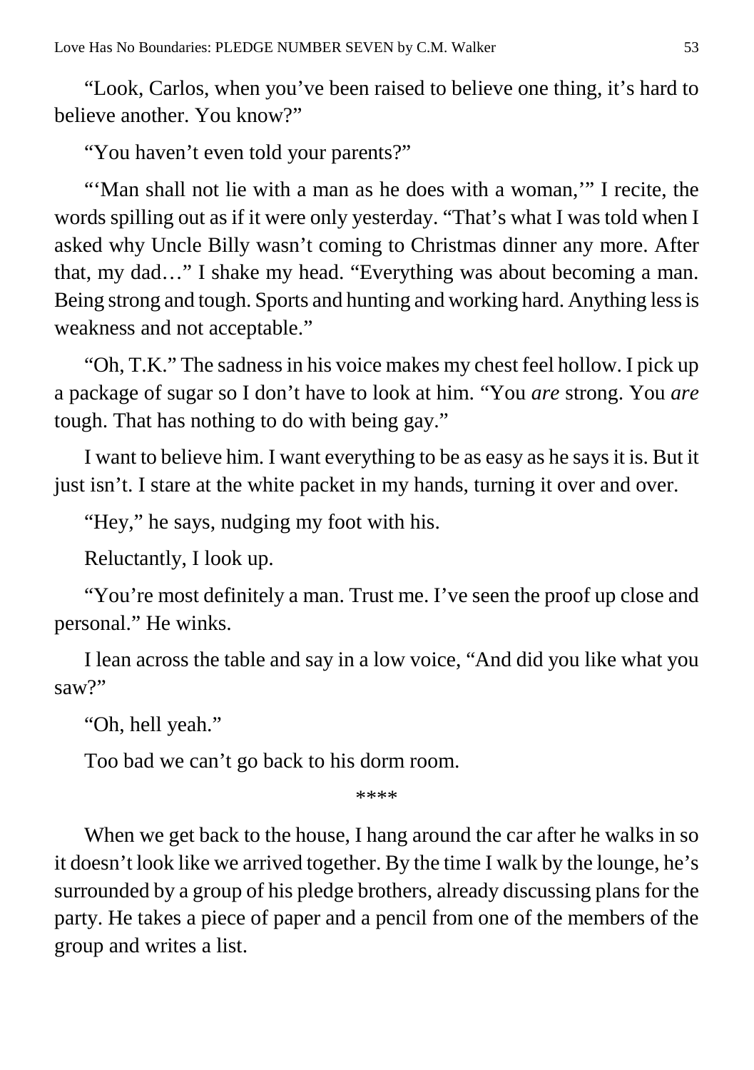"Look, Carlos, when you've been raised to believe one thing, it's hard to believe another. You know?"

"You haven't even told your parents?"

"'Man shall not lie with a man as he does with a woman,'" I recite, the words spilling out as if it were only yesterday. "That's what I was told when I asked why Uncle Billy wasn't coming to Christmas dinner any more. After that, my dad…" I shake my head. "Everything was about becoming a man. Being strong and tough. Sports and hunting and working hard. Anything less is weakness and not acceptable."

"Oh, T.K." The sadness in his voice makes my chest feel hollow. I pick up a package of sugar so I don't have to look at him. "You *are* strong. You *are* tough. That has nothing to do with being gay."

I want to believe him. I want everything to be as easy as he says it is. But it just isn't. I stare at the white packet in my hands, turning it over and over.

"Hey," he says, nudging my foot with his.

Reluctantly, I look up.

"You're most definitely a man. Trust me. I've seen the proof up close and personal." He winks.

I lean across the table and say in a low voice, "And did you like what you saw?"

"Oh, hell yeah."

Too bad we can't go back to his dorm room.

****

When we get back to the house, I hang around the car after he walks in so it doesn't look like we arrived together. By the time I walk by the lounge, he's surrounded by a group of his pledge brothers, already discussing plans for the party. He takes a piece of paper and a pencil from one of the members of the group and writes a list.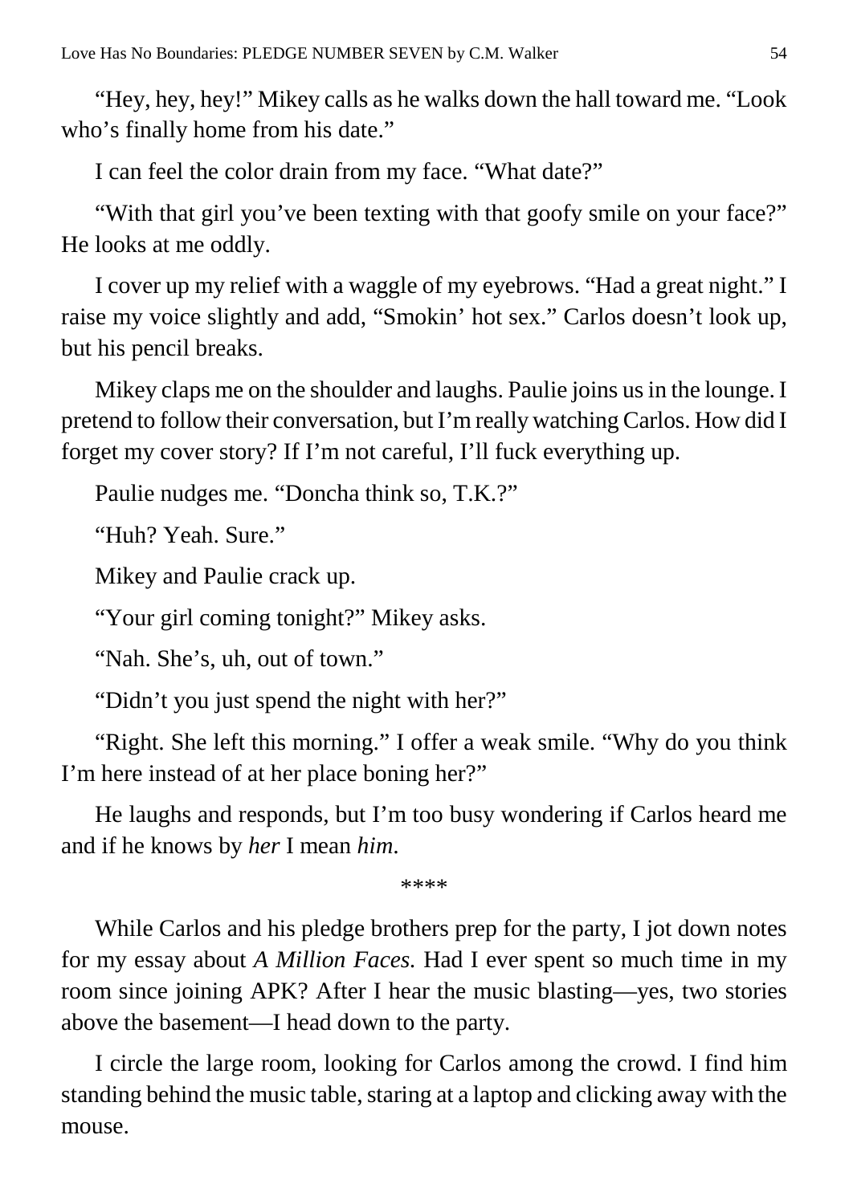"Hey, hey, hey!" Mikey calls as he walks down the hall toward me. "Look who's finally home from his date."

I can feel the color drain from my face. "What date?"

"With that girl you've been texting with that goofy smile on your face?" He looks at me oddly.

I cover up my relief with a waggle of my eyebrows. "Had a great night." I raise my voice slightly and add, "Smokin' hot sex." Carlos doesn't look up, but his pencil breaks.

Mikey claps me on the shoulder and laughs. Paulie joins us in the lounge. I pretend to follow their conversation, but I'm really watching Carlos. How did I forget my cover story? If I'm not careful, I'll fuck everything up.

Paulie nudges me. "Doncha think so, T.K.?"

"Huh? Yeah. Sure."

Mikey and Paulie crack up.

"Your girl coming tonight?" Mikey asks.

"Nah. She's, uh, out of town."

"Didn't you just spend the night with her?"

"Right. She left this morning." I offer a weak smile. "Why do you think I'm here instead of at her place boning her?"

He laughs and responds, but I'm too busy wondering if Carlos heard me and if he knows by *her* I mean *him*.

****

While Carlos and his pledge brothers prep for the party, I jot down notes for my essay about *A Million Faces.* Had I ever spent so much time in my room since joining APK? After I hear the music blasting—yes, two stories above the basement—I head down to the party.

I circle the large room, looking for Carlos among the crowd. I find him standing behind the music table, staring at a laptop and clicking away with the mouse.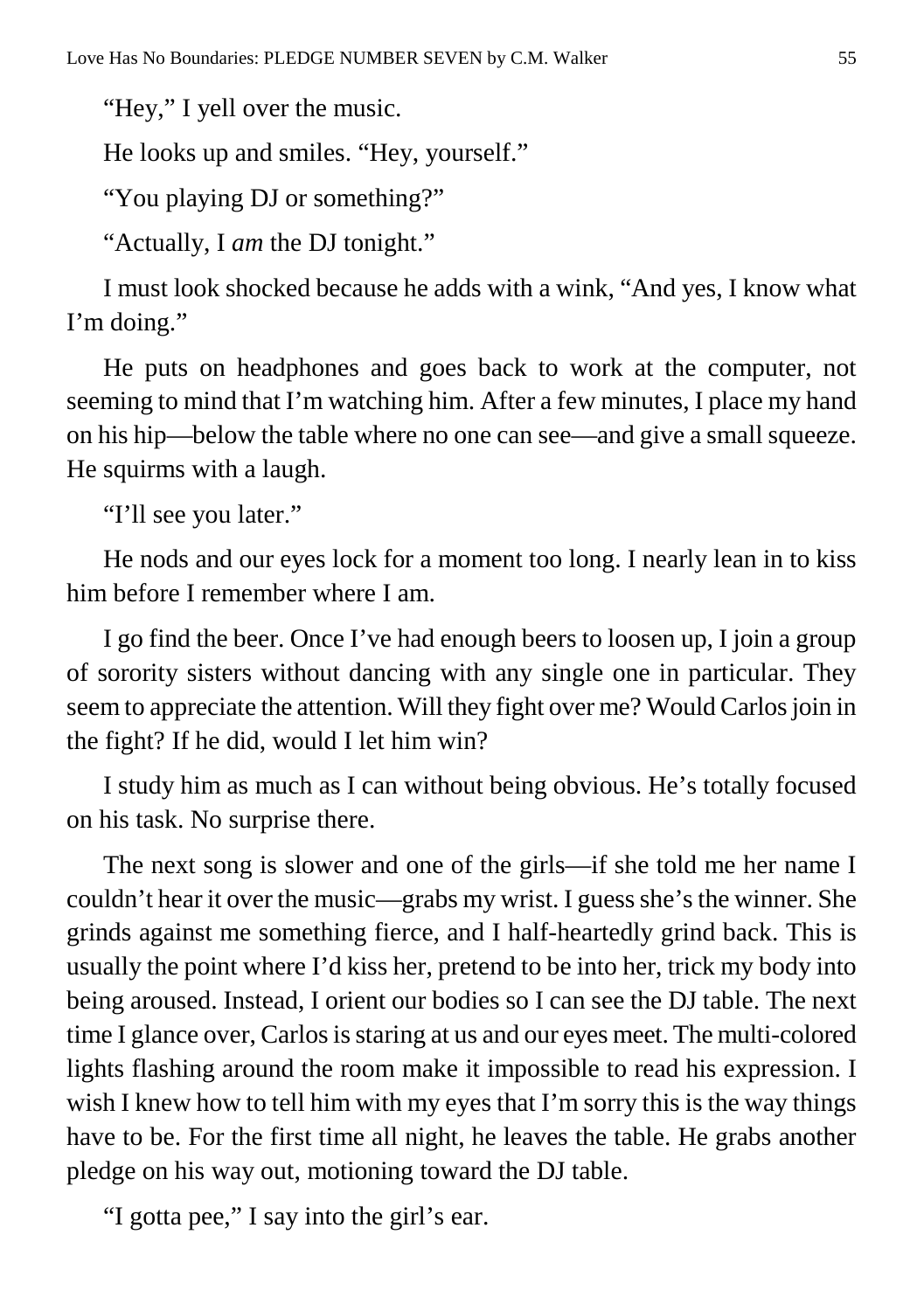"Hey," I yell over the music.

He looks up and smiles. "Hey, yourself."

"You playing DJ or something?"

"Actually, I *am* the DJ tonight."

I must look shocked because he adds with a wink, "And yes, I know what I'm doing."

He puts on headphones and goes back to work at the computer, not seeming to mind that I'm watching him. After a few minutes, I place my hand on his hip—below the table where no one can see—and give a small squeeze. He squirms with a laugh.

"I'll see you later."

He nods and our eyes lock for a moment too long. I nearly lean in to kiss him before I remember where I am.

I go find the beer. Once I've had enough beers to loosen up, I join a group of sorority sisters without dancing with any single one in particular. They seem to appreciate the attention. Will they fight over me? Would Carlos join in the fight? If he did, would I let him win?

I study him as much as I can without being obvious. He's totally focused on his task. No surprise there.

The next song is slower and one of the girls—if she told me her name I couldn't hear it over the music—grabs my wrist. I guess she's the winner. She grinds against me something fierce, and I half-heartedly grind back. This is usually the point where I'd kiss her, pretend to be into her, trick my body into being aroused. Instead, I orient our bodies so I can see the DJ table. The next time I glance over, Carlos is staring at us and our eyes meet. The multi-colored lights flashing around the room make it impossible to read his expression. I wish I knew how to tell him with my eyes that I'm sorry this is the way things have to be. For the first time all night, he leaves the table. He grabs another pledge on his way out, motioning toward the DJ table.

"I gotta pee," I say into the girl's ear.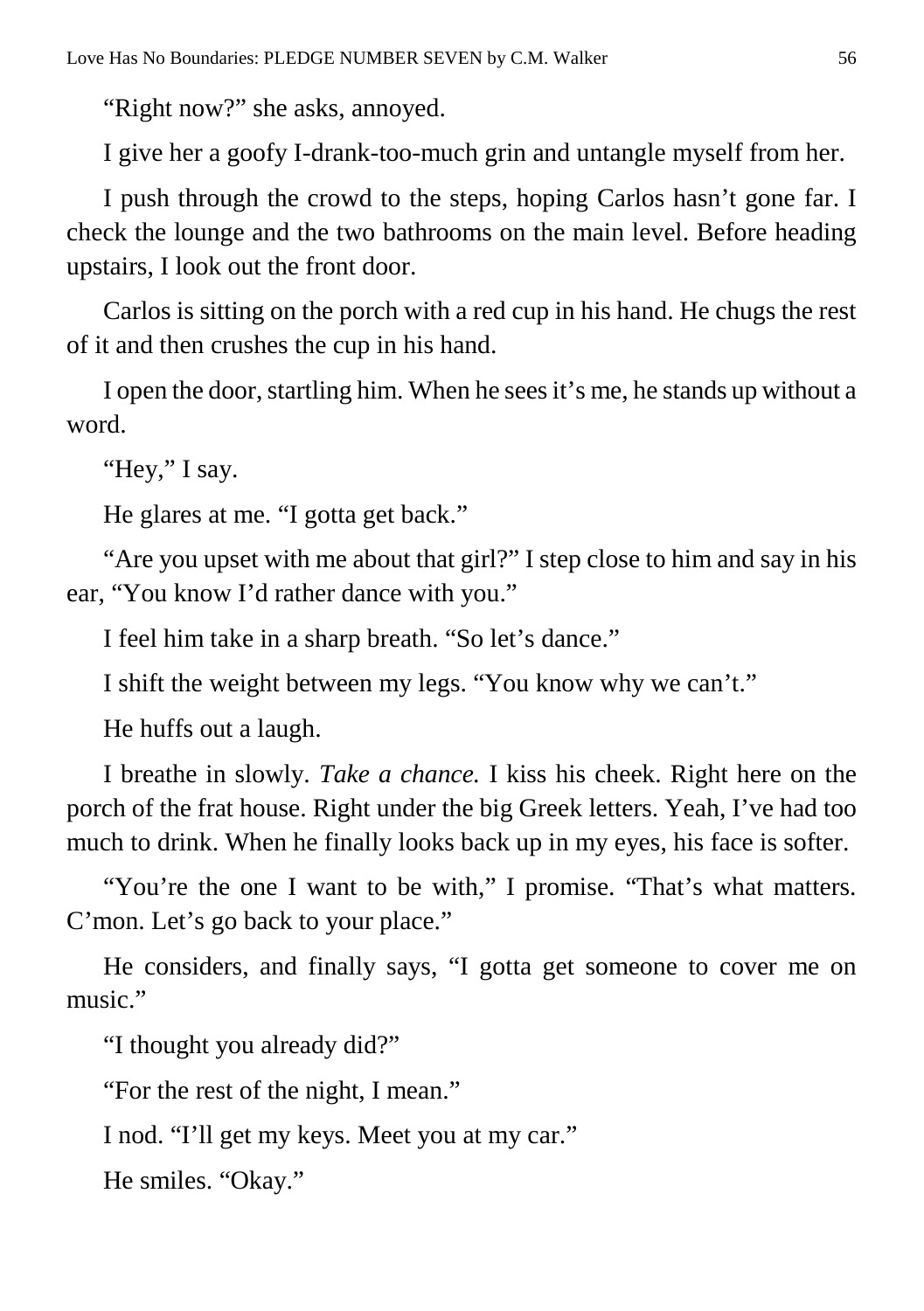"Right now?" she asks, annoyed.

I give her a goofy I-drank-too-much grin and untangle myself from her.

I push through the crowd to the steps, hoping Carlos hasn't gone far. I check the lounge and the two bathrooms on the main level. Before heading upstairs, I look out the front door.

Carlos is sitting on the porch with a red cup in his hand. He chugs the rest of it and then crushes the cup in his hand.

I open the door, startling him. When he sees it's me, he stands up without a word.

"Hey," I say.

He glares at me. "I gotta get back."

"Are you upset with me about that girl?" I step close to him and say in his ear, "You know I'd rather dance with you."

I feel him take in a sharp breath. "So let's dance."

I shift the weight between my legs. "You know why we can't."

He huffs out a laugh.

I breathe in slowly. *Take a chance.* I kiss his cheek. Right here on the porch of the frat house. Right under the big Greek letters. Yeah, I've had too much to drink. When he finally looks back up in my eyes, his face is softer.

"You're the one I want to be with," I promise. "That's what matters. C'mon. Let's go back to your place."

He considers, and finally says, "I gotta get someone to cover me on music."

"I thought you already did?"

"For the rest of the night, I mean."

I nod. "I'll get my keys. Meet you at my car."

He smiles. "Okay."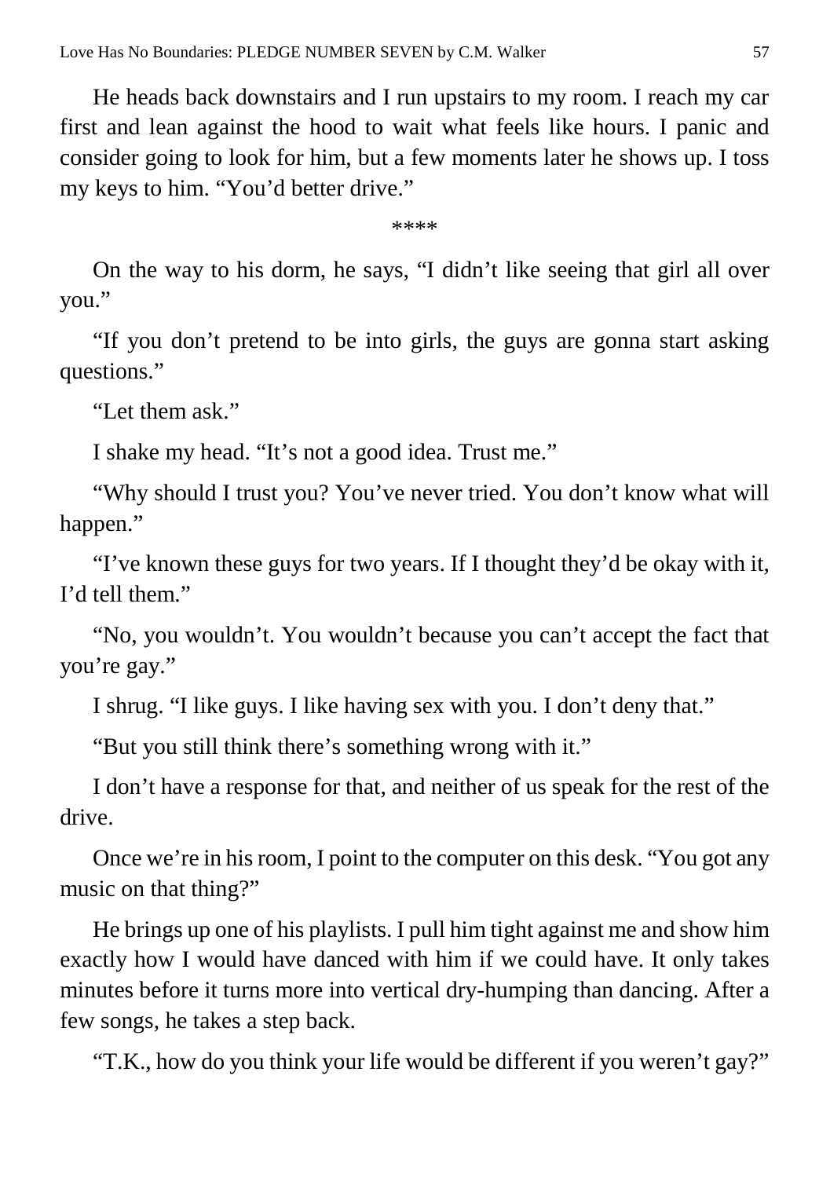He heads back downstairs and I run upstairs to my room. I reach my car first and lean against the hood to wait what feels like hours. I panic and consider going to look for him, but a few moments later he shows up. I toss my keys to him. “You’d better drive.”

****

On the way to his dorm, he says, “I didn’t like seeing that girl all over you.”

“If you don’t pretend to be into girls, the guys are gonna start asking questions.”

“Let them ask.”

I shake my head. “It’s not a good idea. Trust me.”

“Why should I trust you? You’ve never tried. You don’t know what will happen.”

“I’ve known these guys for two years. If I thought they’d be okay with it, I’d tell them.”

“No, you wouldn’t. You wouldn’t because you can’t accept the fact that you’re gay.”

I shrug. “I like guys. I like having sex with you. I don’t deny that.”

“But you still think there’s something wrong with it.”

I don’t have a response for that, and neither of us speak for the rest of the drive.

Once we’re in his room, I point to the computer on this desk. “You got any music on that thing?”

He brings up one of his playlists. I pull him tight against me and show him exactly how I would have danced with him if we could have. It only takes minutes before it turns more into vertical dry-humping than dancing. After a few songs, he takes a step back.

“T.K., how do you think your life would be different if you weren’t gay?”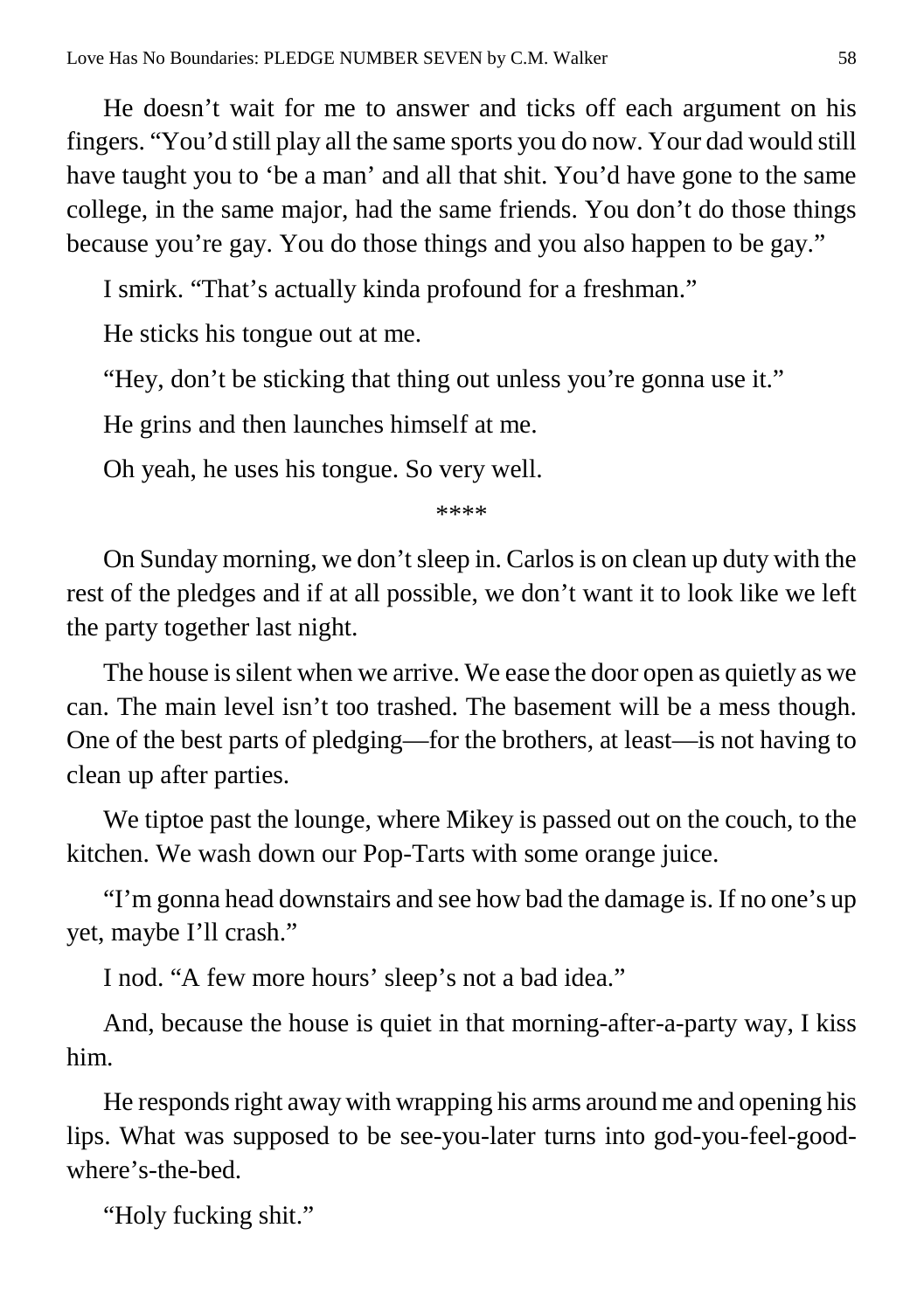He doesn't wait for me to answer and ticks off each argument on his fingers. "You'd still play all the same sports you do now. Your dad would still have taught you to 'be a man' and all that shit. You'd have gone to the same college, in the same major, had the same friends. You don't do those things because you're gay. You do those things and you also happen to be gay."

I smirk. "That's actually kinda profound for a freshman."

He sticks his tongue out at me.

"Hey, don't be sticking that thing out unless you're gonna use it."

He grins and then launches himself at me.

Oh yeah, he uses his tongue. So very well.

****

On Sunday morning, we don't sleep in. Carlos is on clean up duty with the rest of the pledges and if at all possible, we don't want it to look like we left the party together last night.

The house is silent when we arrive. We ease the door open as quietly as we can. The main level isn't too trashed. The basement will be a mess though. One of the best parts of pledging—for the brothers, at least—is not having to clean up after parties.

We tiptoe past the lounge, where Mikey is passed out on the couch, to the kitchen. We wash down our Pop-Tarts with some orange juice.

"I'm gonna head downstairs and see how bad the damage is. If no one's up yet, maybe I'll crash."

I nod. "A few more hours' sleep's not a bad idea."

And, because the house is quiet in that morning-after-a-party way, I kiss him.

He responds right away with wrapping his arms around me and opening his lips. What was supposed to be see-you-later turns into god-you-feel-good-where's-the-bed.

"Holy fucking shit."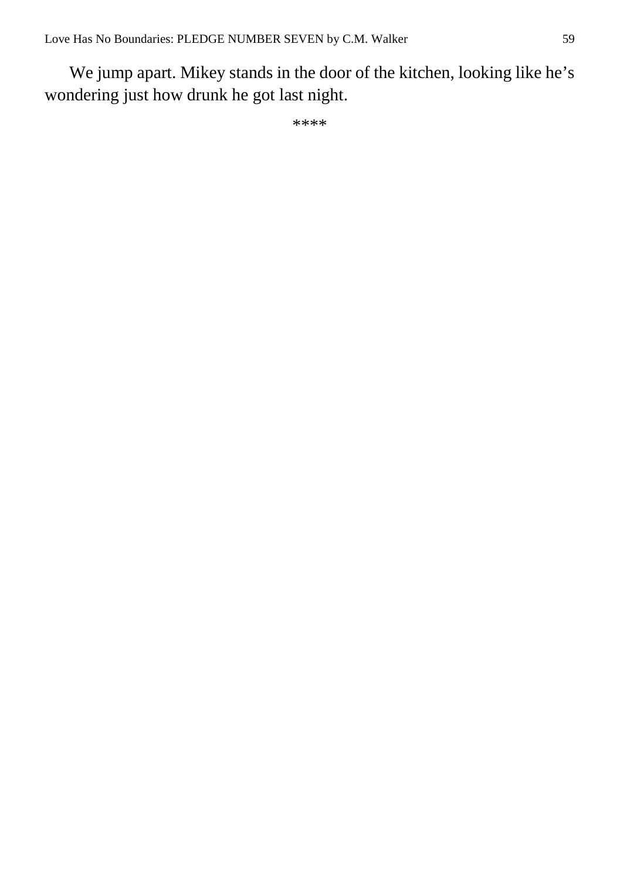We jump apart. Mikey stands in the door of the kitchen, looking like he's wondering just how drunk he got last night.

****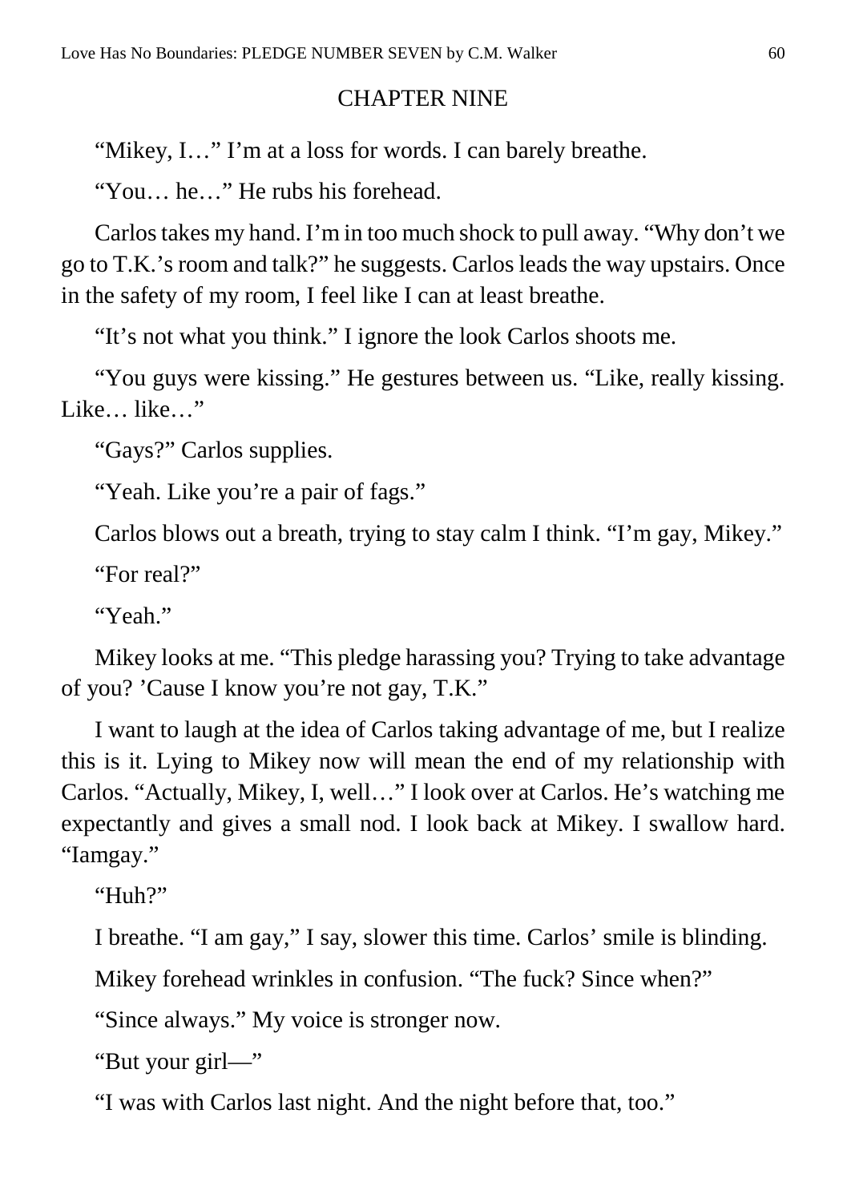## CHAPTER NINE

"Mikey, I…" I'm at a loss for words. I can barely breathe.

"You… he…" He rubs his forehead.

Carlos takes my hand. I'm in too much shock to pull away. "Why don't we go to T.K.'s room and talk?" he suggests. Carlos leads the way upstairs. Once in the safety of my room, I feel like I can at least breathe.

"It's not what you think." I ignore the look Carlos shoots me.

"You guys were kissing." He gestures between us. "Like, really kissing. Like… like…"

"Gays?" Carlos supplies.

"Yeah. Like you're a pair of fags."

Carlos blows out a breath, trying to stay calm I think. "I'm gay, Mikey."

"For real?"

"Yeah."

Mikey looks at me. "This pledge harassing you? Trying to take advantage of you? 'Cause I know you're not gay, T.K."

I want to laugh at the idea of Carlos taking advantage of me, but I realize this is it. Lying to Mikey now will mean the end of my relationship with Carlos. "Actually, Mikey, I, well…" I look over at Carlos. He's watching me expectantly and gives a small nod. I look back at Mikey. I swallow hard. "Iamgay."

"Huh?"

I breathe. "I am gay," I say, slower this time. Carlos' smile is blinding.

Mikey forehead wrinkles in confusion. "The fuck? Since when?"

"Since always." My voice is stronger now.

"But your girl—"

"I was with Carlos last night. And the night before that, too."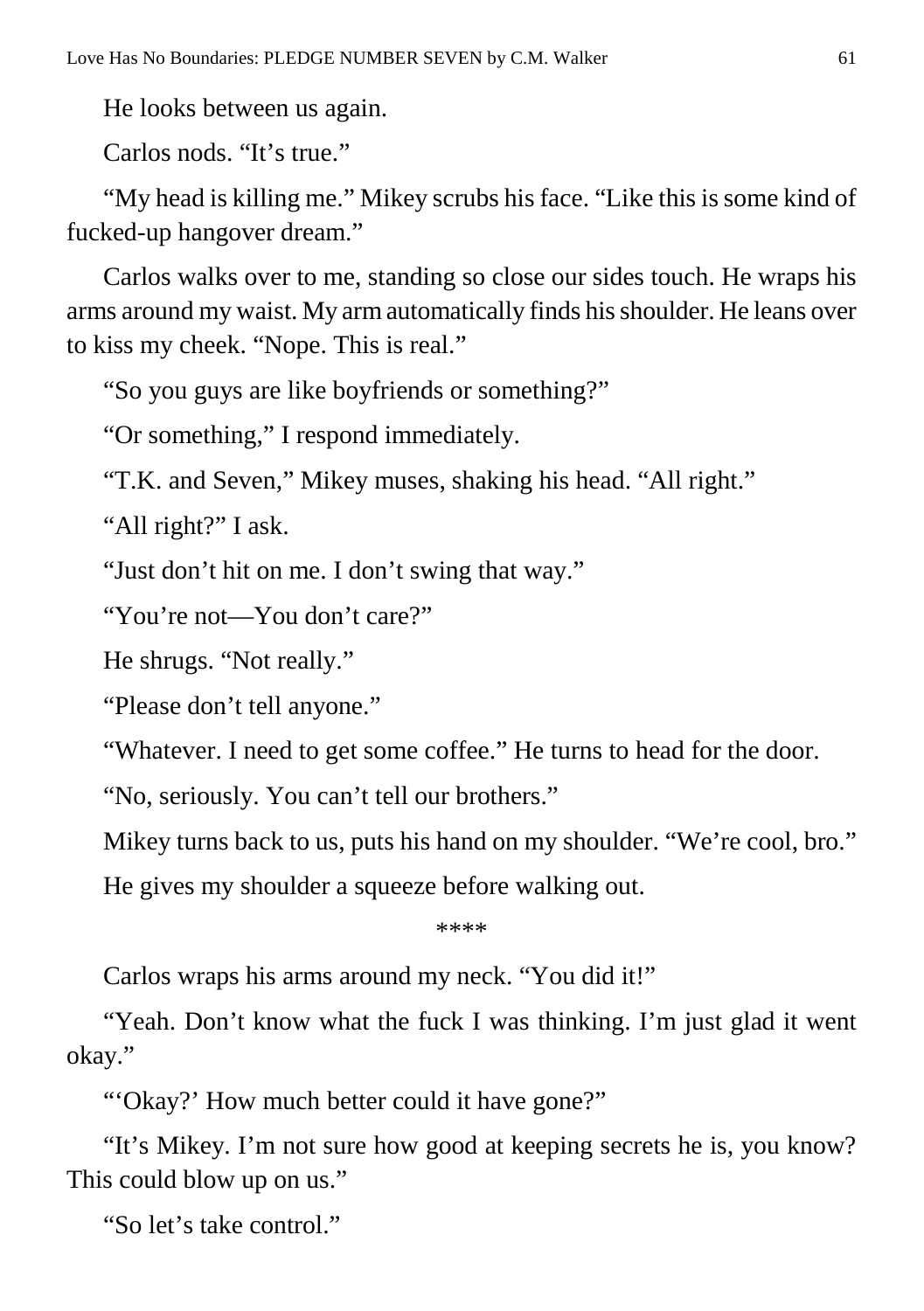He looks between us again.

Carlos nods. "It's true."

"My head is killing me." Mikey scrubs his face. "Like this is some kind of fucked-up hangover dream."

Carlos walks over to me, standing so close our sides touch. He wraps his arms around my waist. My arm automatically finds his shoulder. He leans over to kiss my cheek. "Nope. This is real."

"So you guys are like boyfriends or something?"

"Or something," I respond immediately.

"T.K. and Seven," Mikey muses, shaking his head. "All right."

"All right?" I ask.

"Just don't hit on me. I don't swing that way."

"You're not—You don't care?"

He shrugs. "Not really."

"Please don't tell anyone."

"Whatever. I need to get some coffee." He turns to head for the door.

"No, seriously. You can't tell our brothers."

Mikey turns back to us, puts his hand on my shoulder. "We're cool, bro."

He gives my shoulder a squeeze before walking out.

****

Carlos wraps his arms around my neck. "You did it!"

"Yeah. Don't know what the fuck I was thinking. I'm just glad it went okay."

"'Okay?' How much better could it have gone?"

"It's Mikey. I'm not sure how good at keeping secrets he is, you know? This could blow up on us."

"So let's take control."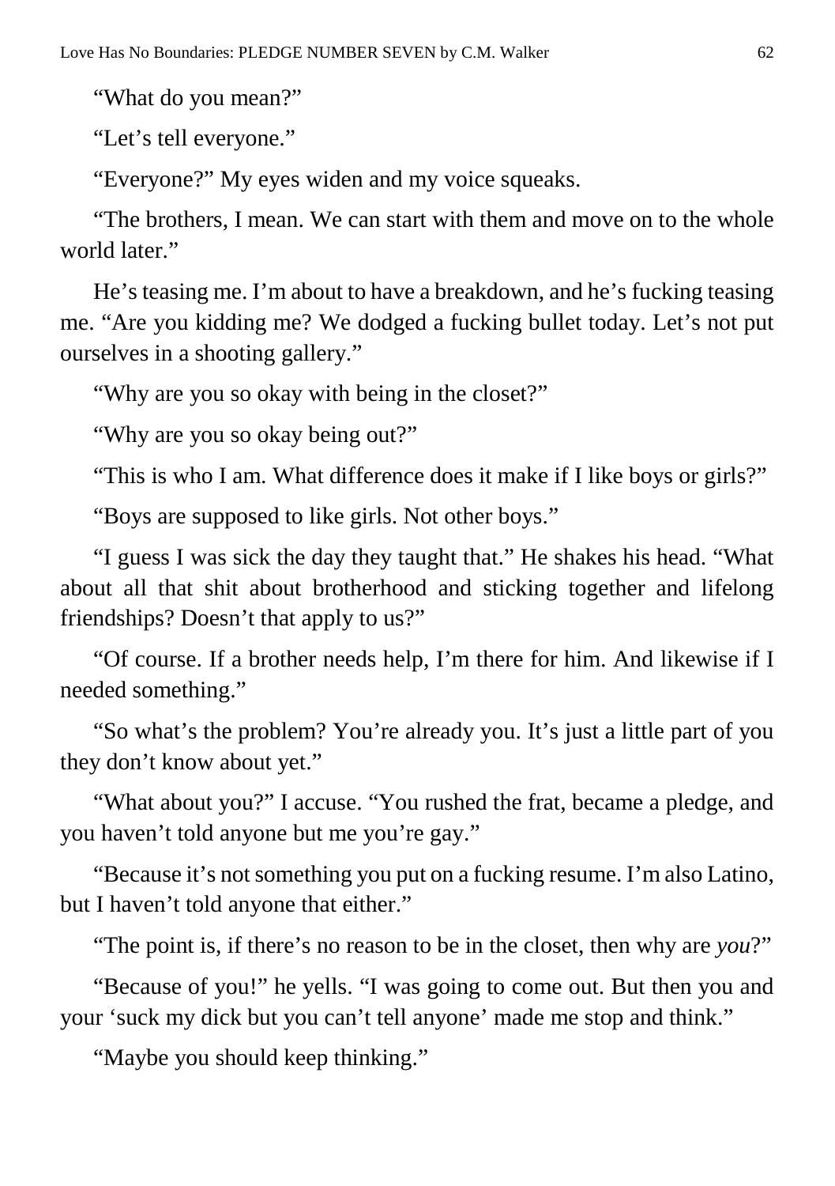"What do you mean?"

"Let's tell everyone."

"Everyone?" My eyes widen and my voice squeaks.

"The brothers, I mean. We can start with them and move on to the whole world later."

He's teasing me. I'm about to have a breakdown, and he's fucking teasing me. "Are you kidding me? We dodged a fucking bullet today. Let's not put ourselves in a shooting gallery."

"Why are you so okay with being in the closet?"

"Why are you so okay being out?"

"This is who I am. What difference does it make if I like boys or girls?"

"Boys are supposed to like girls. Not other boys."

"I guess I was sick the day they taught that." He shakes his head. "What about all that shit about brotherhood and sticking together and lifelong friendships? Doesn't that apply to us?"

"Of course. If a brother needs help, I'm there for him. And likewise if I needed something."

"So what's the problem? You're already you. It's just a little part of you they don't know about yet."

"What about you?" I accuse. "You rushed the frat, became a pledge, and you haven't told anyone but me you're gay."

"Because it's not something you put on a fucking resume. I'm also Latino, but I haven't told anyone that either."

"The point is, if there's no reason to be in the closet, then why are *you*?"

"Because of you!" he yells. "I was going to come out. But then you and your 'suck my dick but you can't tell anyone' made me stop and think."

"Maybe you should keep thinking."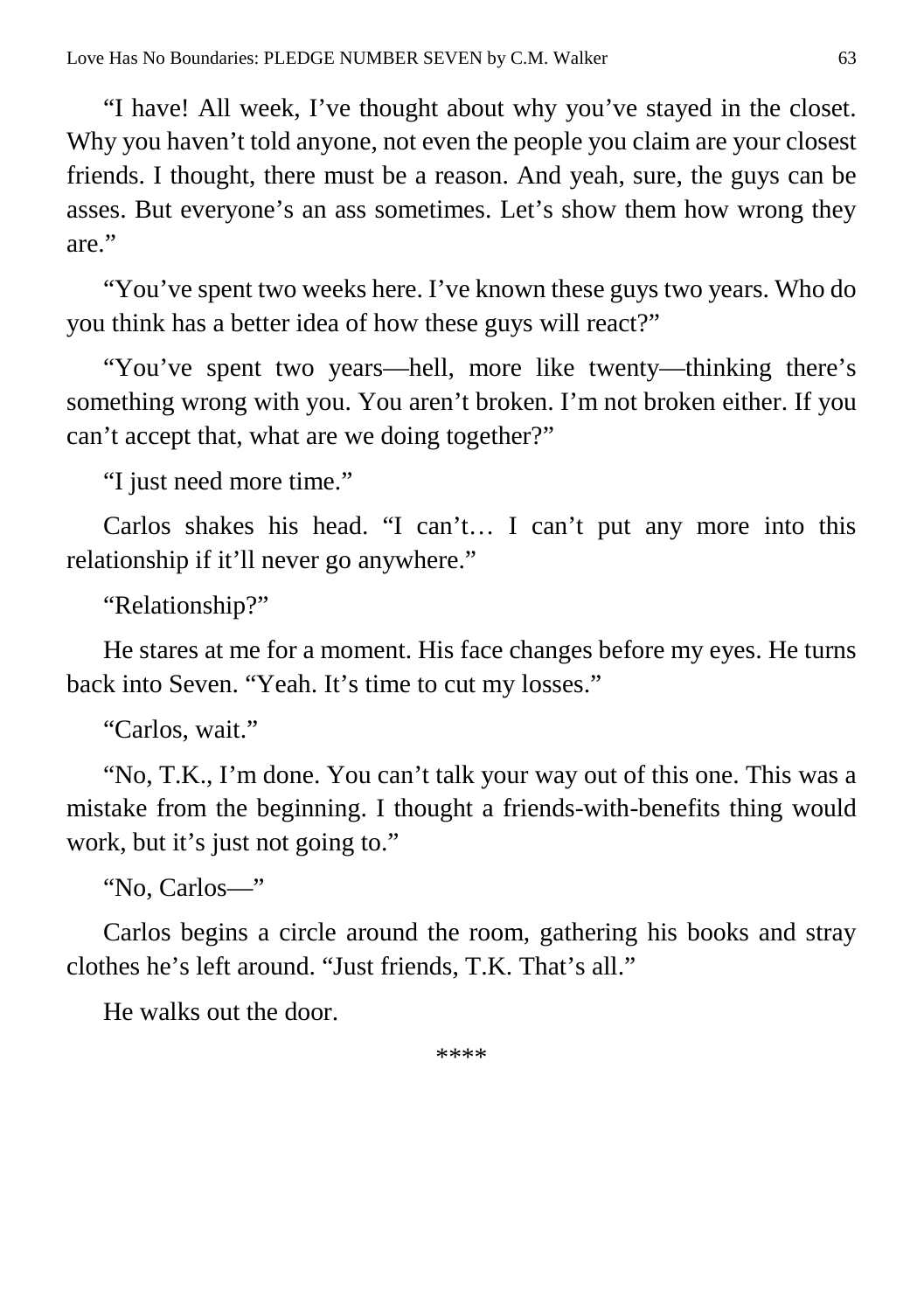“I have! All week, I’ve thought about why you’ve stayed in the closet. Why you haven’t told anyone, not even the people you claim are your closest friends. I thought, there must be a reason. And yeah, sure, the guys can be asses. But everyone’s an ass sometimes. Let’s show them how wrong they are.”

“You’ve spent two weeks here. I’ve known these guys two years. Who do you think has a better idea of how these guys will react?”

“You’ve spent two years—hell, more like twenty—thinking there’s something wrong with you. You aren’t broken. I’m not broken either. If you can’t accept that, what are we doing together?”

“I just need more time.”

Carlos shakes his head. “I can’t… I can’t put any more into this relationship if it’ll never go anywhere.”

“Relationship?”

He stares at me for a moment. His face changes before my eyes. He turns back into Seven. “Yeah. It’s time to cut my losses.”

“Carlos, wait.”

“No, T.K., I’m done. You can’t talk your way out of this one. This was a mistake from the beginning. I thought a friends-with-benefits thing would work, but it’s just not going to.”

“No, Carlos—”

Carlos begins a circle around the room, gathering his books and stray clothes he’s left around. “Just friends, T.K. That’s all.”

He walks out the door.

****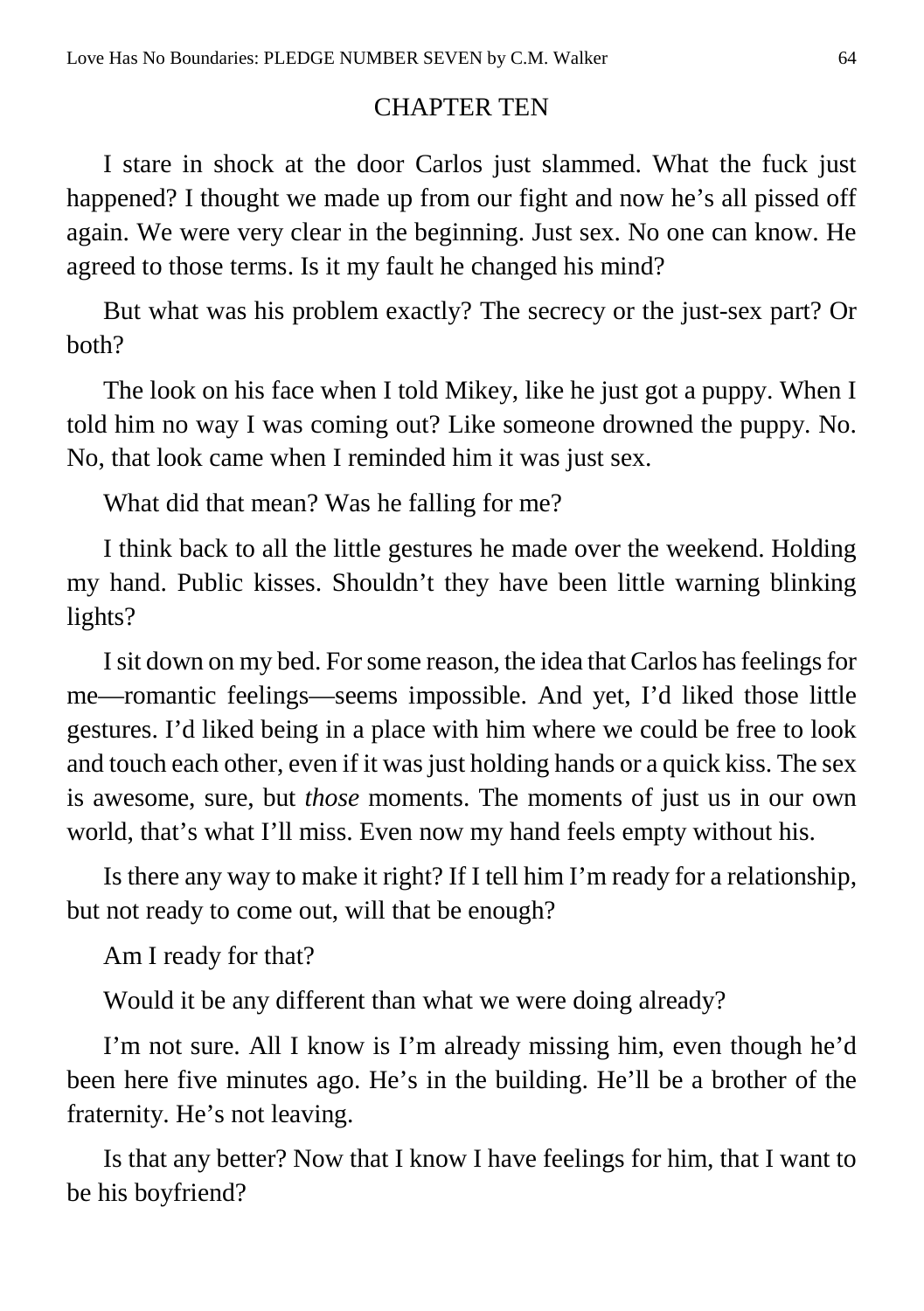## CHAPTER TEN

I stare in shock at the door Carlos just slammed. What the fuck just happened? I thought we made up from our fight and now he's all pissed off again. We were very clear in the beginning. Just sex. No one can know. He agreed to those terms. Is it my fault he changed his mind?

But what was his problem exactly? The secrecy or the just-sex part? Or both?

The look on his face when I told Mikey, like he just got a puppy. When I told him no way I was coming out? Like someone drowned the puppy. No. No, that look came when I reminded him it was just sex.

What did that mean? Was he falling for me?

I think back to all the little gestures he made over the weekend. Holding my hand. Public kisses. Shouldn't they have been little warning blinking lights?

I sit down on my bed. For some reason, the idea that Carlos has feelings for me—romantic feelings—seems impossible. And yet, I'd liked those little gestures. I'd liked being in a place with him where we could be free to look and touch each other, even if it was just holding hands or a quick kiss. The sex is awesome, sure, but *those* moments. The moments of just us in our own world, that's what I'll miss. Even now my hand feels empty without his.

Is there any way to make it right? If I tell him I'm ready for a relationship, but not ready to come out, will that be enough?

Am I ready for that?

Would it be any different than what we were doing already?

I'm not sure. All I know is I'm already missing him, even though he'd been here five minutes ago. He's in the building. He'll be a brother of the fraternity. He's not leaving.

Is that any better? Now that I know I have feelings for him, that I want to be his boyfriend?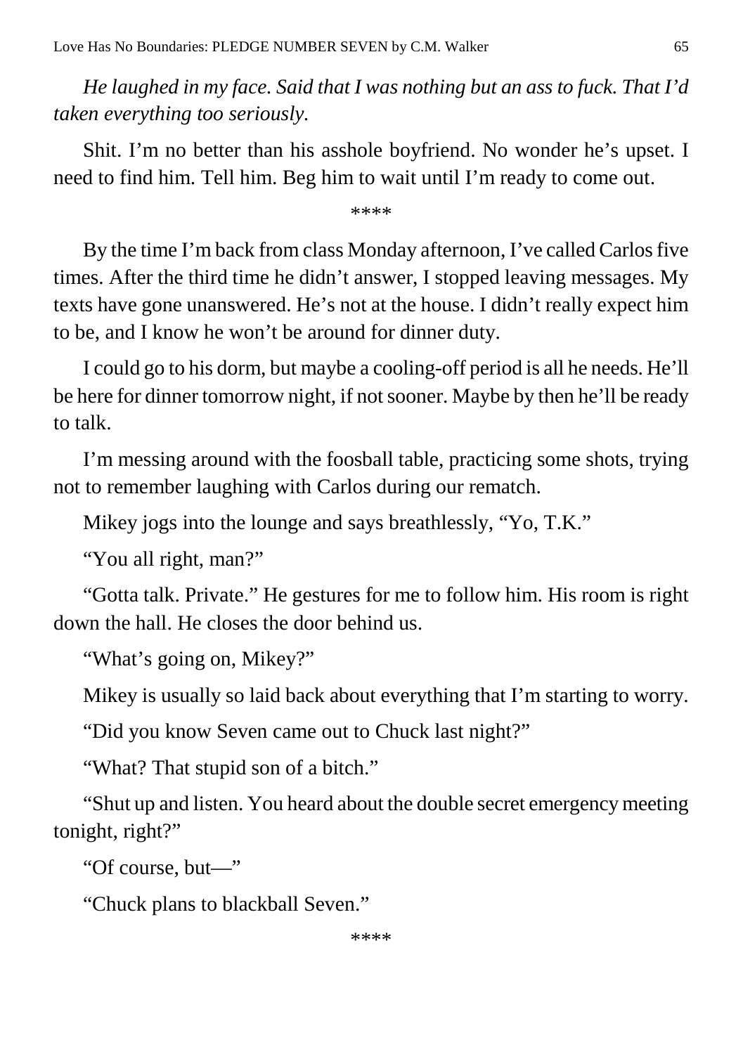*He laughed in my face. Said that I was nothing but an ass to fuck. That I'd taken everything too seriously.*

Shit. I'm no better than his asshole boyfriend. No wonder he's upset. I need to find him. Tell him. Beg him to wait until I'm ready to come out.

****

By the time I'm back from class Monday afternoon, I've called Carlos five times. After the third time he didn't answer, I stopped leaving messages. My texts have gone unanswered. He's not at the house. I didn't really expect him to be, and I know he won't be around for dinner duty.

I could go to his dorm, but maybe a cooling-off period is all he needs. He'll be here for dinner tomorrow night, if not sooner. Maybe by then he'll be ready to talk.

I'm messing around with the foosball table, practicing some shots, trying not to remember laughing with Carlos during our rematch.

Mikey jogs into the lounge and says breathlessly, "Yo, T.K."

"You all right, man?"

"Gotta talk. Private." He gestures for me to follow him. His room is right down the hall. He closes the door behind us.

"What's going on, Mikey?"

Mikey is usually so laid back about everything that I'm starting to worry.

"Did you know Seven came out to Chuck last night?"

"What? That stupid son of a bitch."

"Shut up and listen. You heard about the double secret emergency meeting tonight, right?"

"Of course, but—"

"Chuck plans to blackball Seven."

****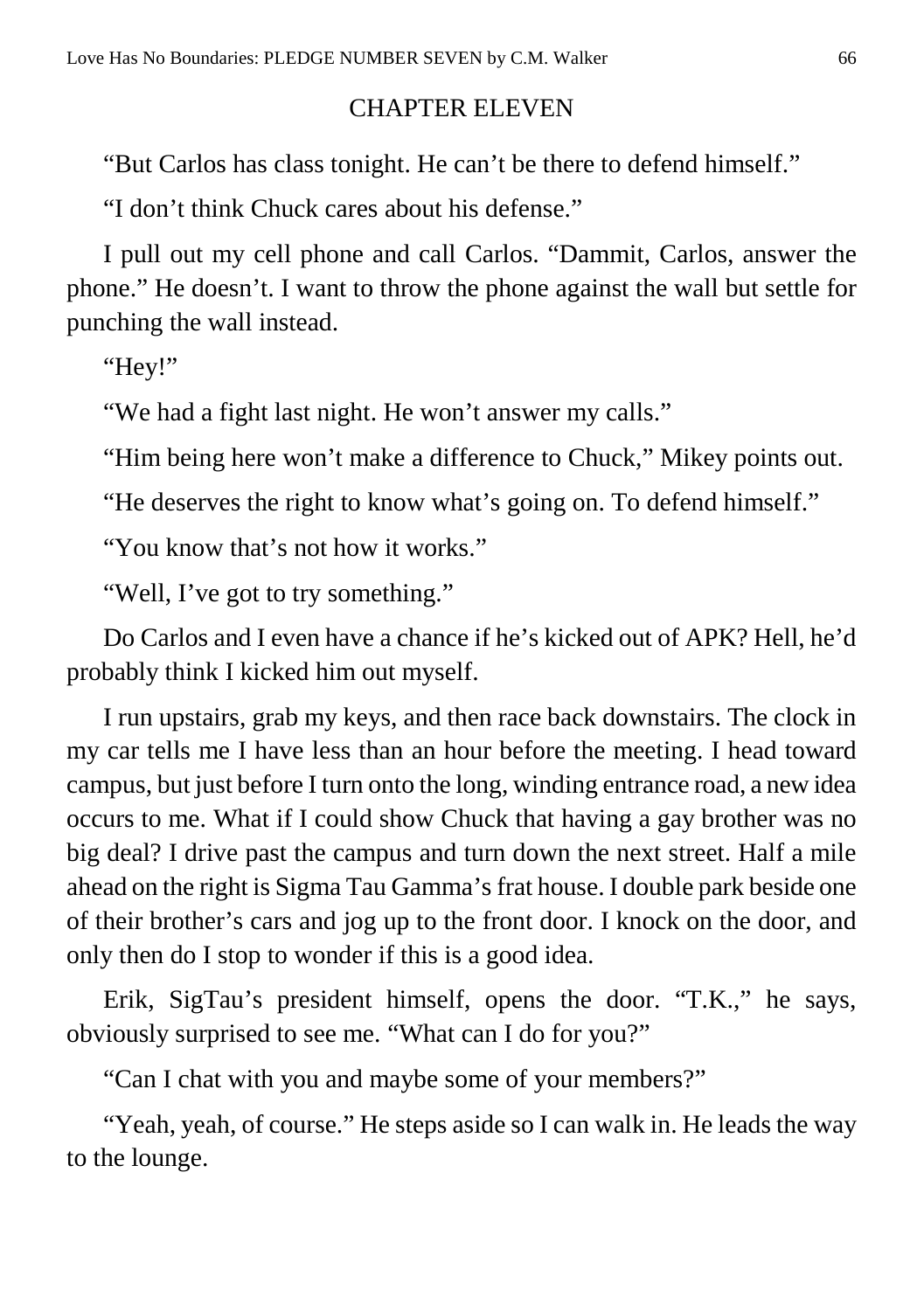## CHAPTER ELEVEN

"But Carlos has class tonight. He can't be there to defend himself."

"I don't think Chuck cares about his defense."

I pull out my cell phone and call Carlos. "Dammit, Carlos, answer the phone." He doesn't. I want to throw the phone against the wall but settle for punching the wall instead.

"Hey!"

"We had a fight last night. He won't answer my calls."

"Him being here won't make a difference to Chuck," Mikey points out.

"He deserves the right to know what's going on. To defend himself."

"You know that's not how it works."

"Well, I've got to try something."

Do Carlos and I even have a chance if he's kicked out of APK? Hell, he'd probably think I kicked him out myself.

I run upstairs, grab my keys, and then race back downstairs. The clock in my car tells me I have less than an hour before the meeting. I head toward campus, but just before I turn onto the long, winding entrance road, a new idea occurs to me. What if I could show Chuck that having a gay brother was no big deal? I drive past the campus and turn down the next street. Half a mile ahead on the right is Sigma Tau Gamma's frat house. I double park beside one of their brother's cars and jog up to the front door. I knock on the door, and only then do I stop to wonder if this is a good idea.

Erik, SigTau's president himself, opens the door. "T.K.," he says, obviously surprised to see me. "What can I do for you?"

"Can I chat with you and maybe some of your members?"

"Yeah, yeah, of course." He steps aside so I can walk in. He leads the way to the lounge.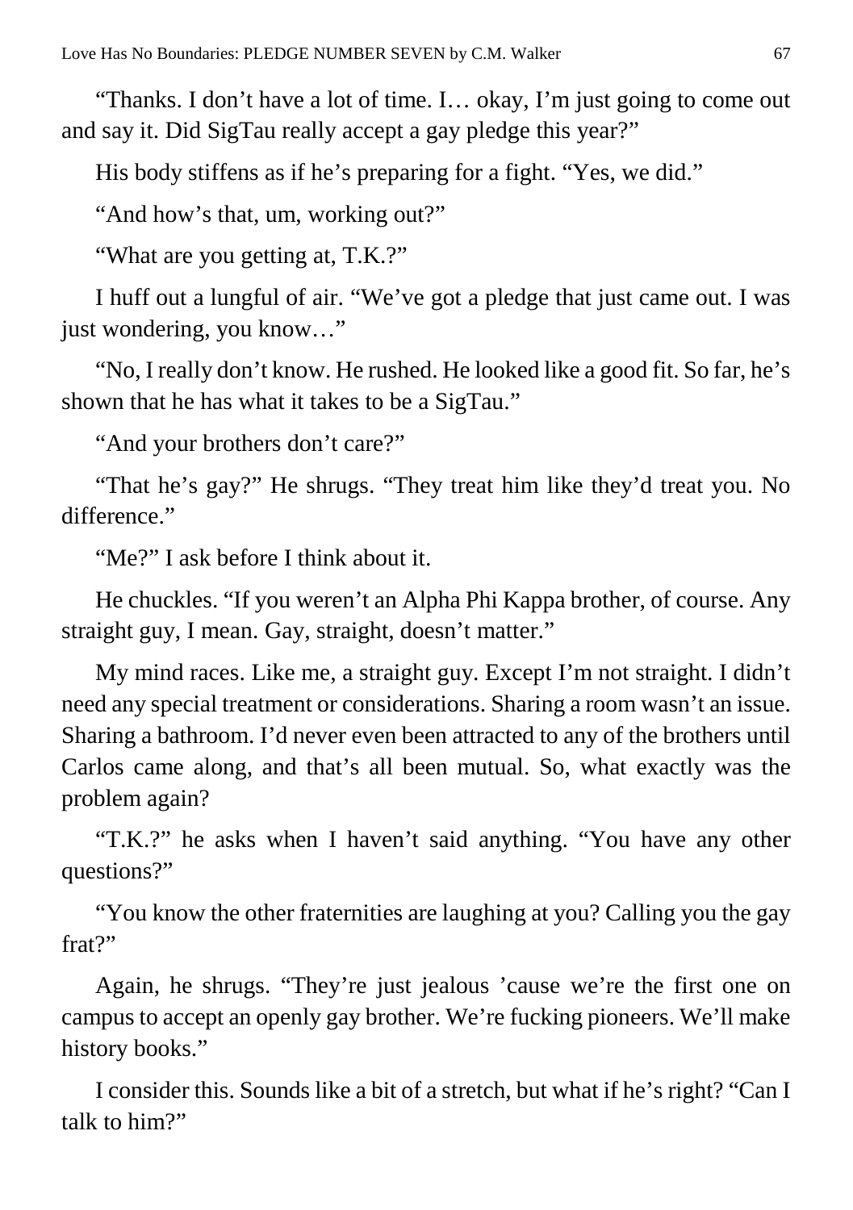“Thanks. I don’t have a lot of time. I… okay, I’m just going to come out and say it. Did SigTau really accept a gay pledge this year?”

His body stiffens as if he’s preparing for a fight. “Yes, we did.”

“And how’s that, um, working out?”

“What are you getting at, T.K.?”

I huff out a lungful of air. “We’ve got a pledge that just came out. I was just wondering, you know…”

“No, I really don’t know. He rushed. He looked like a good fit. So far, he’s shown that he has what it takes to be a SigTau.”

“And your brothers don’t care?”

“That he’s gay?” He shrugs. “They treat him like they’d treat you. No difference.”

“Me?” I ask before I think about it.

He chuckles. “If you weren’t an Alpha Phi Kappa brother, of course. Any straight guy, I mean. Gay, straight, doesn’t matter.”

My mind races. Like me, a straight guy. Except I’m not straight. I didn’t need any special treatment or considerations. Sharing a room wasn’t an issue. Sharing a bathroom. I’d never even been attracted to any of the brothers until Carlos came along, and that’s all been mutual. So, what exactly was the problem again?

“T.K.?” he asks when I haven’t said anything. “You have any other questions?”

“You know the other fraternities are laughing at you? Calling you the gay frat?”

Again, he shrugs. “They’re just jealous ’cause we’re the first one on campus to accept an openly gay brother. We’re fucking pioneers. We’ll make history books.”

I consider this. Sounds like a bit of a stretch, but what if he’s right? “Can I talk to him?”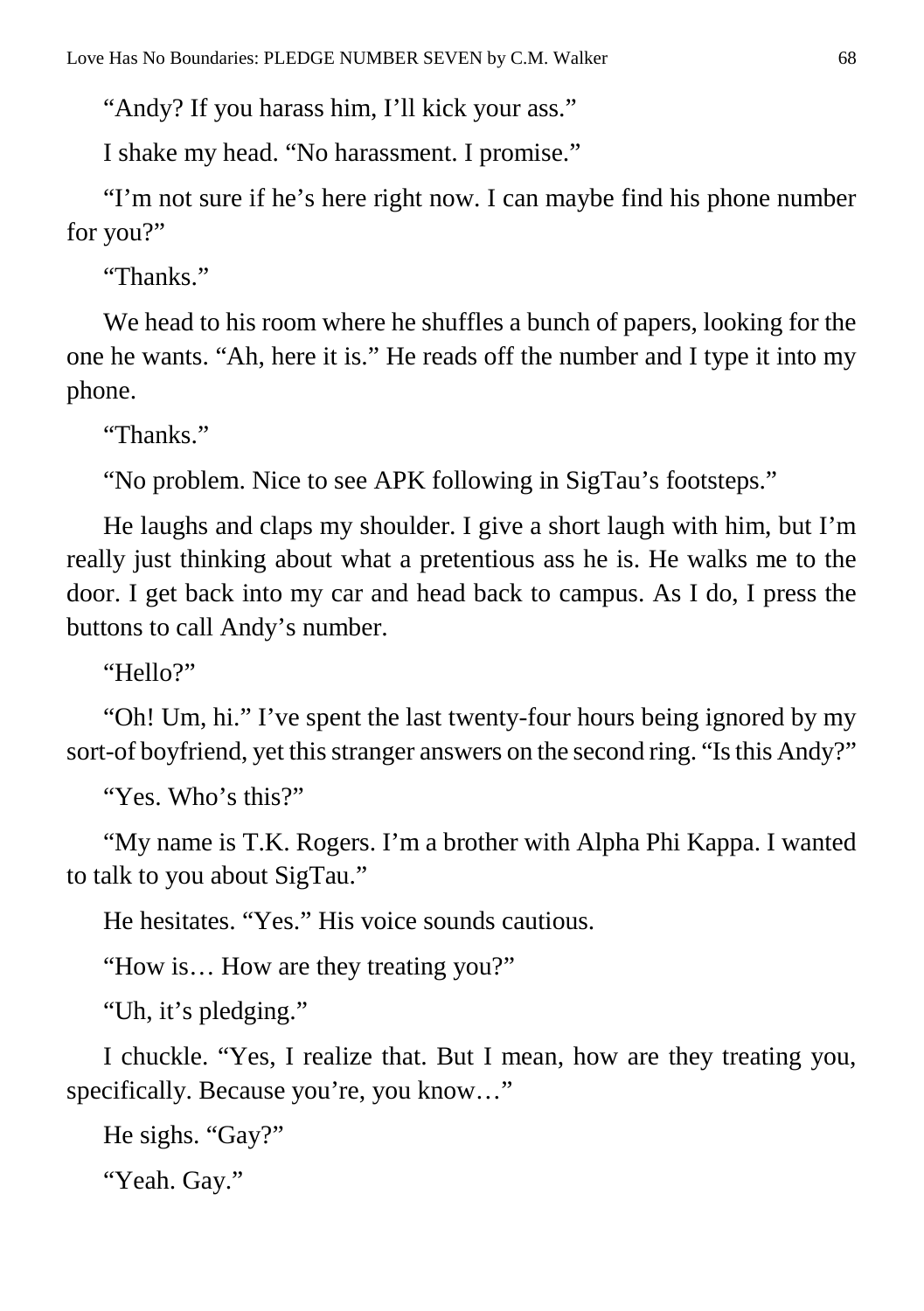"Andy? If you harass him, I'll kick your ass."

I shake my head. "No harassment. I promise."

"I'm not sure if he's here right now. I can maybe find his phone number for you?"

"Thanks."

We head to his room where he shuffles a bunch of papers, looking for the one he wants. "Ah, here it is." He reads off the number and I type it into my phone.

"Thanks."

"No problem. Nice to see APK following in SigTau's footsteps."

He laughs and claps my shoulder. I give a short laugh with him, but I'm really just thinking about what a pretentious ass he is. He walks me to the door. I get back into my car and head back to campus. As I do, I press the buttons to call Andy's number.

"Hello?"

"Oh! Um, hi." I've spent the last twenty-four hours being ignored by my sort-of boyfriend, yet this stranger answers on the second ring. "Is this Andy?"

"Yes. Who's this?"

"My name is T.K. Rogers. I'm a brother with Alpha Phi Kappa. I wanted to talk to you about SigTau."

He hesitates. "Yes." His voice sounds cautious.

"How is… How are they treating you?"

"Uh, it's pledging."

I chuckle. "Yes, I realize that. But I mean, how are they treating you, specifically. Because you're, you know…"

He sighs. "Gay?"

"Yeah. Gay."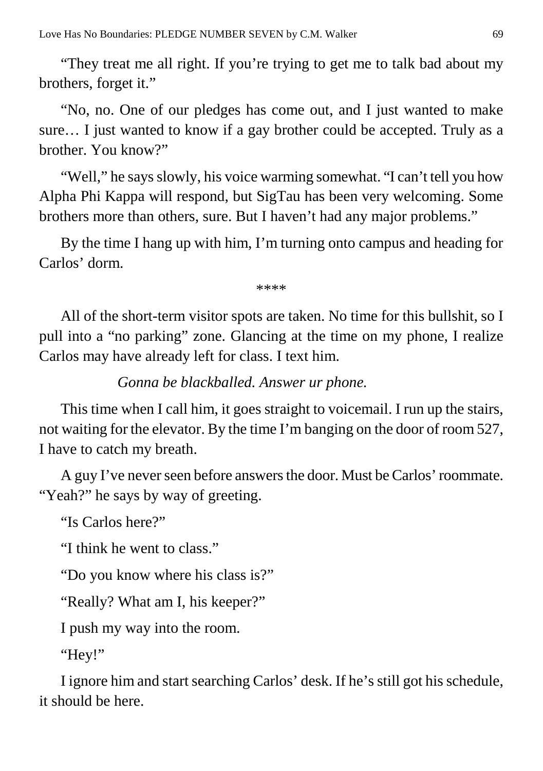"They treat me all right. If you're trying to get me to talk bad about my brothers, forget it."

"No, no. One of our pledges has come out, and I just wanted to make sure… I just wanted to know if a gay brother could be accepted. Truly as a brother. You know?"

"Well," he says slowly, his voice warming somewhat. "I can't tell you how Alpha Phi Kappa will respond, but SigTau has been very welcoming. Some brothers more than others, sure. But I haven't had any major problems."

By the time I hang up with him, I'm turning onto campus and heading for Carlos' dorm.

****

All of the short-term visitor spots are taken. No time for this bullshit, so I pull into a "no parking" zone. Glancing at the time on my phone, I realize Carlos may have already left for class. I text him.

*Gonna be blackballed. Answer ur phone.*

This time when I call him, it goes straight to voicemail. I run up the stairs, not waiting for the elevator. By the time I'm banging on the door of room 527, I have to catch my breath.

A guy I've never seen before answers the door. Must be Carlos' roommate. "Yeah?" he says by way of greeting.

"Is Carlos here?"

"I think he went to class."

"Do you know where his class is?"

"Really? What am I, his keeper?"

I push my way into the room.

"Hey!"

I ignore him and start searching Carlos' desk. If he's still got his schedule, it should be here.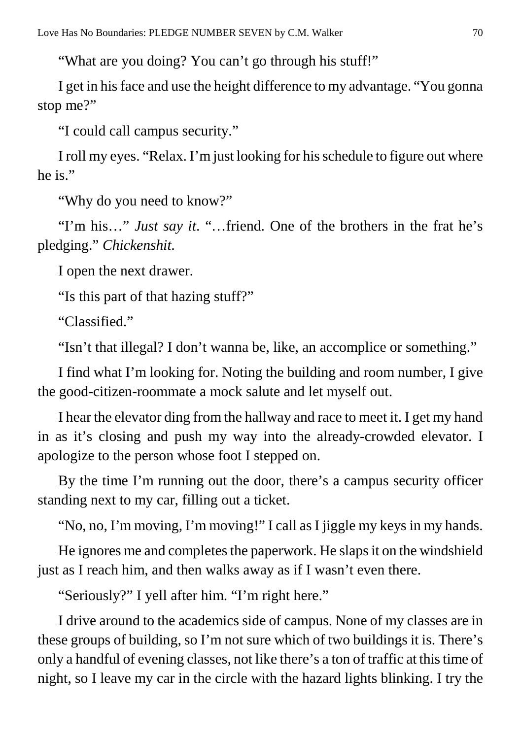"What are you doing? You can't go through his stuff!"

I get in his face and use the height difference to my advantage. "You gonna stop me?"

"I could call campus security."

I roll my eyes. "Relax. I'm just looking for his schedule to figure out where he is."

"Why do you need to know?"

"I'm his…" *Just say it.* "…friend. One of the brothers in the frat he's pledging." *Chickenshit.*

I open the next drawer.

"Is this part of that hazing stuff?"

"Classified."

"Isn't that illegal? I don't wanna be, like, an accomplice or something."

I find what I'm looking for. Noting the building and room number, I give the good-citizen-roommate a mock salute and let myself out.

I hear the elevator ding from the hallway and race to meet it. I get my hand in as it's closing and push my way into the already-crowded elevator. I apologize to the person whose foot I stepped on.

By the time I'm running out the door, there's a campus security officer standing next to my car, filling out a ticket.

"No, no, I'm moving, I'm moving!" I call as I jiggle my keys in my hands.

He ignores me and completes the paperwork. He slaps it on the windshield just as I reach him, and then walks away as if I wasn't even there.

"Seriously?" I yell after him. "I'm right here."

I drive around to the academics side of campus. None of my classes are in these groups of building, so I'm not sure which of two buildings it is. There's only a handful of evening classes, not like there's a ton of traffic at this time of night, so I leave my car in the circle with the hazard lights blinking. I try the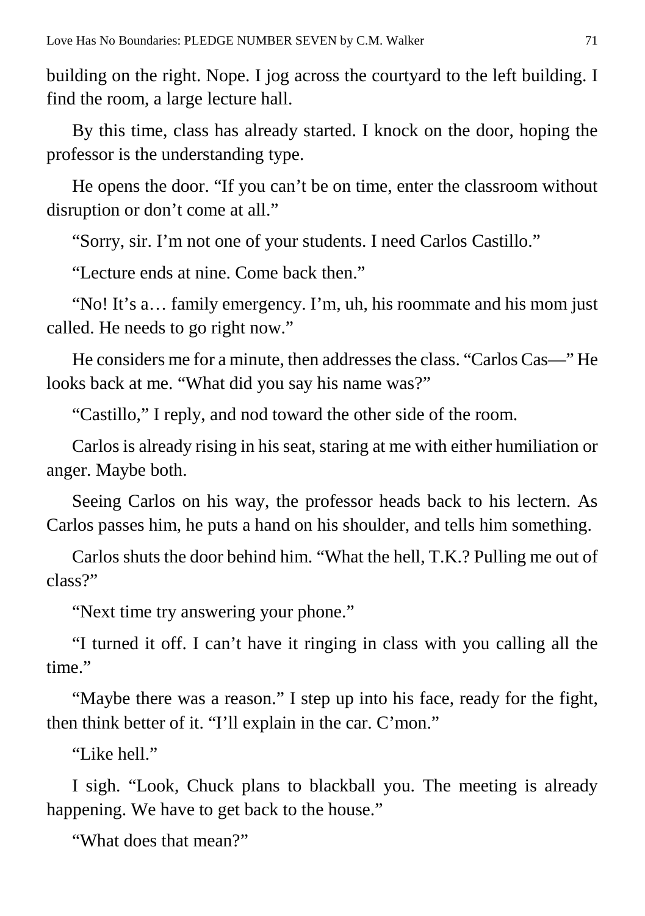building on the right. Nope. I jog across the courtyard to the left building. I find the room, a large lecture hall.

By this time, class has already started. I knock on the door, hoping the professor is the understanding type.

He opens the door. "If you can't be on time, enter the classroom without disruption or don't come at all."

"Sorry, sir. I'm not one of your students. I need Carlos Castillo."

"Lecture ends at nine. Come back then."

"No! It's a… family emergency. I'm, uh, his roommate and his mom just called. He needs to go right now."

He considers me for a minute, then addresses the class. "Carlos Cas—" He looks back at me. "What did you say his name was?"

"Castillo," I reply, and nod toward the other side of the room.

Carlos is already rising in his seat, staring at me with either humiliation or anger. Maybe both.

Seeing Carlos on his way, the professor heads back to his lectern. As Carlos passes him, he puts a hand on his shoulder, and tells him something.

Carlos shuts the door behind him. "What the hell, T.K.? Pulling me out of class?"

"Next time try answering your phone."

"I turned it off. I can't have it ringing in class with you calling all the time."

"Maybe there was a reason." I step up into his face, ready for the fight, then think better of it. "I'll explain in the car. C'mon."

"Like hell."

I sigh. "Look, Chuck plans to blackball you. The meeting is already happening. We have to get back to the house."

"What does that mean?"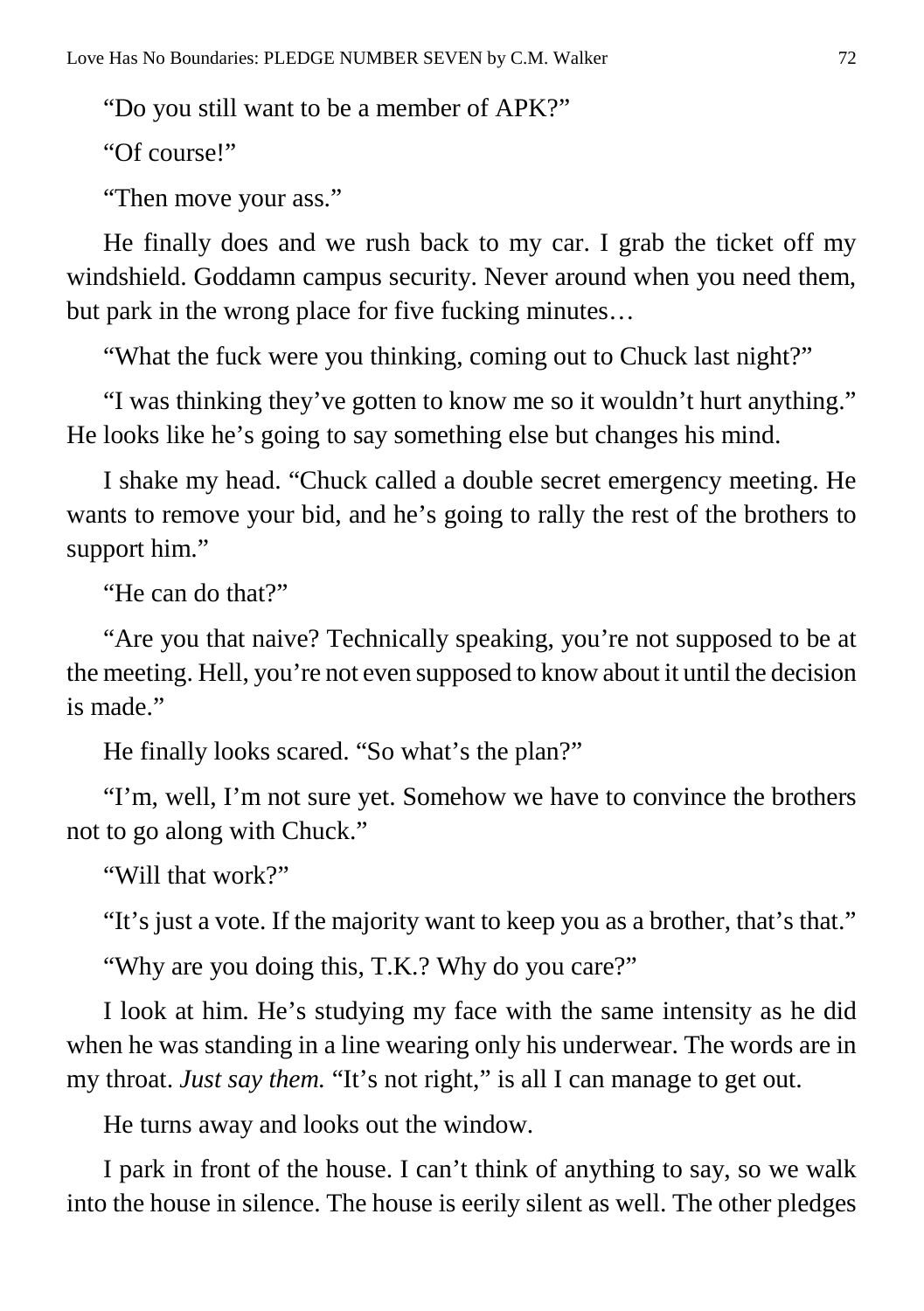"Do you still want to be a member of APK?"

"Of course!"

"Then move your ass."

He finally does and we rush back to my car. I grab the ticket off my windshield. Goddamn campus security. Never around when you need them, but park in the wrong place for five fucking minutes…

"What the fuck were you thinking, coming out to Chuck last night?"

"I was thinking they've gotten to know me so it wouldn't hurt anything." He looks like he's going to say something else but changes his mind.

I shake my head. "Chuck called a double secret emergency meeting. He wants to remove your bid, and he's going to rally the rest of the brothers to support him."

"He can do that?"

"Are you that naive? Technically speaking, you're not supposed to be at the meeting. Hell, you're not even supposed to know about it until the decision is made."

He finally looks scared. "So what's the plan?"

"I'm, well, I'm not sure yet. Somehow we have to convince the brothers not to go along with Chuck."

"Will that work?"

"It's just a vote. If the majority want to keep you as a brother, that's that."

"Why are you doing this, T.K.? Why do you care?"

I look at him. He's studying my face with the same intensity as he did when he was standing in a line wearing only his underwear. The words are in my throat. *Just say them.* "It's not right," is all I can manage to get out.

He turns away and looks out the window.

I park in front of the house. I can't think of anything to say, so we walk into the house in silence. The house is eerily silent as well. The other pledges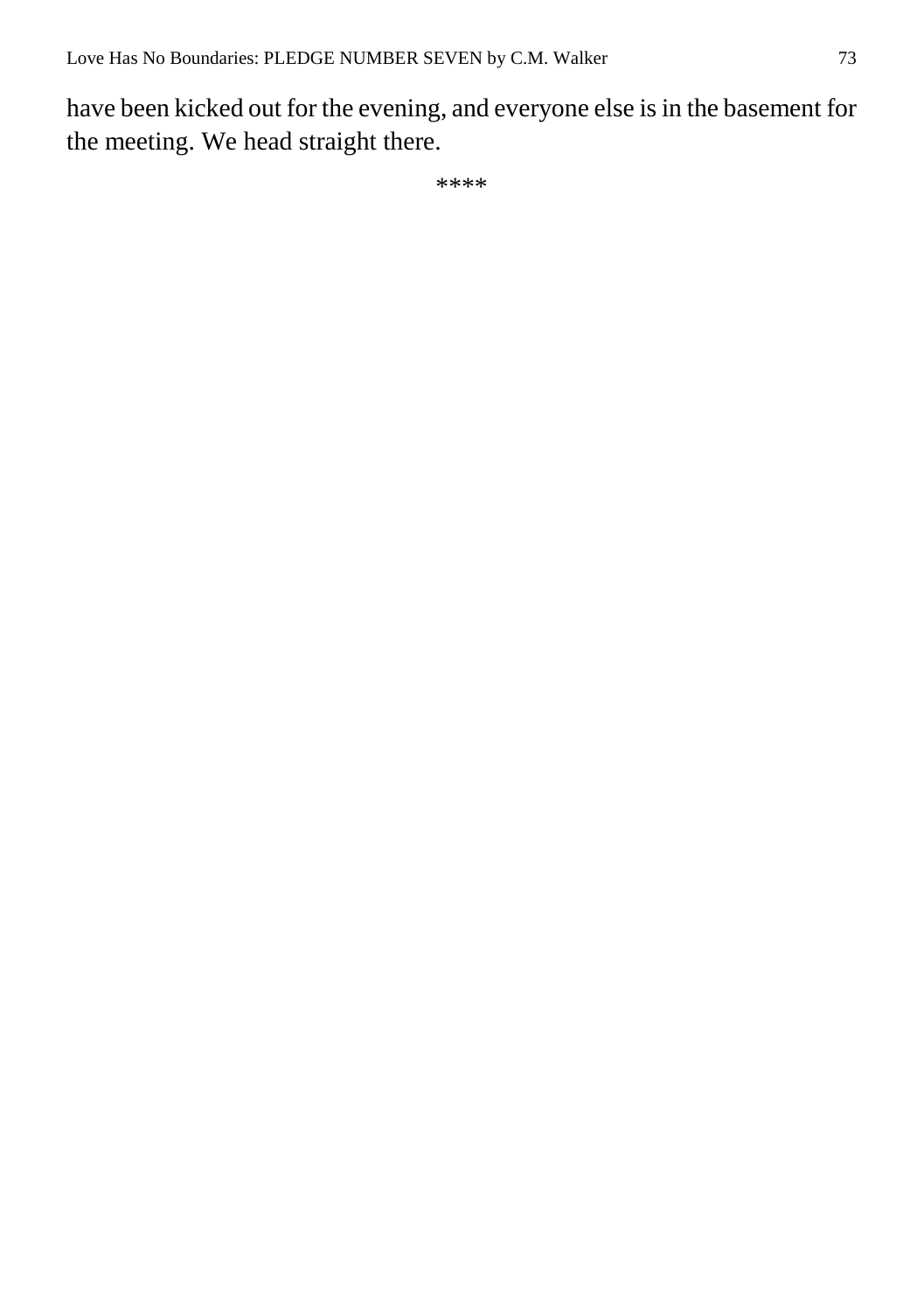have been kicked out for the evening, and everyone else is in the basement for the meeting. We head straight there.

****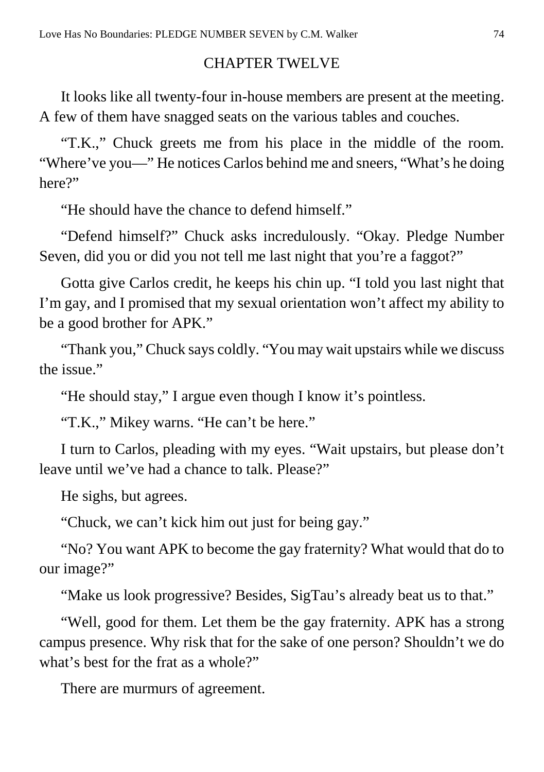## CHAPTER TWELVE

It looks like all twenty-four in-house members are present at the meeting. A few of them have snagged seats on the various tables and couches.

"T.K.," Chuck greets me from his place in the middle of the room. "Where've you—" He notices Carlos behind me and sneers, "What's he doing here?"

"He should have the chance to defend himself."

"Defend himself?" Chuck asks incredulously. "Okay. Pledge Number Seven, did you or did you not tell me last night that you're a faggot?"

Gotta give Carlos credit, he keeps his chin up. "I told you last night that I'm gay, and I promised that my sexual orientation won't affect my ability to be a good brother for APK."

"Thank you," Chuck says coldly. "You may wait upstairs while we discuss the issue."

"He should stay," I argue even though I know it's pointless.

"T.K.," Mikey warns. "He can't be here."

I turn to Carlos, pleading with my eyes. "Wait upstairs, but please don't leave until we've had a chance to talk. Please?"

He sighs, but agrees.

"Chuck, we can't kick him out just for being gay."

"No? You want APK to become the gay fraternity? What would that do to our image?"

"Make us look progressive? Besides, SigTau's already beat us to that."

"Well, good for them. Let them be the gay fraternity. APK has a strong campus presence. Why risk that for the sake of one person? Shouldn't we do what's best for the frat as a whole?"

There are murmurs of agreement.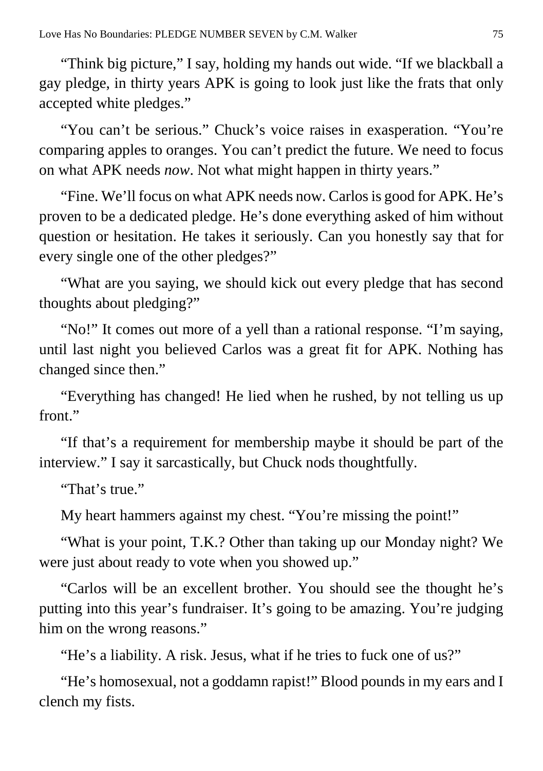"Think big picture," I say, holding my hands out wide. "If we blackball a gay pledge, in thirty years APK is going to look just like the frats that only accepted white pledges."

"You can't be serious." Chuck's voice raises in exasperation. "You're comparing apples to oranges. You can't predict the future. We need to focus on what APK needs *now*. Not what might happen in thirty years."

"Fine. We'll focus on what APK needs now. Carlos is good for APK. He's proven to be a dedicated pledge. He's done everything asked of him without question or hesitation. He takes it seriously. Can you honestly say that for every single one of the other pledges?"

"What are you saying, we should kick out every pledge that has second thoughts about pledging?"

"No!" It comes out more of a yell than a rational response. "I'm saying, until last night you believed Carlos was a great fit for APK. Nothing has changed since then."

"Everything has changed! He lied when he rushed, by not telling us up front."

"If that's a requirement for membership maybe it should be part of the interview." I say it sarcastically, but Chuck nods thoughtfully.

"That's true."

My heart hammers against my chest. "You're missing the point!"

"What is your point, T.K.? Other than taking up our Monday night? We were just about ready to vote when you showed up."

"Carlos will be an excellent brother. You should see the thought he's putting into this year's fundraiser. It's going to be amazing. You're judging him on the wrong reasons."

"He's a liability. A risk. Jesus, what if he tries to fuck one of us?"

"He's homosexual, not a goddamn rapist!" Blood pounds in my ears and I clench my fists.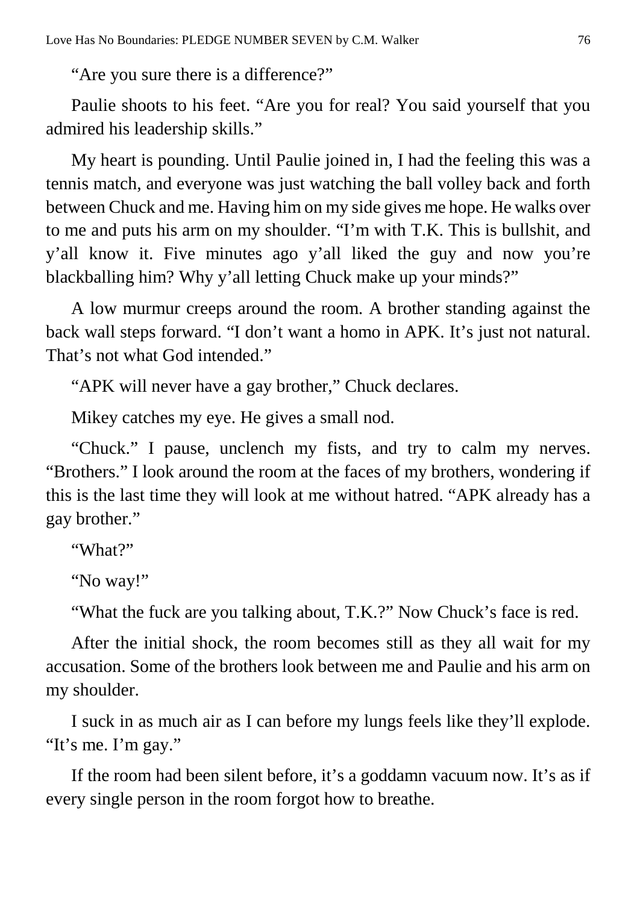"Are you sure there is a difference?"

Paulie shoots to his feet. "Are you for real? You said yourself that you admired his leadership skills."

My heart is pounding. Until Paulie joined in, I had the feeling this was a tennis match, and everyone was just watching the ball volley back and forth between Chuck and me. Having him on my side gives me hope. He walks over to me and puts his arm on my shoulder. "I'm with T.K. This is bullshit, and y'all know it. Five minutes ago y'all liked the guy and now you're blackballing him? Why y'all letting Chuck make up your minds?"

A low murmur creeps around the room. A brother standing against the back wall steps forward. "I don't want a homo in APK. It's just not natural. That's not what God intended."

"APK will never have a gay brother," Chuck declares.

Mikey catches my eye. He gives a small nod.

"Chuck." I pause, unclench my fists, and try to calm my nerves. "Brothers." I look around the room at the faces of my brothers, wondering if this is the last time they will look at me without hatred. "APK already has a gay brother."

"What?"

"No way!"

"What the fuck are you talking about, T.K.?" Now Chuck's face is red.

After the initial shock, the room becomes still as they all wait for my accusation. Some of the brothers look between me and Paulie and his arm on my shoulder.

I suck in as much air as I can before my lungs feels like they'll explode. "It's me. I'm gay."

If the room had been silent before, it's a goddamn vacuum now. It's as if every single person in the room forgot how to breathe.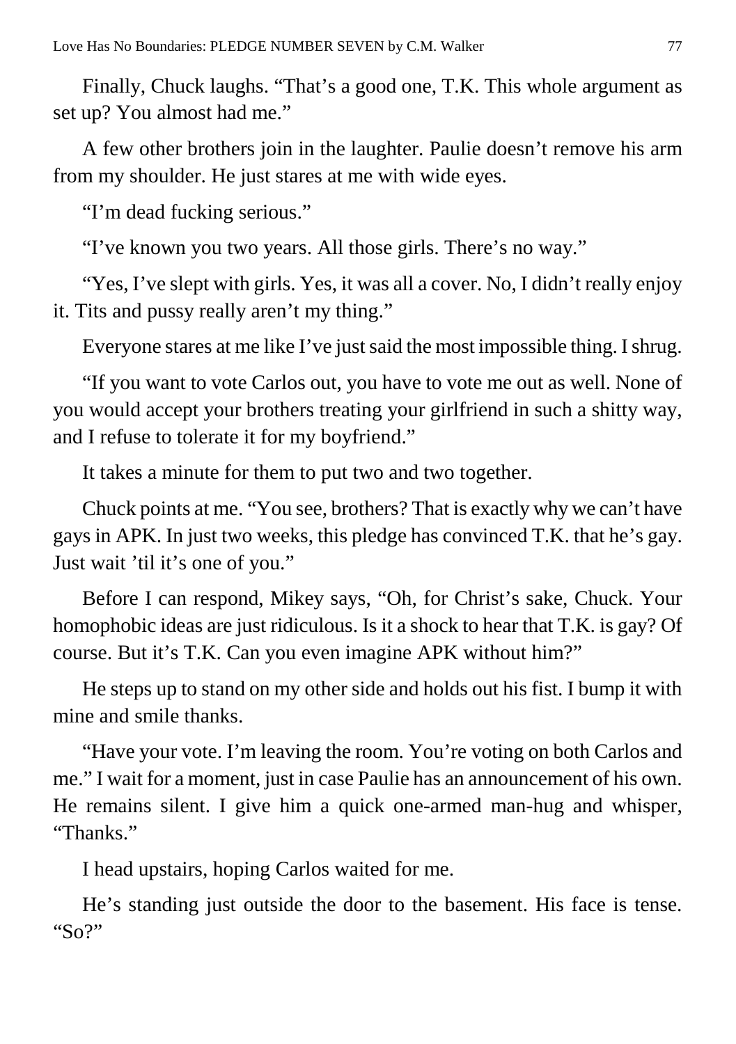Finally, Chuck laughs. "That's a good one, T.K. This whole argument as set up? You almost had me."

A few other brothers join in the laughter. Paulie doesn't remove his arm from my shoulder. He just stares at me with wide eyes.

"I'm dead fucking serious."

"I've known you two years. All those girls. There's no way."

"Yes, I've slept with girls. Yes, it was all a cover. No, I didn't really enjoy it. Tits and pussy really aren't my thing."

Everyone stares at me like I've just said the most impossible thing. I shrug.

"If you want to vote Carlos out, you have to vote me out as well. None of you would accept your brothers treating your girlfriend in such a shitty way, and I refuse to tolerate it for my boyfriend."

It takes a minute for them to put two and two together.

Chuck points at me. "You see, brothers? That is exactly why we can't have gays in APK. In just two weeks, this pledge has convinced T.K. that he's gay. Just wait 'til it's one of you."

Before I can respond, Mikey says, "Oh, for Christ's sake, Chuck. Your homophobic ideas are just ridiculous. Is it a shock to hear that T.K. is gay? Of course. But it's T.K. Can you even imagine APK without him?"

He steps up to stand on my other side and holds out his fist. I bump it with mine and smile thanks.

"Have your vote. I'm leaving the room. You're voting on both Carlos and me." I wait for a moment, just in case Paulie has an announcement of his own. He remains silent. I give him a quick one-armed man-hug and whisper, "Thanks."

I head upstairs, hoping Carlos waited for me.

He's standing just outside the door to the basement. His face is tense. "So?"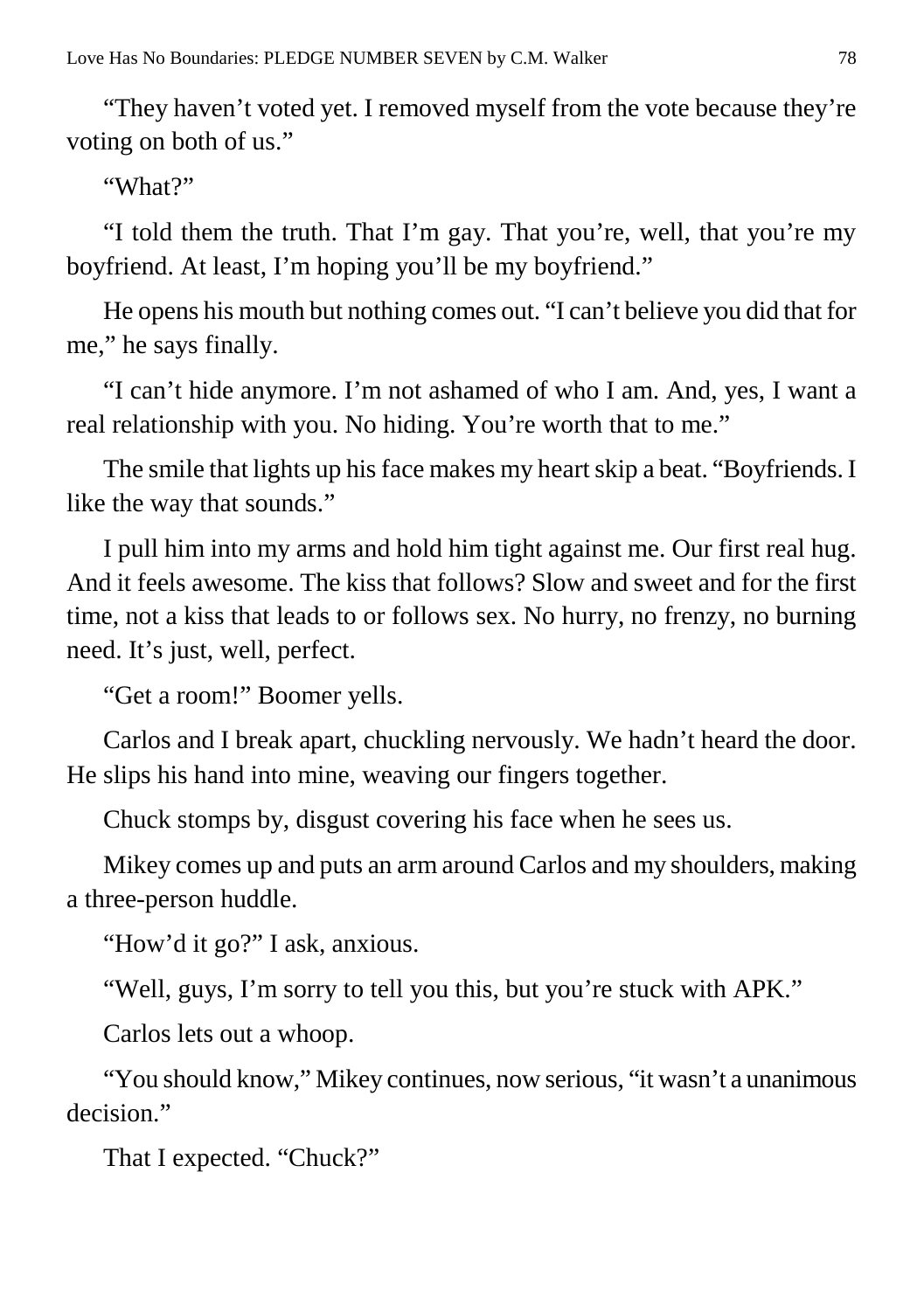"They haven't voted yet. I removed myself from the vote because they're voting on both of us."

"What?"

"I told them the truth. That I'm gay. That you're, well, that you're my boyfriend. At least, I'm hoping you'll be my boyfriend."

He opens his mouth but nothing comes out. "I can't believe you did that for me," he says finally.

"I can't hide anymore. I'm not ashamed of who I am. And, yes, I want a real relationship with you. No hiding. You're worth that to me."

The smile that lights up his face makes my heart skip a beat. "Boyfriends. I like the way that sounds."

I pull him into my arms and hold him tight against me. Our first real hug. And it feels awesome. The kiss that follows? Slow and sweet and for the first time, not a kiss that leads to or follows sex. No hurry, no frenzy, no burning need. It's just, well, perfect.

"Get a room!" Boomer yells.

Carlos and I break apart, chuckling nervously. We hadn't heard the door. He slips his hand into mine, weaving our fingers together.

Chuck stomps by, disgust covering his face when he sees us.

Mikey comes up and puts an arm around Carlos and my shoulders, making a three-person huddle.

"How'd it go?" I ask, anxious.

"Well, guys, I'm sorry to tell you this, but you're stuck with APK."

Carlos lets out a whoop.

"You should know," Mikey continues, now serious, "it wasn't a unanimous decision."

That I expected. "Chuck?"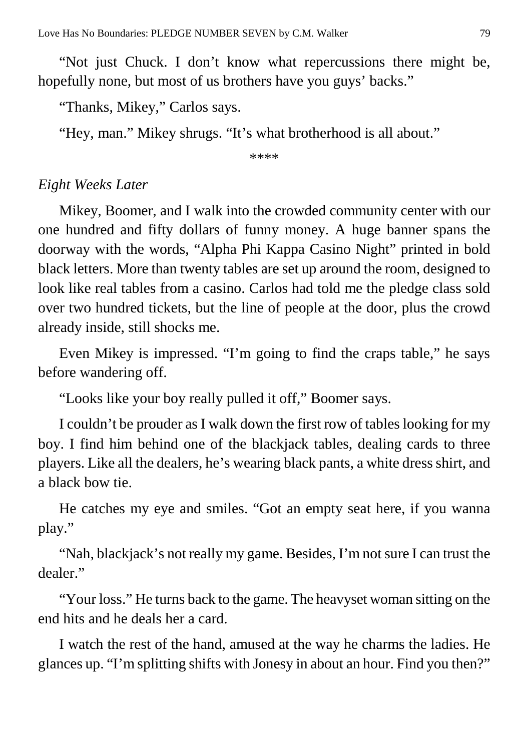"Not just Chuck. I don't know what repercussions there might be, hopefully none, but most of us brothers have you guys' backs."

"Thanks, Mikey," Carlos says.

"Hey, man." Mikey shrugs. "It's what brotherhood is all about."

\*\*\*\*

*Eight Weeks Later*

Mikey, Boomer, and I walk into the crowded community center with our one hundred and fifty dollars of funny money. A huge banner spans the doorway with the words, "Alpha Phi Kappa Casino Night" printed in bold black letters. More than twenty tables are set up around the room, designed to look like real tables from a casino. Carlos had told me the pledge class sold over two hundred tickets, but the line of people at the door, plus the crowd already inside, still shocks me.

Even Mikey is impressed. "I'm going to find the craps table," he says before wandering off.

"Looks like your boy really pulled it off," Boomer says.

I couldn't be prouder as I walk down the first row of tables looking for my boy. I find him behind one of the blackjack tables, dealing cards to three players. Like all the dealers, he's wearing black pants, a white dress shirt, and a black bow tie.

He catches my eye and smiles. "Got an empty seat here, if you wanna play."

"Nah, blackjack's not really my game. Besides, I'm not sure I can trust the dealer."

"Your loss." He turns back to the game. The heavyset woman sitting on the end hits and he deals her a card.

I watch the rest of the hand, amused at the way he charms the ladies. He glances up. "I'm splitting shifts with Jonesy in about an hour. Find you then?"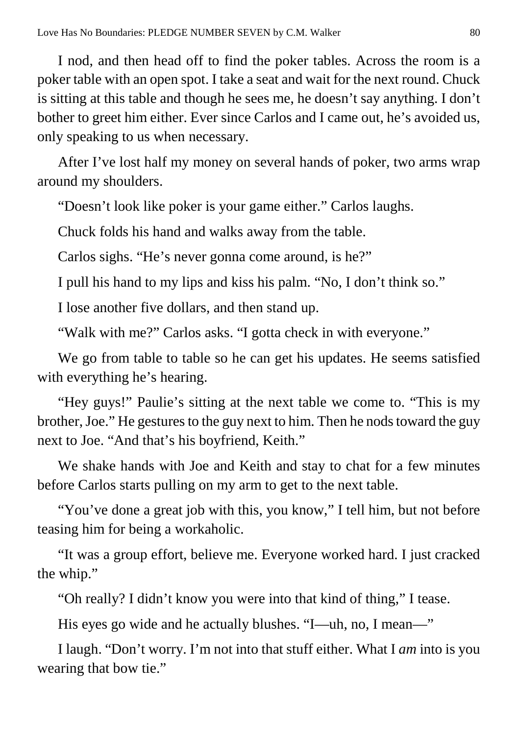I nod, and then head off to find the poker tables. Across the room is a poker table with an open spot. I take a seat and wait for the next round. Chuck is sitting at this table and though he sees me, he doesn't say anything. I don't bother to greet him either. Ever since Carlos and I came out, he's avoided us, only speaking to us when necessary.

After I've lost half my money on several hands of poker, two arms wrap around my shoulders.

"Doesn't look like poker is your game either." Carlos laughs.

Chuck folds his hand and walks away from the table.

Carlos sighs. "He's never gonna come around, is he?"

I pull his hand to my lips and kiss his palm. "No, I don't think so."

I lose another five dollars, and then stand up.

"Walk with me?" Carlos asks. "I gotta check in with everyone."

We go from table to table so he can get his updates. He seems satisfied with everything he's hearing.

"Hey guys!" Paulie's sitting at the next table we come to. "This is my brother, Joe." He gestures to the guy next to him. Then he nods toward the guy next to Joe. "And that's his boyfriend, Keith."

We shake hands with Joe and Keith and stay to chat for a few minutes before Carlos starts pulling on my arm to get to the next table.

"You've done a great job with this, you know," I tell him, but not before teasing him for being a workaholic.

"It was a group effort, believe me. Everyone worked hard. I just cracked the whip."

"Oh really? I didn't know you were into that kind of thing," I tease.

His eyes go wide and he actually blushes. "I—uh, no, I mean—"

I laugh. "Don't worry. I'm not into that stuff either. What I *am* into is you wearing that bow tie."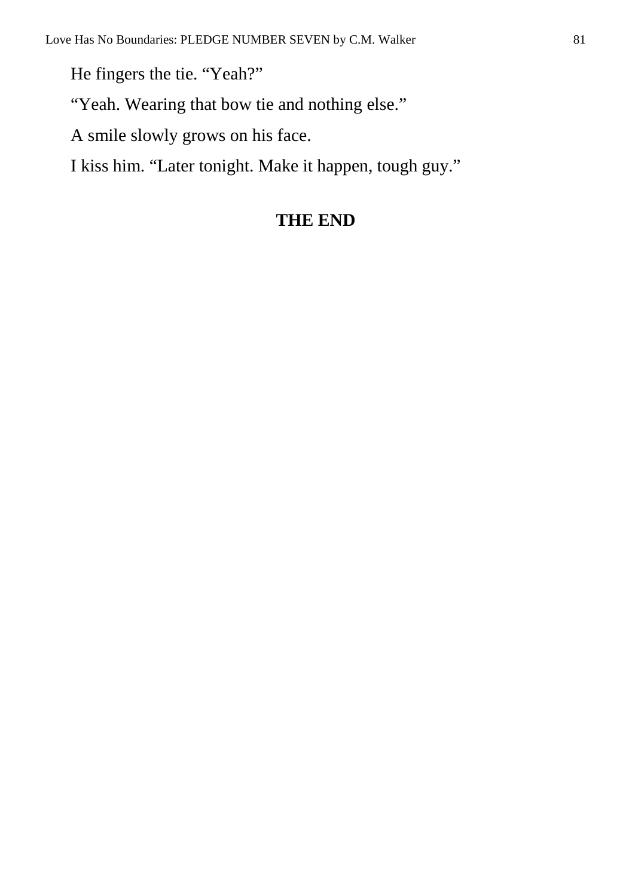He fingers the tie. “Yeah?”

“Yeah. Wearing that bow tie and nothing else.”

A smile slowly grows on his face.

I kiss him. “Later tonight. Make it happen, tough guy.”

**THE END**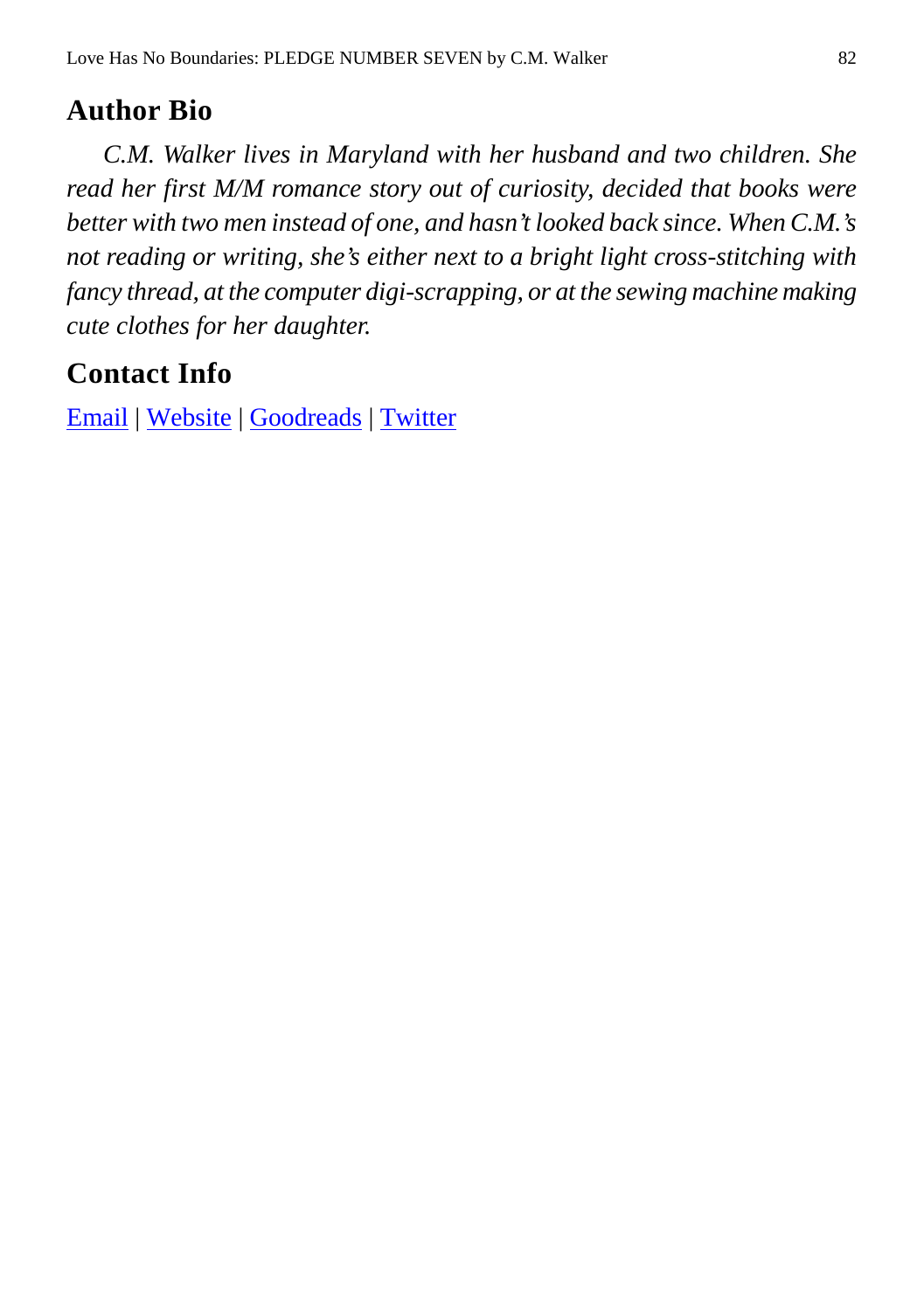## Author Bio

*C.M. Walker lives in Maryland with her husband and two children. She read her first M/M romance story out of curiosity, decided that books were better with two men instead of one, and hasn't looked back since. When C.M.'s not reading or writing, she's either next to a bright light cross-stitching with fancy thread, at the computer digi-scrapping, or at the sewing machine making cute clothes for her daughter.*

## Contact Info

Email | Website | Goodreads | Twitter